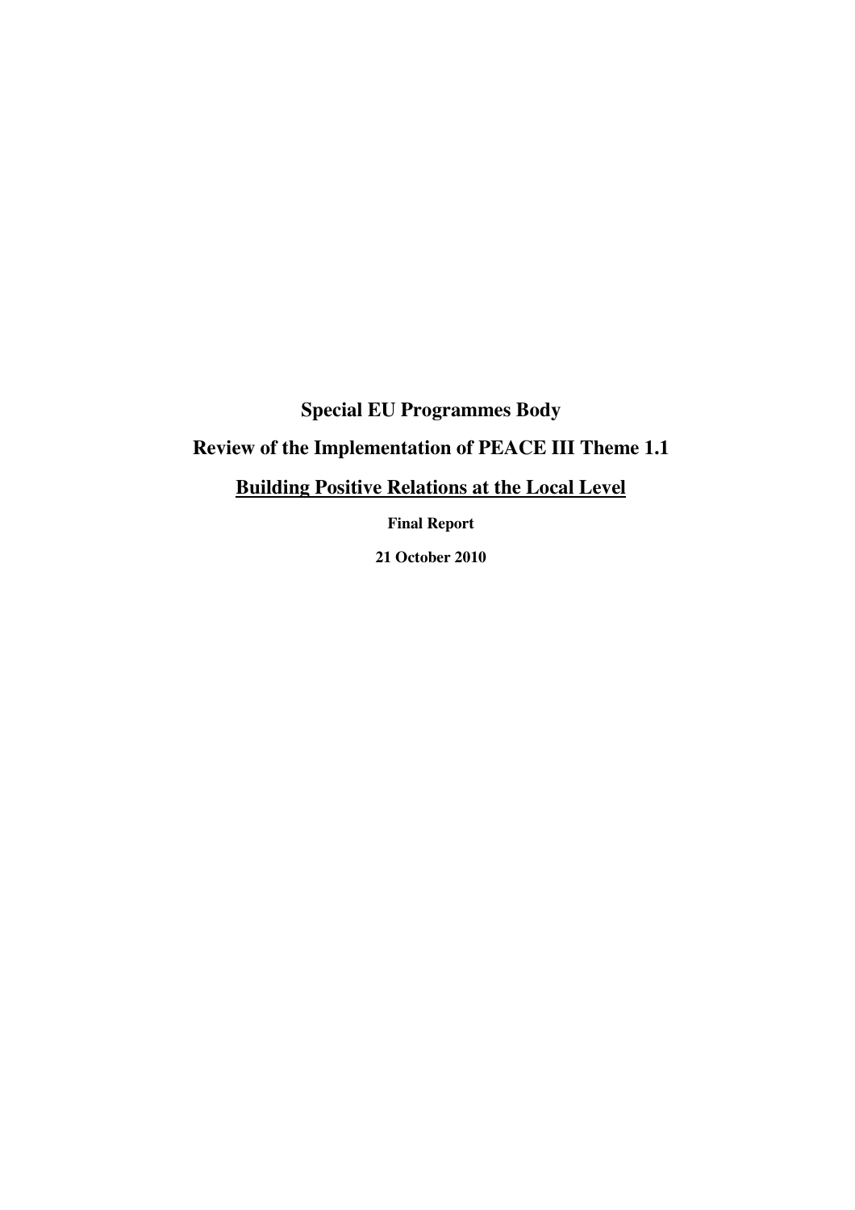# Special EU Programmes Body

## Review of the Implementation of PEACE III Theme 1.1

## <u>Building Positive Relations at the Local Level</u>

**Final Report**

**21 October 2010**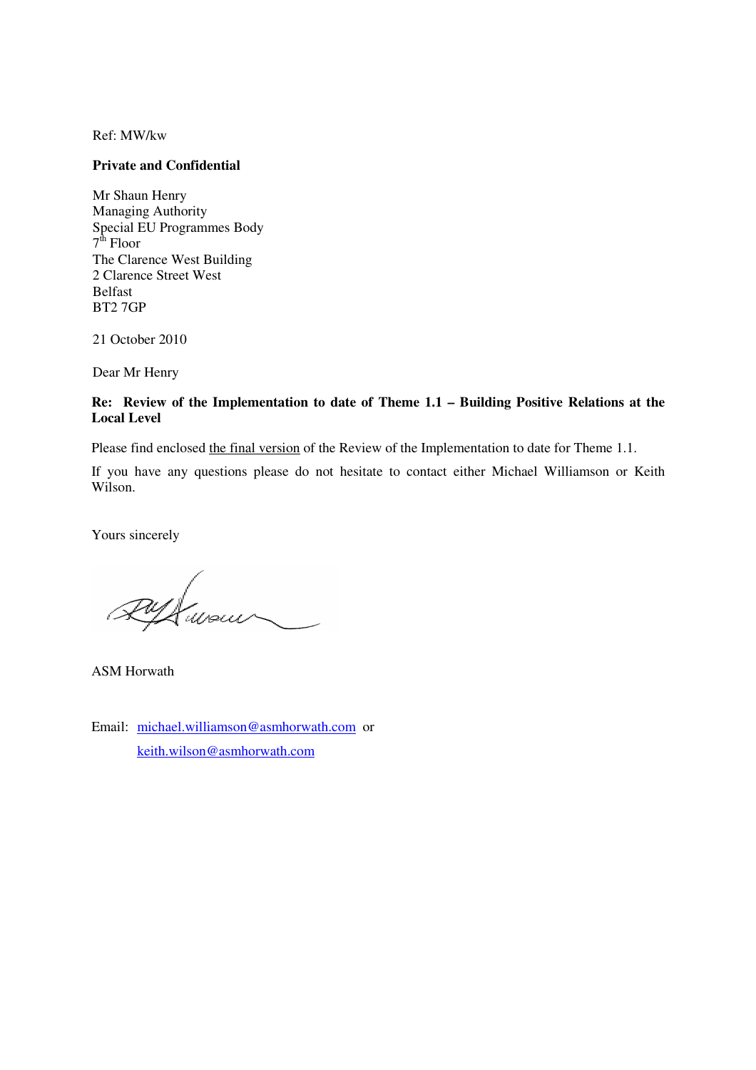Ref: MW/kw

**Private and Confidential**

Mr Shaun Henry
Managing Authority
Special EU Programmes Body
7th Floor
The Clarence West Building
2 Clarence Street West
Belfast
BT2 7GP

21 October 2010

Dear Mr Henry

**Re: Review of the Implementation to date of Theme 1.1 – Building Positive Relations at the Local Level**

Please find enclosed the final version of the Review of the Implementation to date for Theme 1.1.

If you have any questions please do not hesitate to contact either Michael Williamson or Keith Wilson.

Yours sincerely

ASM Horwath

Email: michael.williamson@asmhorwath.com or
keith.wilson@asmhorwath.com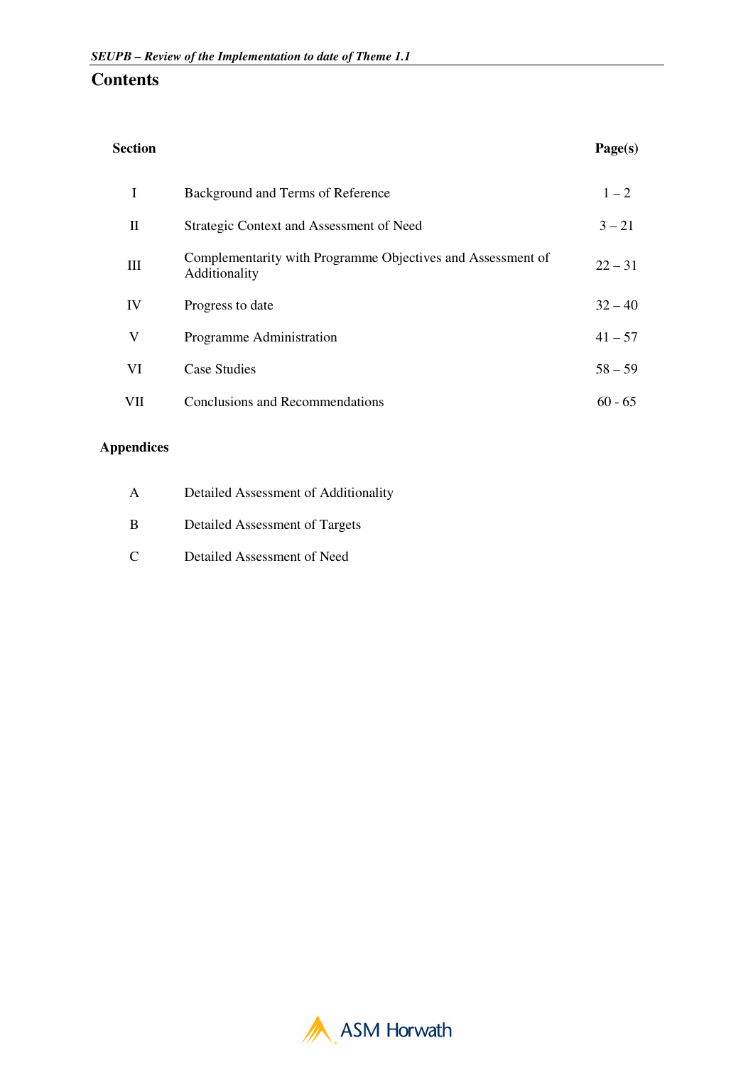# Contents

| Section | | Page(s) |
|---|---|---|
| I | Background and Terms of Reference | 1 – 2 |
| II | Strategic Context and Assessment of Need | 3 – 21 |
| III | Complementarity with Programme Objectives and Assessment of Additionality | 22 – 31 |
| IV | Progress to date | 32 – 40 |
| V | Programme Administration | 41 – 57 |
| VI | Case Studies | 58 – 59 |
| VII | Conclusions and Recommendations | 60 - 65 |

## Appendices

| | |
|---|---|
| A | Detailed Assessment of Additionality |
| B | Detailed Assessment of Targets |
| C | Detailed Assessment of Need |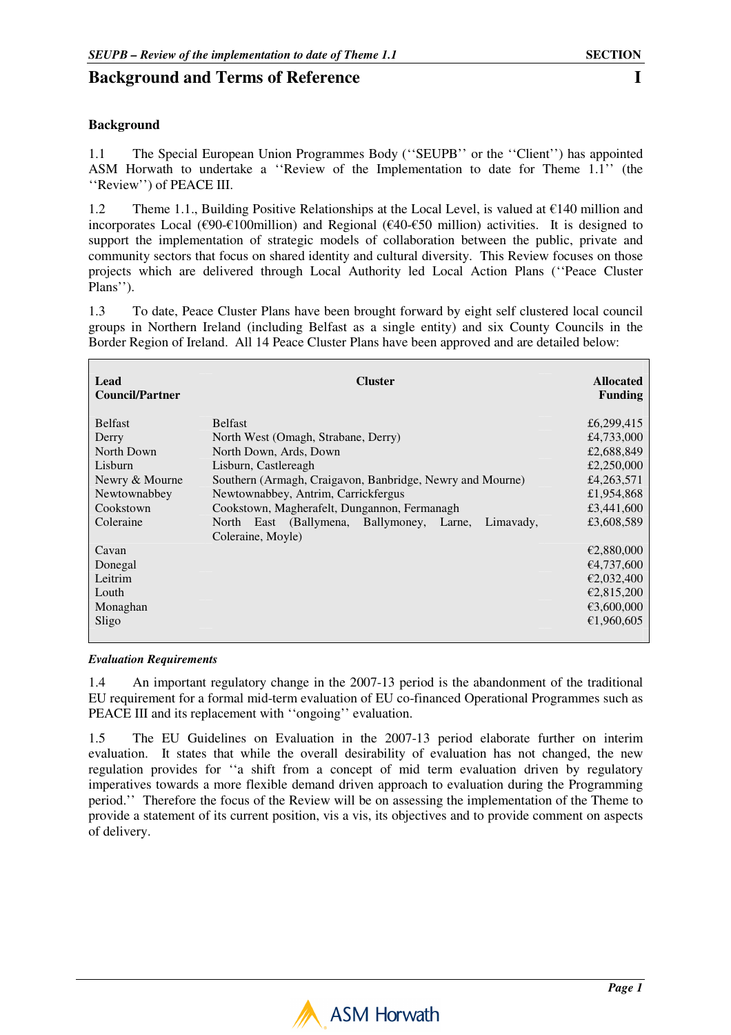# Background and Terms of Reference

I

## Background

1.1 The Special European Union Programmes Body (''SEUPB'' or the ''Client'') has appointed ASM Horwath to undertake a ''Review of the Implementation to date for Theme 1.1'' (the ''Review'') of PEACE III.

1.2 Theme 1.1., Building Positive Relationships at the Local Level, is valued at €140 million and incorporates Local (€90-€100million) and Regional (€40-€50 million) activities. It is designed to support the implementation of strategic models of collaboration between the public, private and community sectors that focus on shared identity and cultural diversity. This Review focuses on those projects which are delivered through Local Authority led Local Action Plans (''Peace Cluster Plans'').

1.3 To date, Peace Cluster Plans have been brought forward by eight self clustered local council groups in Northern Ireland (including Belfast as a single entity) and six County Councils in the Border Region of Ireland. All 14 Peace Cluster Plans have been approved and are detailed below:

| Lead Council/Partner | Cluster | Allocated Funding |
|---|---|---|
| Belfast | Belfast | £6,299,415 |
| Derry | North West (Omagh, Strabane, Derry) | £4,733,000 |
| North Down | North Down, Ards, Down | £2,688,849 |
| Lisburn | Lisburn, Castlereagh | £2,250,000 |
| Newry & Mourne | Southern (Armagh, Craigavon, Banbridge, Newry and Mourne) | £4,263,571 |
| Newtownabbey | Newtownabbey, Antrim, Carrickfergus | £1,954,868 |
| Cookstown | Cookstown, Magherafelt, Dungannon, Fermanagh | £3,441,600 |
| Coleraine | North East (Ballymena, Ballymoney, Larne, Limavady, Coleraine, Moyle) | £3,608,589 |
| Cavan | | €2,880,000 |
| Donegal | | €4,737,600 |
| Leitrim | | €2,032,400 |
| Louth | | €2,815,200 |
| Monaghan | | €3,600,000 |
| Sligo | | €1,960,605 |

### *Evaluation Requirements*

1.4 An important regulatory change in the 2007-13 period is the abandonment of the traditional EU requirement for a formal mid-term evaluation of EU co-financed Operational Programmes such as PEACE III and its replacement with ''ongoing'' evaluation.

1.5 The EU Guidelines on Evaluation in the 2007-13 period elaborate further on interim evaluation. It states that while the overall desirability of evaluation has not changed, the new regulation provides for ''a shift from a concept of mid term evaluation driven by regulatory imperatives towards a more flexible demand driven approach to evaluation during the Programming period.'' Therefore the focus of the Review will be on assessing the implementation of the Theme to provide a statement of its current position, vis a vis, its objectives and to provide comment on aspects of delivery.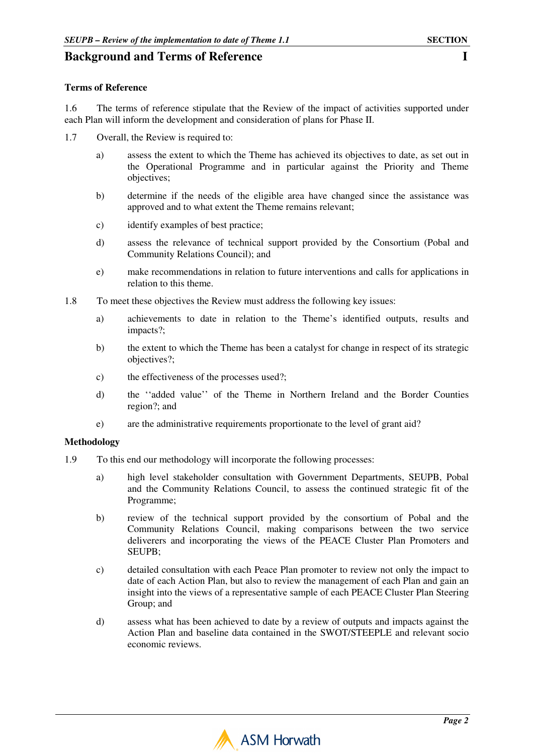## Background and Terms of Reference

**Terms of Reference**

1.6 The terms of reference stipulate that the Review of the impact of activities supported under each Plan will inform the development and consideration of plans for Phase II.

1.7 Overall, the Review is required to:

- a) assess the extent to which the Theme has achieved its objectives to date, as set out in the Operational Programme and in particular against the Priority and Theme objectives;
- b) determine if the needs of the eligible area have changed since the assistance was approved and to what extent the Theme remains relevant;
- c) identify examples of best practice;
- d) assess the relevance of technical support provided by the Consortium (Pobal and Community Relations Council); and
- e) make recommendations in relation to future interventions and calls for applications in relation to this theme.

1.8 To meet these objectives the Review must address the following key issues:

- a) achievements to date in relation to the Theme's identified outputs, results and impacts?;
- b) the extent to which the Theme has been a catalyst for change in respect of its strategic objectives?;
- c) the effectiveness of the processes used?;
- d) the ''added value'' of the Theme in Northern Ireland and the Border Counties region?; and
- e) are the administrative requirements proportionate to the level of grant aid?

**Methodology**

1.9 To this end our methodology will incorporate the following processes:

- a) high level stakeholder consultation with Government Departments, SEUPB, Pobal and the Community Relations Council, to assess the continued strategic fit of the Programme;
- b) review of the technical support provided by the consortium of Pobal and the Community Relations Council, making comparisons between the two service deliverers and incorporating the views of the PEACE Cluster Plan Promoters and SEUPB;
- c) detailed consultation with each Peace Plan promoter to review not only the impact to date of each Action Plan, but also to review the management of each Plan and gain an insight into the views of a representative sample of each PEACE Cluster Plan Steering Group; and
- d) assess what has been achieved to date by a review of outputs and impacts against the Action Plan and baseline data contained in the SWOT/STEEPLE and relevant socio economic reviews.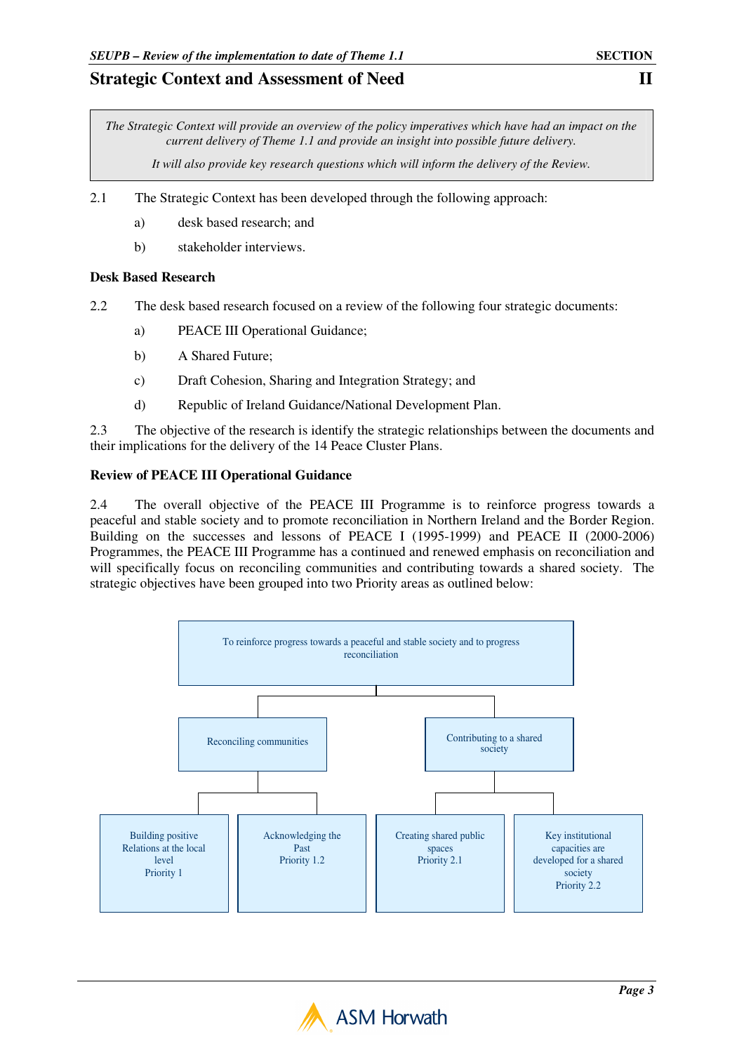# Strategic Context and Assessment of Need

## II

*The Strategic Context will provide an overview of the policy imperatives which have had an impact on the current delivery of Theme 1.1 and provide an insight into possible future delivery.*

*It will also provide key research questions which will inform the delivery of the Review.*

2.1 The Strategic Context has been developed through the following approach:

a) desk based research; and

b) stakeholder interviews.

**Desk Based Research**

2.2 The desk based research focused on a review of the following four strategic documents:

a) PEACE III Operational Guidance;

b) A Shared Future;

c) Draft Cohesion, Sharing and Integration Strategy; and

d) Republic of Ireland Guidance/National Development Plan.

2.3 The objective of the research is identify the strategic relationships between the documents and their implications for the delivery of the 14 Peace Cluster Plans.

**Review of PEACE III Operational Guidance**

2.4 The overall objective of the PEACE III Programme is to reinforce progress towards a peaceful and stable society and to promote reconciliation in Northern Ireland and the Border Region. Building on the successes and lessons of PEACE I (1995-1999) and PEACE II (2000-2006) Programmes, the PEACE III Programme has a continued and renewed emphasis on reconciliation and will specifically focus on reconciling communities and contributing towards a shared society. The strategic objectives have been grouped into two Priority areas as outlined below:

- To reinforce progress towards a peaceful and stable society and to progress reconciliation
  - Reconciling communities
    - Building positive Relations at the local level – Priority 1
    - Acknowledging the Past – Priority 1.2
  - Contributing to a shared society
    - Creating shared public spaces – Priority 2.1
    - Key institutional capacities are developed for a shared society – Priority 2.2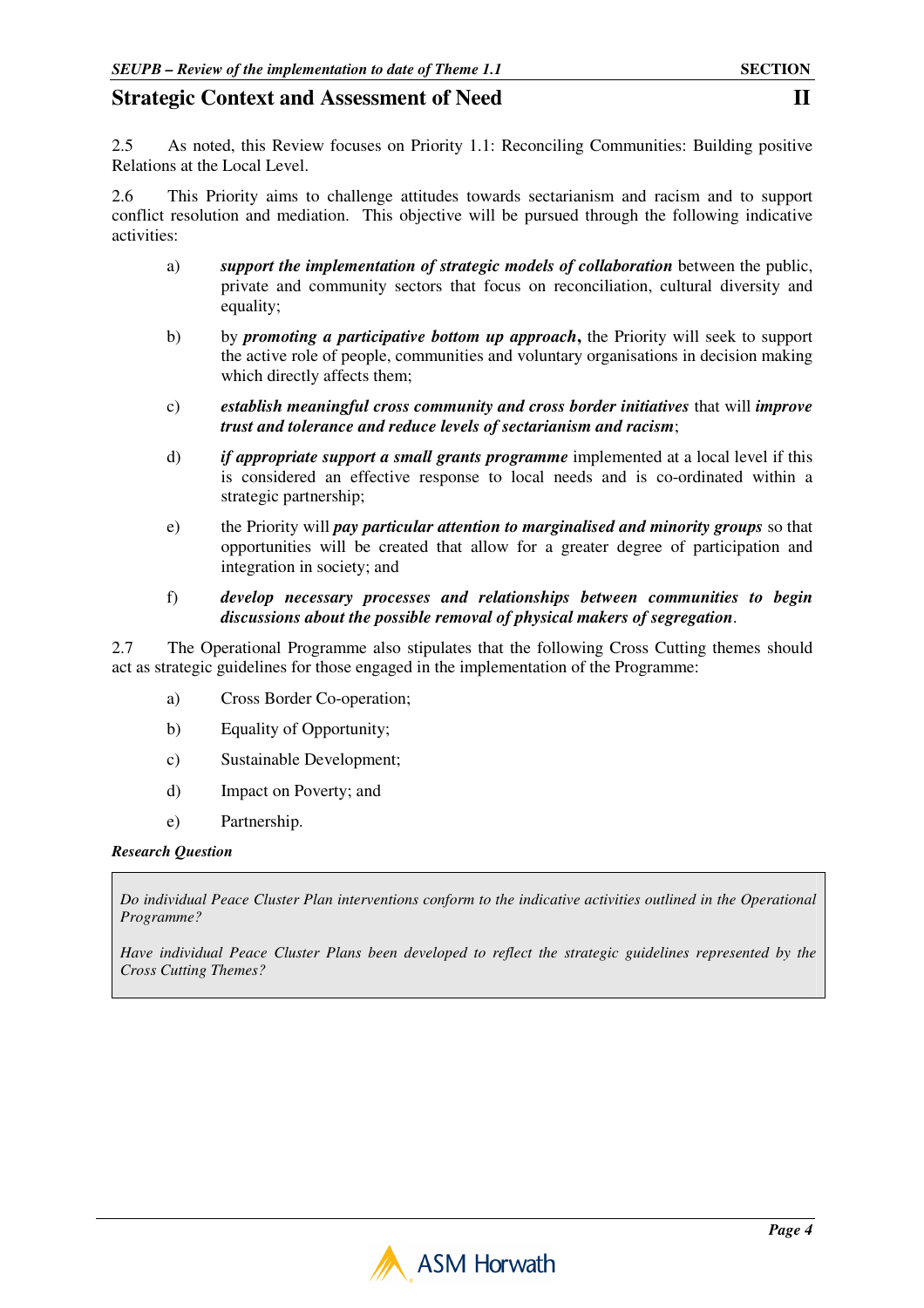## Strategic Context and Assessment of Need

2.5 As noted, this Review focuses on Priority 1.1: Reconciling Communities: Building positive Relations at the Local Level.

2.6 This Priority aims to challenge attitudes towards sectarianism and racism and to support conflict resolution and mediation. This objective will be pursued through the following indicative activities:

a) ***support the implementation of strategic models of collaboration*** between the public, private and community sectors that focus on reconciliation, cultural diversity and equality;

b) by ***promoting a participative bottom up approach*,** the Priority will seek to support the active role of people, communities and voluntary organisations in decision making which directly affects them;

c) ***establish meaningful cross community and cross border initiatives*** that will ***improve trust and tolerance and reduce levels of sectarianism and racism***;

d) ***if appropriate support a small grants programme*** implemented at a local level if this is considered an effective response to local needs and is co-ordinated within a strategic partnership;

e) the Priority will ***pay particular attention to marginalised and minority groups*** so that opportunities will be created that allow for a greater degree of participation and integration in society; and

f) ***develop necessary processes and relationships between communities to begin discussions about the possible removal of physical makers of segregation***.

2.7 The Operational Programme also stipulates that the following Cross Cutting themes should act as strategic guidelines for those engaged in the implementation of the Programme:

a) Cross Border Co-operation;

b) Equality of Opportunity;

c) Sustainable Development;

d) Impact on Poverty; and

e) Partnership.

***Research Question***

*Do individual Peace Cluster Plan interventions conform to the indicative activities outlined in the Operational Programme?*

*Have individual Peace Cluster Plans been developed to reflect the strategic guidelines represented by the Cross Cutting Themes?*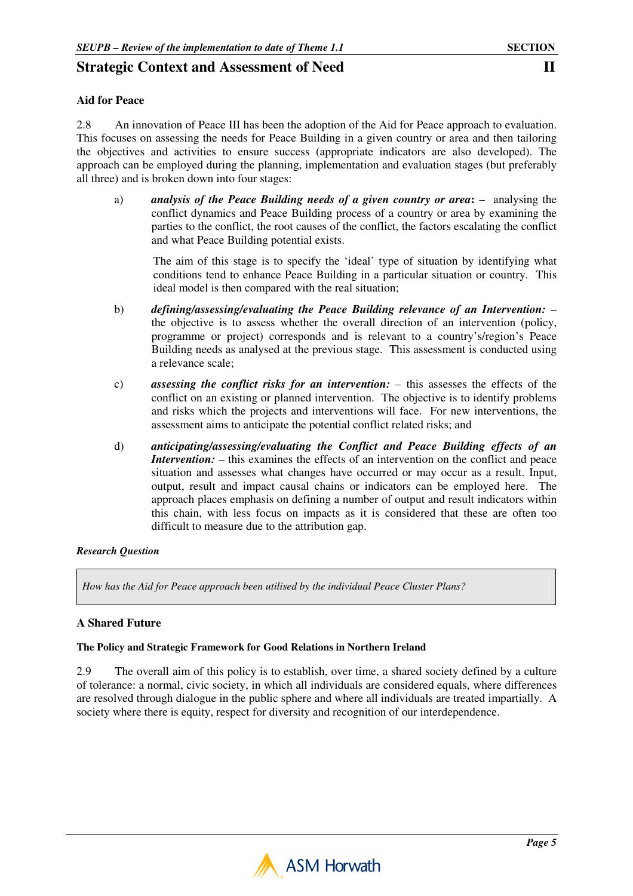## Strategic Context and Assessment of Need

### Aid for Peace

2.8 An innovation of Peace III has been the adoption of the Aid for Peace approach to evaluation. This focuses on assessing the needs for Peace Building in a given country or area and then tailoring the objectives and activities to ensure success (appropriate indicators are also developed). The approach can be employed during the planning, implementation and evaluation stages (but preferably all three) and is broken down into four stages:

a) ***analysis of the Peace Building needs of a given country or area*:** – analysing the conflict dynamics and Peace Building process of a country or area by examining the parties to the conflict, the root causes of the conflict, the factors escalating the conflict and what Peace Building potential exists.

   The aim of this stage is to specify the 'ideal' type of situation by identifying what conditions tend to enhance Peace Building in a particular situation or country. This ideal model is then compared with the real situation;

b) ***defining/assessing/evaluating the Peace Building relevance of an Intervention:*** – the objective is to assess whether the overall direction of an intervention (policy, programme or project) corresponds and is relevant to a country's/region's Peace Building needs as analysed at the previous stage. This assessment is conducted using a relevance scale;

c) ***assessing the conflict risks for an intervention:*** – this assesses the effects of the conflict on an existing or planned intervention. The objective is to identify problems and risks which the projects and interventions will face. For new interventions, the assessment aims to anticipate the potential conflict related risks; and

d) ***anticipating/assessing/evaluating the Conflict and Peace Building effects of an Intervention:*** – this examines the effects of an intervention on the conflict and peace situation and assesses what changes have occurred or may occur as a result. Input, output, result and impact causal chains or indicators can be employed here. The approach places emphasis on defining a number of output and result indicators within this chain, with less focus on impacts as it is considered that these are often too difficult to measure due to the attribution gap.

***Research Question***

| *How has the Aid for Peace approach been utilised by the individual Peace Cluster Plans?* |
|---|

### A Shared Future

#### The Policy and Strategic Framework for Good Relations in Northern Ireland

2.9 The overall aim of this policy is to establish, over time, a shared society defined by a culture of tolerance: a normal, civic society, in which all individuals are considered equals, where differences are resolved through dialogue in the public sphere and where all individuals are treated impartially. A society where there is equity, respect for diversity and recognition of our interdependence.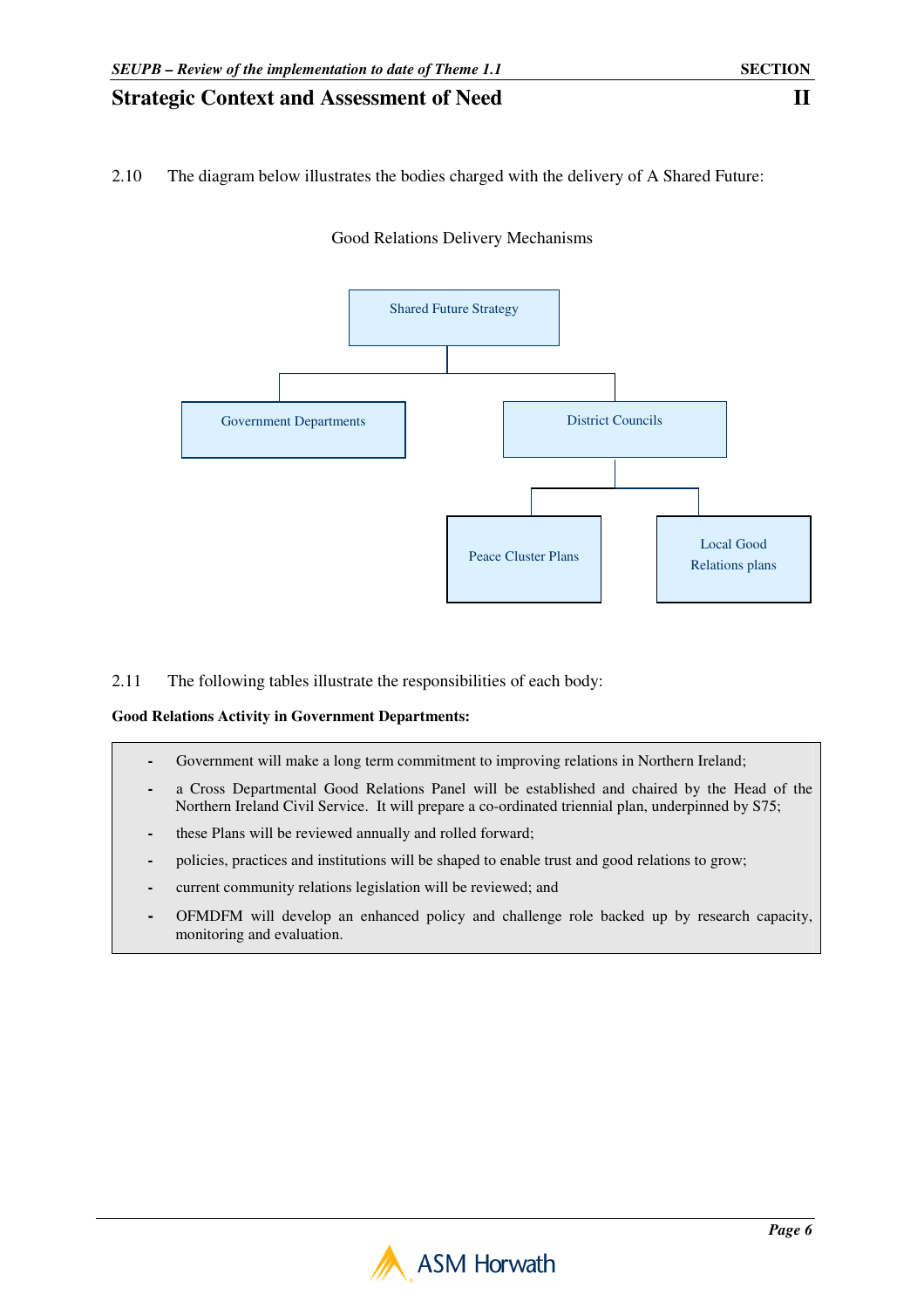2.10 The diagram below illustrates the bodies charged with the delivery of A Shared Future:

Good Relations Delivery Mechanisms

- Shared Future Strategy
  - Government Departments
  - District Councils
    - Peace Cluster Plans
    - Local Good Relations plans

2.11 The following tables illustrate the responsibilities of each body:

**Good Relations Activity in Government Departments:**

- Government will make a long term commitment to improving relations in Northern Ireland;
- a Cross Departmental Good Relations Panel will be established and chaired by the Head of the Northern Ireland Civil Service. It will prepare a co-ordinated triennial plan, underpinned by S75;
- these Plans will be reviewed annually and rolled forward;
- policies, practices and institutions will be shaped to enable trust and good relations to grow;
- current community relations legislation will be reviewed; and
- OFMDFM will develop an enhanced policy and challenge role backed up by research capacity, monitoring and evaluation.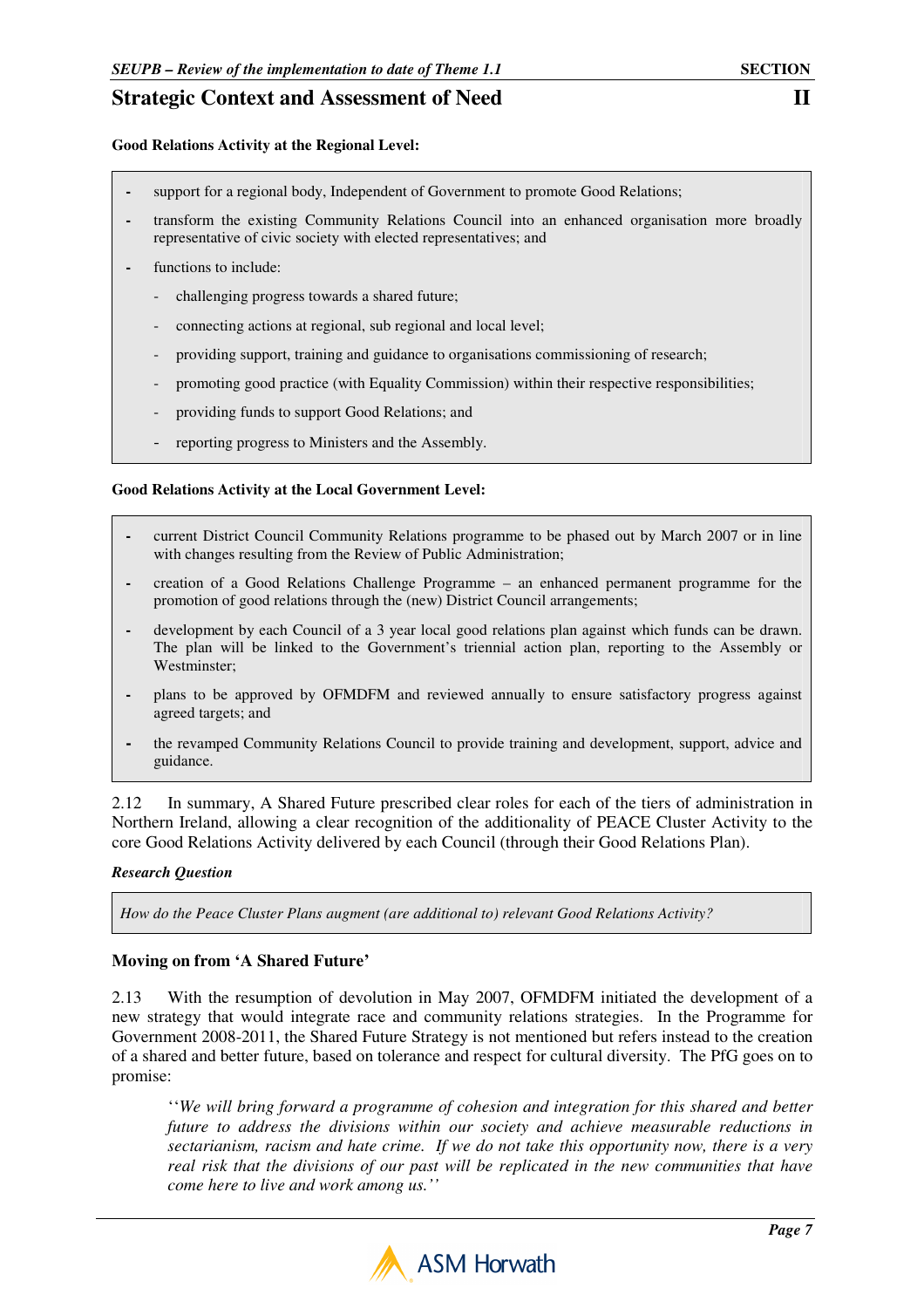**Good Relations Activity at the Regional Level:**

- support for a regional body, Independent of Government to promote Good Relations;
- transform the existing Community Relations Council into an enhanced organisation more broadly representative of civic society with elected representatives; and
- functions to include:
  - challenging progress towards a shared future;
  - connecting actions at regional, sub regional and local level;
  - providing support, training and guidance to organisations commissioning of research;
  - promoting good practice (with Equality Commission) within their respective responsibilities;
  - providing funds to support Good Relations; and
  - reporting progress to Ministers and the Assembly.

**Good Relations Activity at the Local Government Level:**

- current District Council Community Relations programme to be phased out by March 2007 or in line with changes resulting from the Review of Public Administration;
- creation of a Good Relations Challenge Programme – an enhanced permanent programme for the promotion of good relations through the (new) District Council arrangements;
- development by each Council of a 3 year local good relations plan against which funds can be drawn. The plan will be linked to the Government's triennial action plan, reporting to the Assembly or Westminster;
- plans to be approved by OFMDFM and reviewed annually to ensure satisfactory progress against agreed targets; and
- the revamped Community Relations Council to provide training and development, support, advice and guidance.

2.12 In summary, A Shared Future prescribed clear roles for each of the tiers of administration in Northern Ireland, allowing a clear recognition of the additionality of PEACE Cluster Activity to the core Good Relations Activity delivered by each Council (through their Good Relations Plan).

***Research Question***

*How do the Peace Cluster Plans augment (are additional to) relevant Good Relations Activity?*

**Moving on from 'A Shared Future'**

2.13 With the resumption of devolution in May 2007, OFMDFM initiated the development of a new strategy that would integrate race and community relations strategies. In the Programme for Government 2008-2011, the Shared Future Strategy is not mentioned but refers instead to the creation of a shared and better future, based on tolerance and respect for cultural diversity. The PfG goes on to promise:

> ''*We will bring forward a programme of cohesion and integration for this shared and better future to address the divisions within our society and achieve measurable reductions in sectarianism, racism and hate crime. If we do not take this opportunity now, there is a very real risk that the divisions of our past will be replicated in the new communities that have come here to live and work among us.*''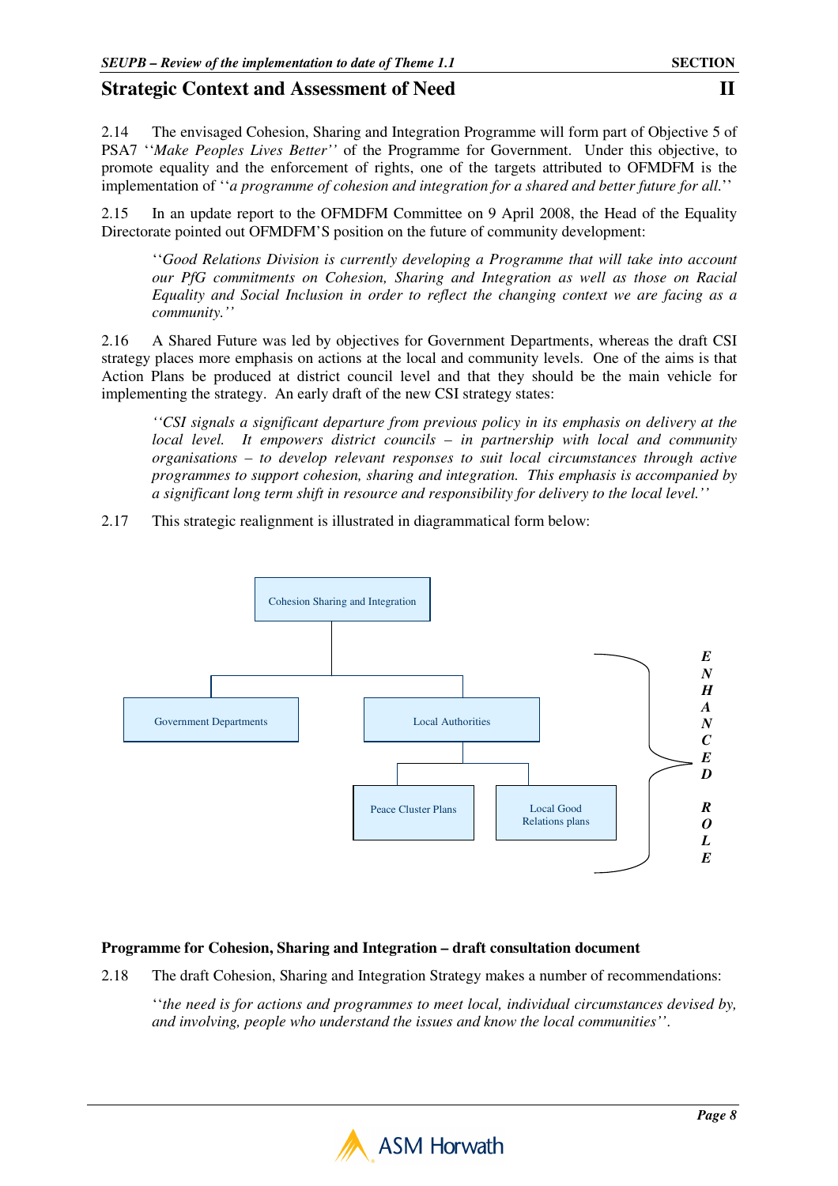## Strategic Context and Assessment of Need

2.14 The envisaged Cohesion, Sharing and Integration Programme will form part of Objective 5 of PSA7 ''*Make Peoples Lives Better''* of the Programme for Government. Under this objective, to promote equality and the enforcement of rights, one of the targets attributed to OFMDFM is the implementation of ''*a programme of cohesion and integration for a shared and better future for all.*''

2.15 In an update report to the OFMDFM Committee on 9 April 2008, the Head of the Equality Directorate pointed out OFMDFM'S position on the future of community development:

> ''*Good Relations Division is currently developing a Programme that will take into account our PfG commitments on Cohesion, Sharing and Integration as well as those on Racial Equality and Social Inclusion in order to reflect the changing context we are facing as a community.''*

2.16 A Shared Future was led by objectives for Government Departments, whereas the draft CSI strategy places more emphasis on actions at the local and community levels. One of the aims is that Action Plans be produced at district council level and that they should be the main vehicle for implementing the strategy. An early draft of the new CSI strategy states:

> *''CSI signals a significant departure from previous policy in its emphasis on delivery at the local level. It empowers district councils – in partnership with local and community organisations – to develop relevant responses to suit local circumstances through active programmes to support cohesion, sharing and integration. This emphasis is accompanied by a significant long term shift in resource and responsibility for delivery to the local level.''*

2.17 This strategic realignment is illustrated in diagrammatical form below:

- Cohesion Sharing and Integration
  - Government Departments
  - Local Authorities
    - Peace Cluster Plans
    - Local Good Relations plans

*ENHANCED ROLE* (Local Authorities, Peace Cluster Plans and Local Good Relations plans)

**Programme for Cohesion, Sharing and Integration – draft consultation document**

2.18 The draft Cohesion, Sharing and Integration Strategy makes a number of recommendations:

> ''*the need is for actions and programmes to meet local, individual circumstances devised by, and involving, people who understand the issues and know the local communities''*.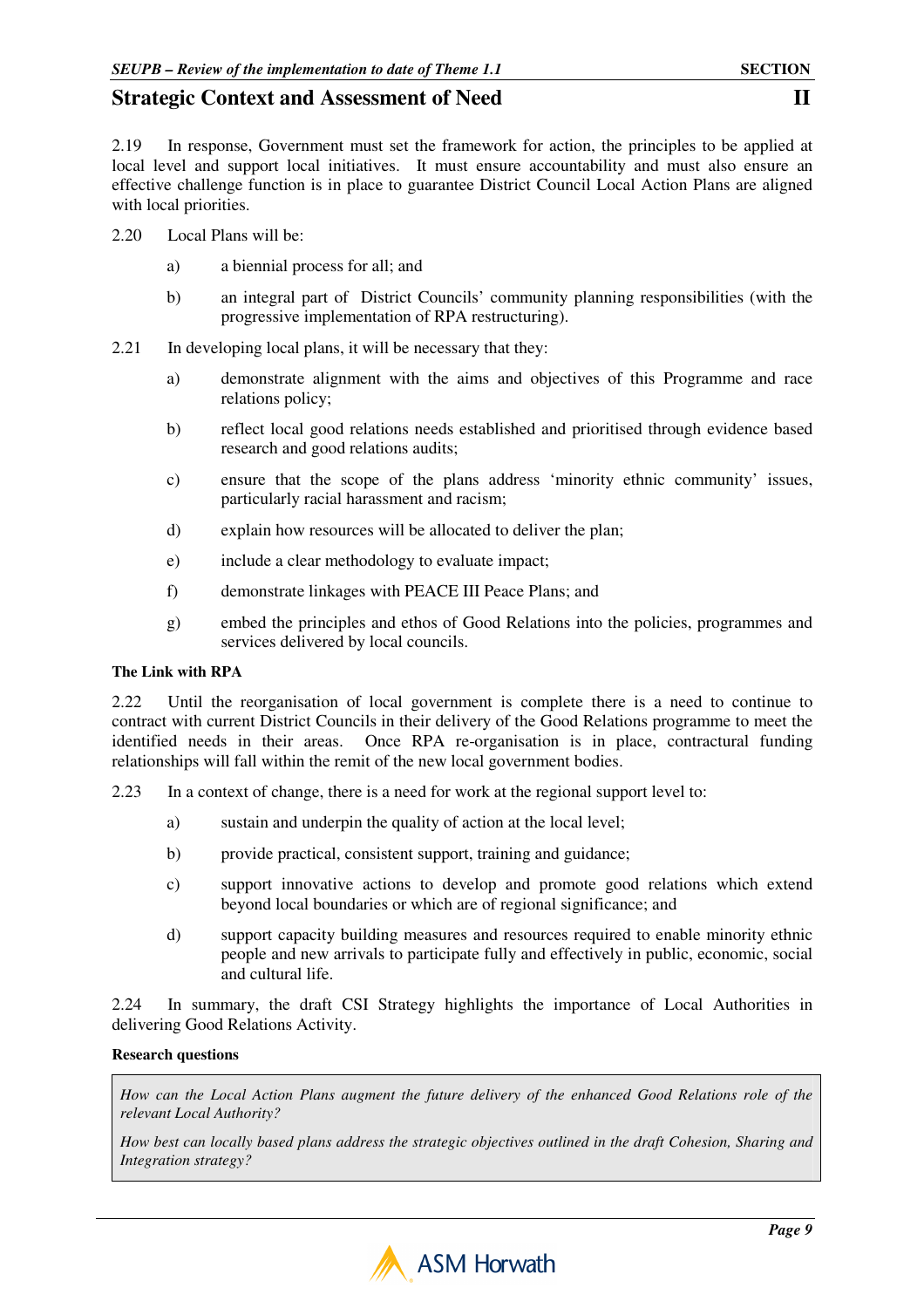2.19 In response, Government must set the framework for action, the principles to be applied at local level and support local initiatives. It must ensure accountability and must also ensure an effective challenge function is in place to guarantee District Council Local Action Plans are aligned with local priorities.

2.20 Local Plans will be:

a) a biennial process for all; and

b) an integral part of District Councils' community planning responsibilities (with the progressive implementation of RPA restructuring).

2.21 In developing local plans, it will be necessary that they:

a) demonstrate alignment with the aims and objectives of this Programme and race relations policy;

b) reflect local good relations needs established and prioritised through evidence based research and good relations audits;

c) ensure that the scope of the plans address 'minority ethnic community' issues, particularly racial harassment and racism;

d) explain how resources will be allocated to deliver the plan;

e) include a clear methodology to evaluate impact;

f) demonstrate linkages with PEACE III Peace Plans; and

g) embed the principles and ethos of Good Relations into the policies, programmes and services delivered by local councils.

**The Link with RPA**

2.22 Until the reorganisation of local government is complete there is a need to continue to contract with current District Councils in their delivery of the Good Relations programme to meet the identified needs in their areas. Once RPA re-organisation is in place, contractural funding relationships will fall within the remit of the new local government bodies.

2.23 In a context of change, there is a need for work at the regional support level to:

a) sustain and underpin the quality of action at the local level;

b) provide practical, consistent support, training and guidance;

c) support innovative actions to develop and promote good relations which extend beyond local boundaries or which are of regional significance; and

d) support capacity building measures and resources required to enable minority ethnic people and new arrivals to participate fully and effectively in public, economic, social and cultural life.

2.24 In summary, the draft CSI Strategy highlights the importance of Local Authorities in delivering Good Relations Activity.

**Research questions**

*How can the Local Action Plans augment the future delivery of the enhanced Good Relations role of the relevant Local Authority?*

*How best can locally based plans address the strategic objectives outlined in the draft Cohesion, Sharing and Integration strategy?*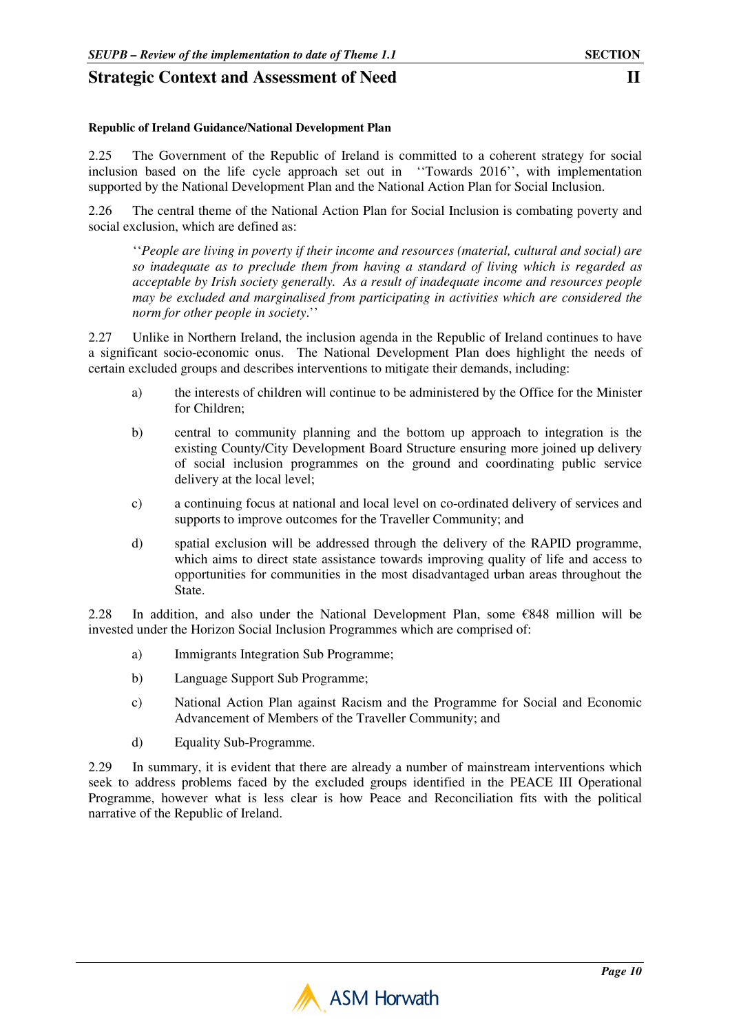**Republic of Ireland Guidance/National Development Plan**

2.25 The Government of the Republic of Ireland is committed to a coherent strategy for social inclusion based on the life cycle approach set out in ''Towards 2016'', with implementation supported by the National Development Plan and the National Action Plan for Social Inclusion.

2.26 The central theme of the National Action Plan for Social Inclusion is combating poverty and social exclusion, which are defined as:

> ''*People are living in poverty if their income and resources (material, cultural and social) are so inadequate as to preclude them from having a standard of living which is regarded as acceptable by Irish society generally. As a result of inadequate income and resources people may be excluded and marginalised from participating in activities which are considered the norm for other people in society.*''

2.27 Unlike in Northern Ireland, the inclusion agenda in the Republic of Ireland continues to have a significant socio-economic onus. The National Development Plan does highlight the needs of certain excluded groups and describes interventions to mitigate their demands, including:

a) the interests of children will continue to be administered by the Office for the Minister for Children;

b) central to community planning and the bottom up approach to integration is the existing County/City Development Board Structure ensuring more joined up delivery of social inclusion programmes on the ground and coordinating public service delivery at the local level;

c) a continuing focus at national and local level on co-ordinated delivery of services and supports to improve outcomes for the Traveller Community; and

d) spatial exclusion will be addressed through the delivery of the RAPID programme, which aims to direct state assistance towards improving quality of life and access to opportunities for communities in the most disadvantaged urban areas throughout the State.

2.28 In addition, and also under the National Development Plan, some €848 million will be invested under the Horizon Social Inclusion Programmes which are comprised of:

a) Immigrants Integration Sub Programme;

b) Language Support Sub Programme;

c) National Action Plan against Racism and the Programme for Social and Economic Advancement of Members of the Traveller Community; and

d) Equality Sub-Programme.

2.29 In summary, it is evident that there are already a number of mainstream interventions which seek to address problems faced by the excluded groups identified in the PEACE III Operational Programme, however what is less clear is how Peace and Reconciliation fits with the political narrative of the Republic of Ireland.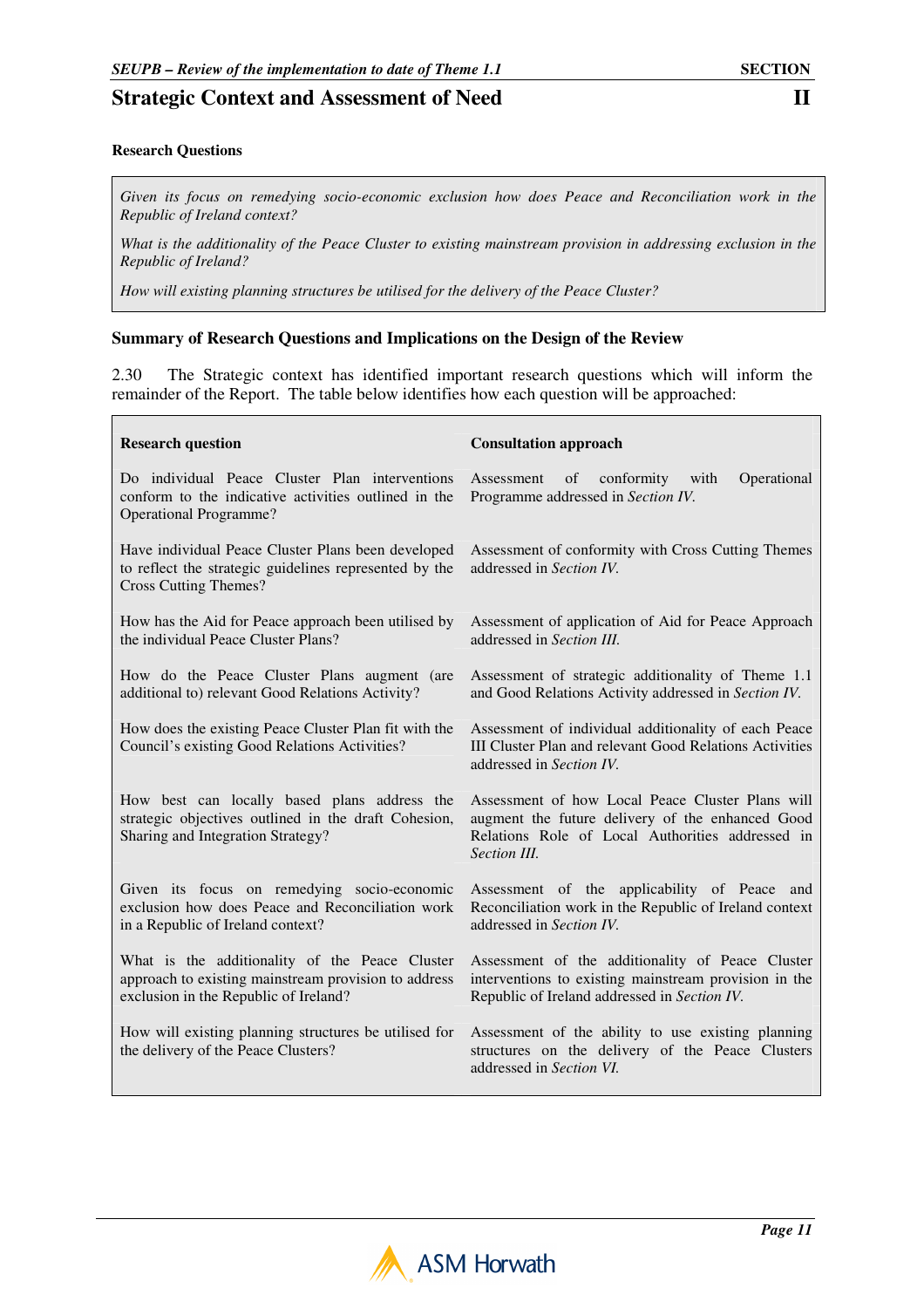**Research Questions**

*Given its focus on remedying socio-economic exclusion how does Peace and Reconciliation work in the Republic of Ireland context?*

*What is the additionality of the Peace Cluster to existing mainstream provision in addressing exclusion in the Republic of Ireland?*

*How will existing planning structures be utilised for the delivery of the Peace Cluster?*

**Summary of Research Questions and Implications on the Design of the Review**

2.30 The Strategic context has identified important research questions which will inform the remainder of the Report. The table below identifies how each question will be approached:

| Research question | Consultation approach |
|---|---|
| Do individual Peace Cluster Plan interventions conform to the indicative activities outlined in the Operational Programme? | Assessment of conformity with Operational Programme addressed in *Section IV.* |
| Have individual Peace Cluster Plans been developed to reflect the strategic guidelines represented by the Cross Cutting Themes? | Assessment of conformity with Cross Cutting Themes addressed in *Section IV.* |
| How has the Aid for Peace approach been utilised by the individual Peace Cluster Plans? | Assessment of application of Aid for Peace Approach addressed in *Section III.* |
| How do the Peace Cluster Plans augment (are additional to) relevant Good Relations Activity? | Assessment of strategic additionality of Theme 1.1 and Good Relations Activity addressed in *Section IV.* |
| How does the existing Peace Cluster Plan fit with the Council's existing Good Relations Activities? | Assessment of individual additionality of each Peace III Cluster Plan and relevant Good Relations Activities addressed in *Section IV.* |
| How best can locally based plans address the strategic objectives outlined in the draft Cohesion, Sharing and Integration Strategy? | Assessment of how Local Peace Cluster Plans will augment the future delivery of the enhanced Good Relations Role of Local Authorities addressed in *Section III.* |
| Given its focus on remedying socio-economic exclusion how does Peace and Reconciliation work in a Republic of Ireland context? | Assessment of the applicability of Peace and Reconciliation work in the Republic of Ireland context addressed in *Section IV.* |
| What is the additionality of the Peace Cluster approach to existing mainstream provision to address exclusion in the Republic of Ireland? | Assessment of the additionality of Peace Cluster interventions to existing mainstream provision in the Republic of Ireland addressed in *Section IV.* |
| How will existing planning structures be utilised for the delivery of the Peace Clusters? | Assessment of the ability to use existing planning structures on the delivery of the Peace Clusters addressed in *Section VI.* |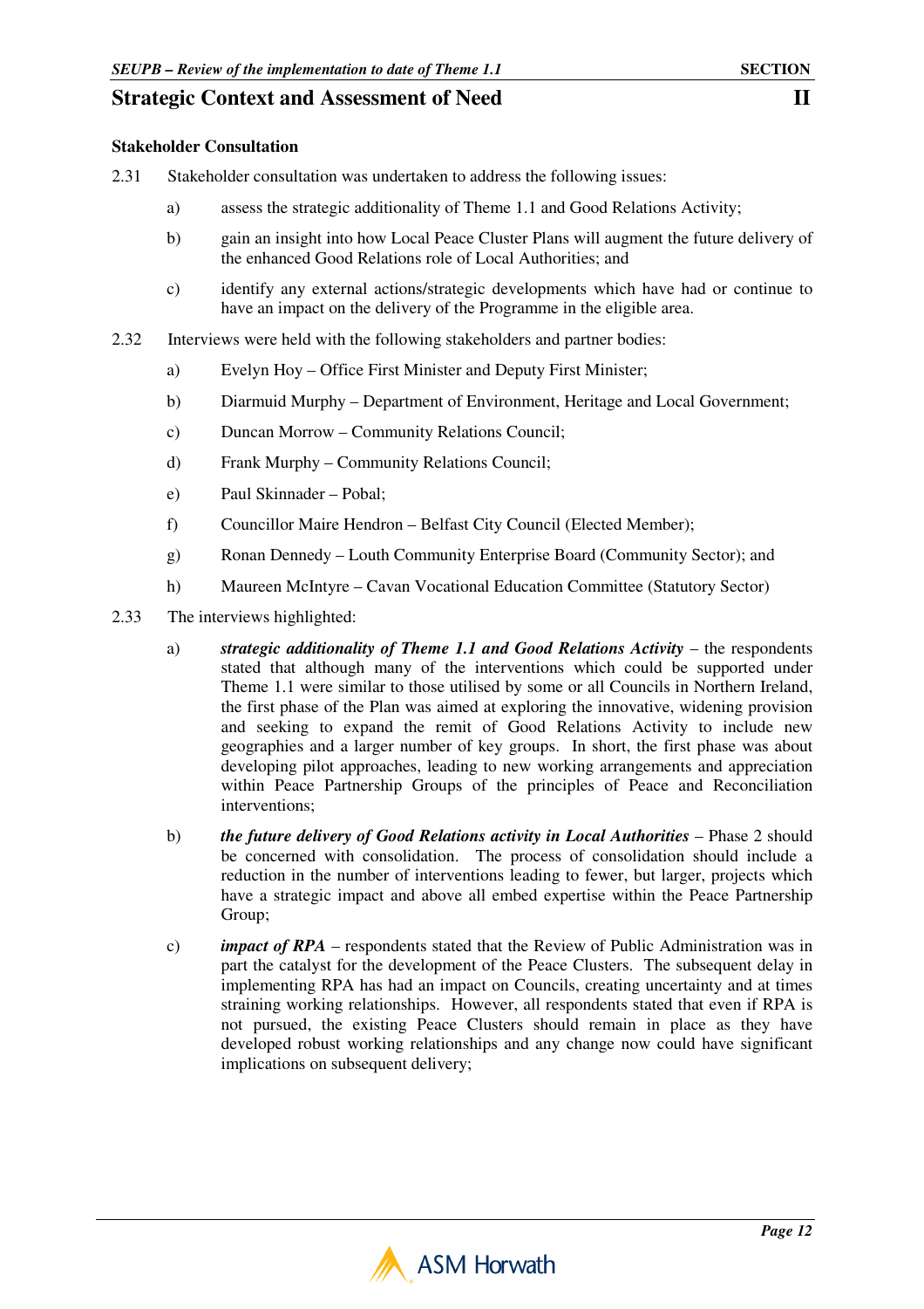## Strategic Context and Assessment of Need

### Stakeholder Consultation

2.31 Stakeholder consultation was undertaken to address the following issues:

a) assess the strategic additionality of Theme 1.1 and Good Relations Activity;

b) gain an insight into how Local Peace Cluster Plans will augment the future delivery of the enhanced Good Relations role of Local Authorities; and

c) identify any external actions/strategic developments which have had or continue to have an impact on the delivery of the Programme in the eligible area.

2.32 Interviews were held with the following stakeholders and partner bodies:

a) Evelyn Hoy – Office First Minister and Deputy First Minister;

b) Diarmuid Murphy – Department of Environment, Heritage and Local Government;

c) Duncan Morrow – Community Relations Council;

d) Frank Murphy – Community Relations Council;

e) Paul Skinnader – Pobal;

f) Councillor Maire Hendron – Belfast City Council (Elected Member);

g) Ronan Dennedy – Louth Community Enterprise Board (Community Sector); and

h) Maureen McIntyre – Cavan Vocational Education Committee (Statutory Sector)

2.33 The interviews highlighted:

a) ***strategic additionality of Theme 1.1 and Good Relations Activity*** – the respondents stated that although many of the interventions which could be supported under Theme 1.1 were similar to those utilised by some or all Councils in Northern Ireland, the first phase of the Plan was aimed at exploring the innovative, widening provision and seeking to expand the remit of Good Relations Activity to include new geographies and a larger number of key groups. In short, the first phase was about developing pilot approaches, leading to new working arrangements and appreciation within Peace Partnership Groups of the principles of Peace and Reconciliation interventions;

b) ***the future delivery of Good Relations activity in Local Authorities*** – Phase 2 should be concerned with consolidation. The process of consolidation should include a reduction in the number of interventions leading to fewer, but larger, projects which have a strategic impact and above all embed expertise within the Peace Partnership Group;

c) ***impact of RPA*** – respondents stated that the Review of Public Administration was in part the catalyst for the development of the Peace Clusters. The subsequent delay in implementing RPA has had an impact on Councils, creating uncertainty and at times straining working relationships. However, all respondents stated that even if RPA is not pursued, the existing Peace Clusters should remain in place as they have developed robust working relationships and any change now could have significant implications on subsequent delivery;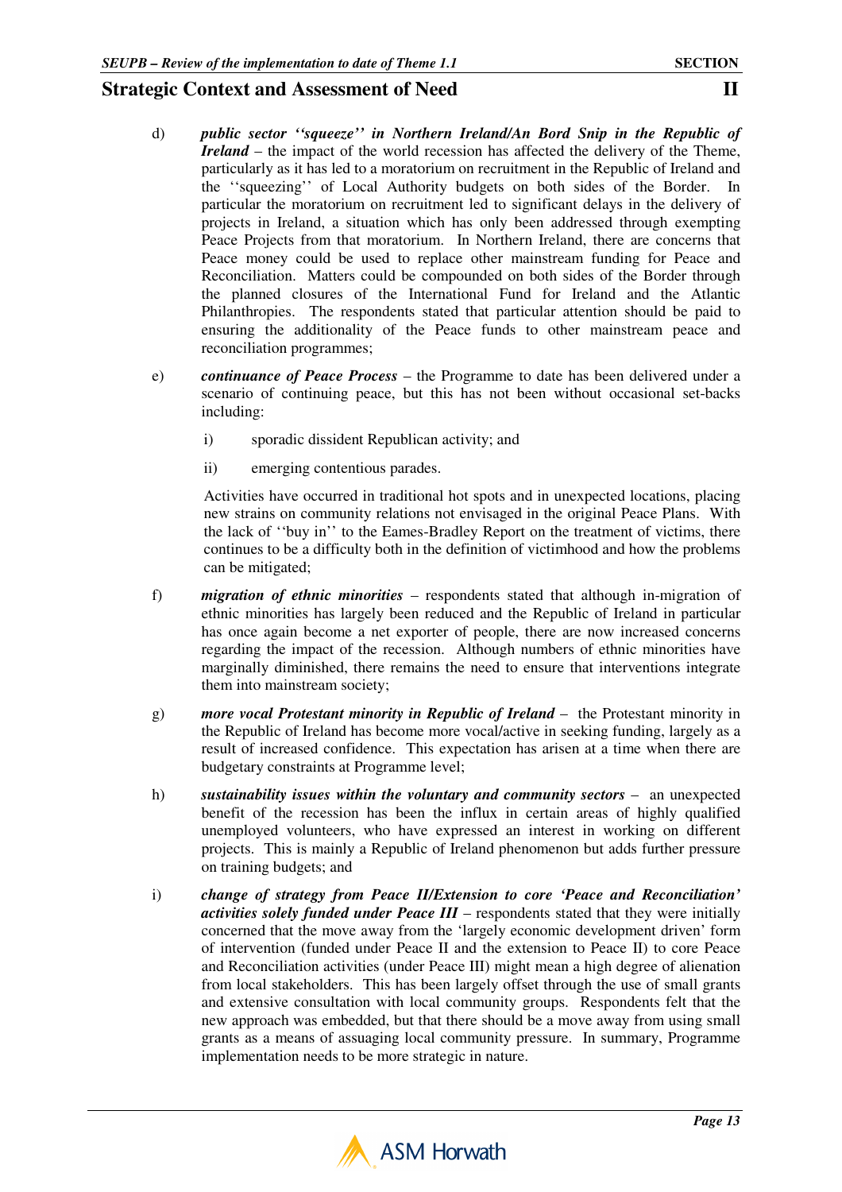d) ***public sector ''squeeze'' in Northern Ireland/An Bord Snip in the Republic of Ireland*** – the impact of the world recession has affected the delivery of the Theme, particularly as it has led to a moratorium on recruitment in the Republic of Ireland and the ''squeezing'' of Local Authority budgets on both sides of the Border. In particular the moratorium on recruitment led to significant delays in the delivery of projects in Ireland, a situation which has only been addressed through exempting Peace Projects from that moratorium. In Northern Ireland, there are concerns that Peace money could be used to replace other mainstream funding for Peace and Reconciliation. Matters could be compounded on both sides of the Border through the planned closures of the International Fund for Ireland and the Atlantic Philanthropies. The respondents stated that particular attention should be paid to ensuring the additionality of the Peace funds to other mainstream peace and reconciliation programmes;

e) ***continuance of Peace Process*** – the Programme to date has been delivered under a scenario of continuing peace, but this has not been without occasional set-backs including:

   i) sporadic dissident Republican activity; and

   ii) emerging contentious parades.

   Activities have occurred in traditional hot spots and in unexpected locations, placing new strains on community relations not envisaged in the original Peace Plans. With the lack of ''buy in'' to the Eames-Bradley Report on the treatment of victims, there continues to be a difficulty both in the definition of victimhood and how the problems can be mitigated;

f) ***migration of ethnic minorities*** – respondents stated that although in-migration of ethnic minorities has largely been reduced and the Republic of Ireland in particular has once again become a net exporter of people, there are now increased concerns regarding the impact of the recession. Although numbers of ethnic minorities have marginally diminished, there remains the need to ensure that interventions integrate them into mainstream society;

g) ***more vocal Protestant minority in Republic of Ireland*** – the Protestant minority in the Republic of Ireland has become more vocal/active in seeking funding, largely as a result of increased confidence. This expectation has arisen at a time when there are budgetary constraints at Programme level;

h) ***sustainability issues within the voluntary and community sectors*** – an unexpected benefit of the recession has been the influx in certain areas of highly qualified unemployed volunteers, who have expressed an interest in working on different projects. This is mainly a Republic of Ireland phenomenon but adds further pressure on training budgets; and

i) ***change of strategy from Peace II/Extension to core 'Peace and Reconciliation' activities solely funded under Peace III*** – respondents stated that they were initially concerned that the move away from the 'largely economic development driven' form of intervention (funded under Peace II and the extension to Peace II) to core Peace and Reconciliation activities (under Peace III) might mean a high degree of alienation from local stakeholders. This has been largely offset through the use of small grants and extensive consultation with local community groups. Respondents felt that the new approach was embedded, but that there should be a move away from using small grants as a means of assuaging local community pressure. In summary, Programme implementation needs to be more strategic in nature.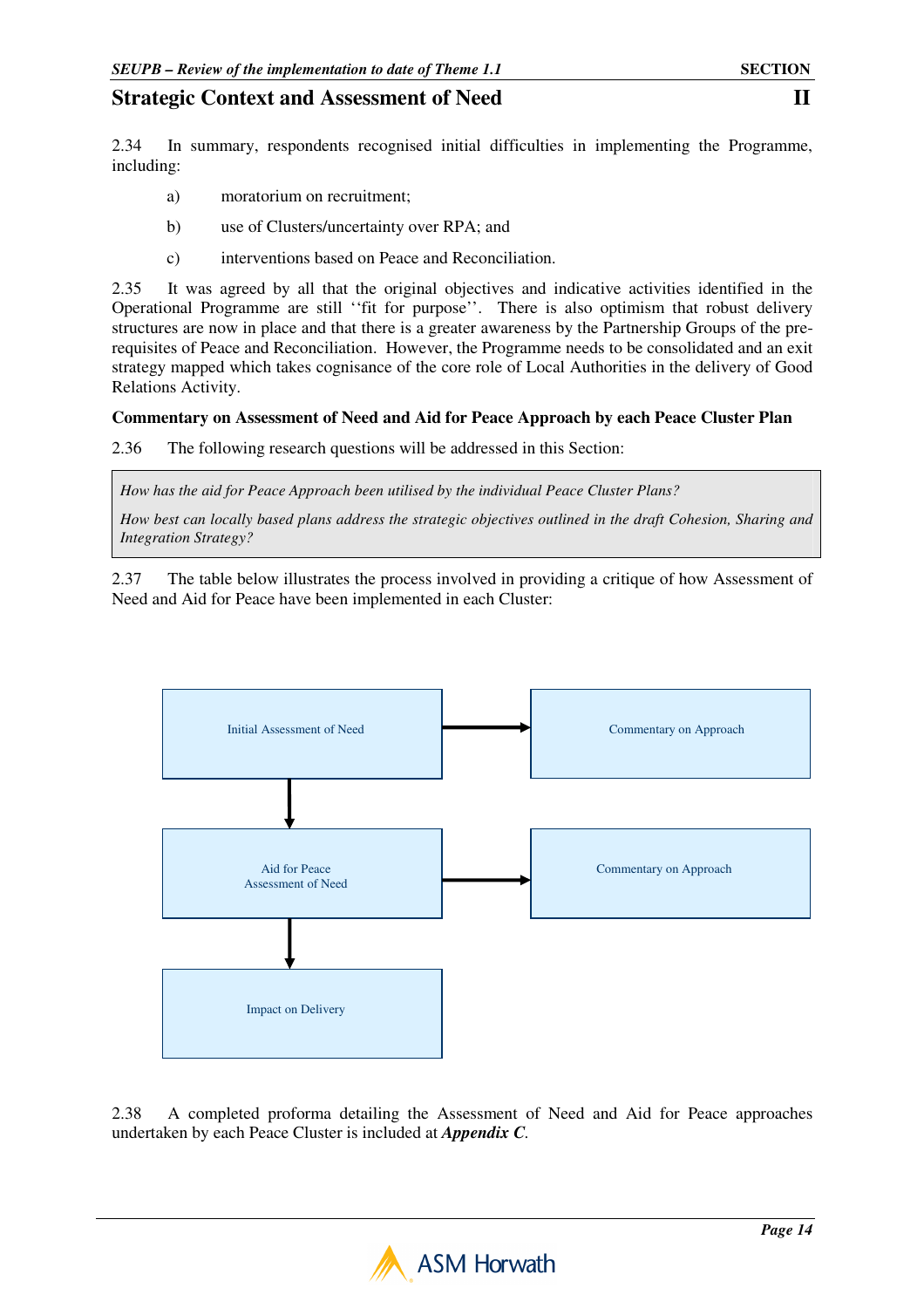## Strategic Context and Assessment of Need

2.34 In summary, respondents recognised initial difficulties in implementing the Programme, including:

a) moratorium on recruitment;

b) use of Clusters/uncertainty over RPA; and

c) interventions based on Peace and Reconciliation.

2.35 It was agreed by all that the original objectives and indicative activities identified in the Operational Programme are still ''fit for purpose''. There is also optimism that robust delivery structures are now in place and that there is a greater awareness by the Partnership Groups of the pre-requisites of Peace and Reconciliation. However, the Programme needs to be consolidated and an exit strategy mapped which takes cognisance of the core role of Local Authorities in the delivery of Good Relations Activity.

**Commentary on Assessment of Need and Aid for Peace Approach by each Peace Cluster Plan**

2.36 The following research questions will be addressed in this Section:

> *How has the aid for Peace Approach been utilised by the individual Peace Cluster Plans?*
>
> *How best can locally based plans address the strategic objectives outlined in the draft Cohesion, Sharing and Integration Strategy?*

2.37 The table below illustrates the process involved in providing a critique of how Assessment of Need and Aid for Peace have been implemented in each Cluster:

| | | |
|---|---|---|
| Initial Assessment of Need | → | Commentary on Approach |
| ↓ | | |
| Aid for Peace Assessment of Need | → | Commentary on Approach |
| ↓ | | |
| Impact on Delivery | | |

2.38 A completed proforma detailing the Assessment of Need and Aid for Peace approaches undertaken by each Peace Cluster is included at ***Appendix C***.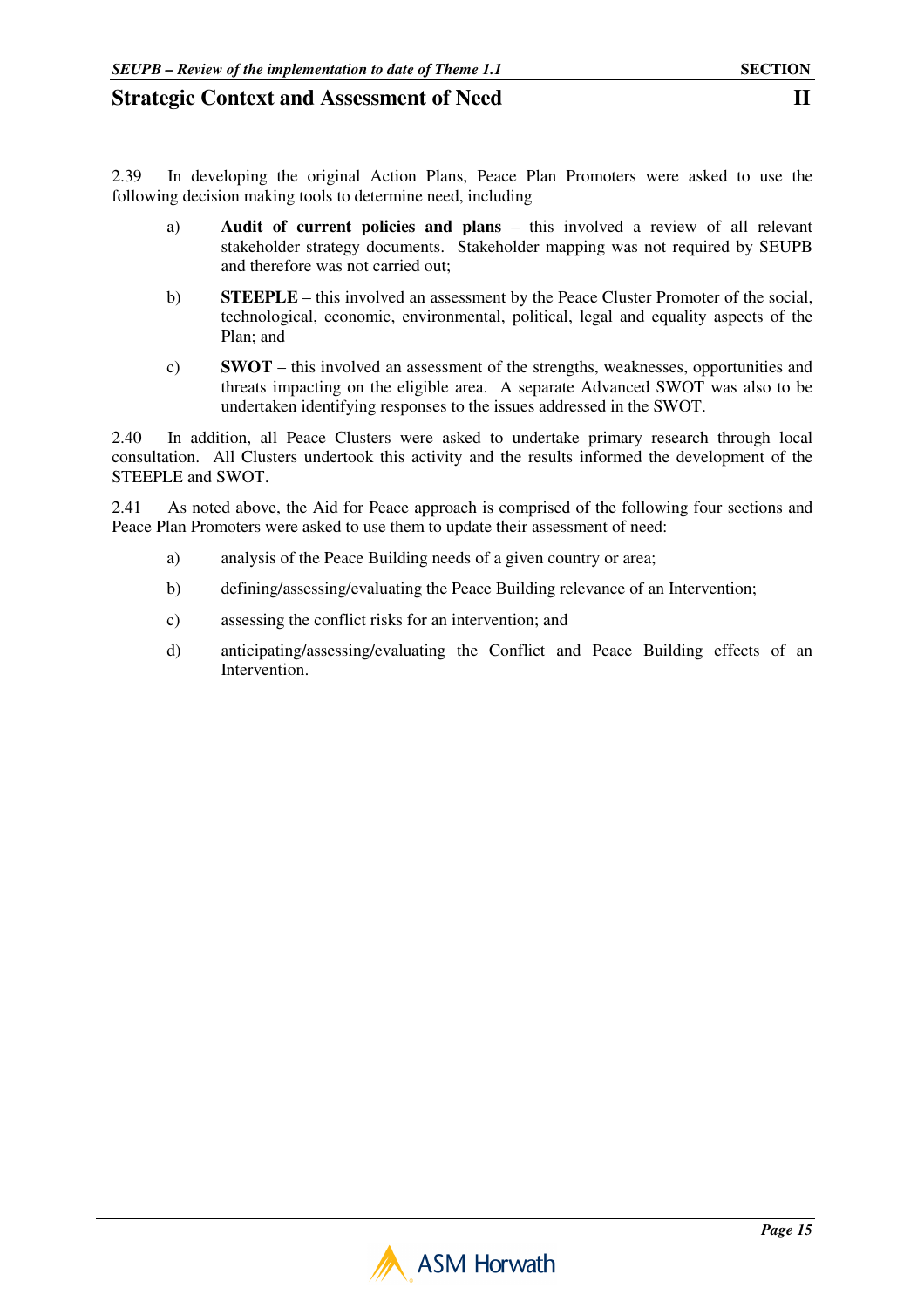2.39 In developing the original Action Plans, Peace Plan Promoters were asked to use the following decision making tools to determine need, including

a) **Audit of current policies and plans** – this involved a review of all relevant stakeholder strategy documents. Stakeholder mapping was not required by SEUPB and therefore was not carried out;

b) **STEEPLE** – this involved an assessment by the Peace Cluster Promoter of the social, technological, economic, environmental, political, legal and equality aspects of the Plan; and

c) **SWOT** – this involved an assessment of the strengths, weaknesses, opportunities and threats impacting on the eligible area. A separate Advanced SWOT was also to be undertaken identifying responses to the issues addressed in the SWOT.

2.40 In addition, all Peace Clusters were asked to undertake primary research through local consultation. All Clusters undertook this activity and the results informed the development of the STEEPLE and SWOT.

2.41 As noted above, the Aid for Peace approach is comprised of the following four sections and Peace Plan Promoters were asked to use them to update their assessment of need:

a) analysis of the Peace Building needs of a given country or area;

b) defining/assessing/evaluating the Peace Building relevance of an Intervention;

c) assessing the conflict risks for an intervention; and

d) anticipating/assessing/evaluating the Conflict and Peace Building effects of an Intervention.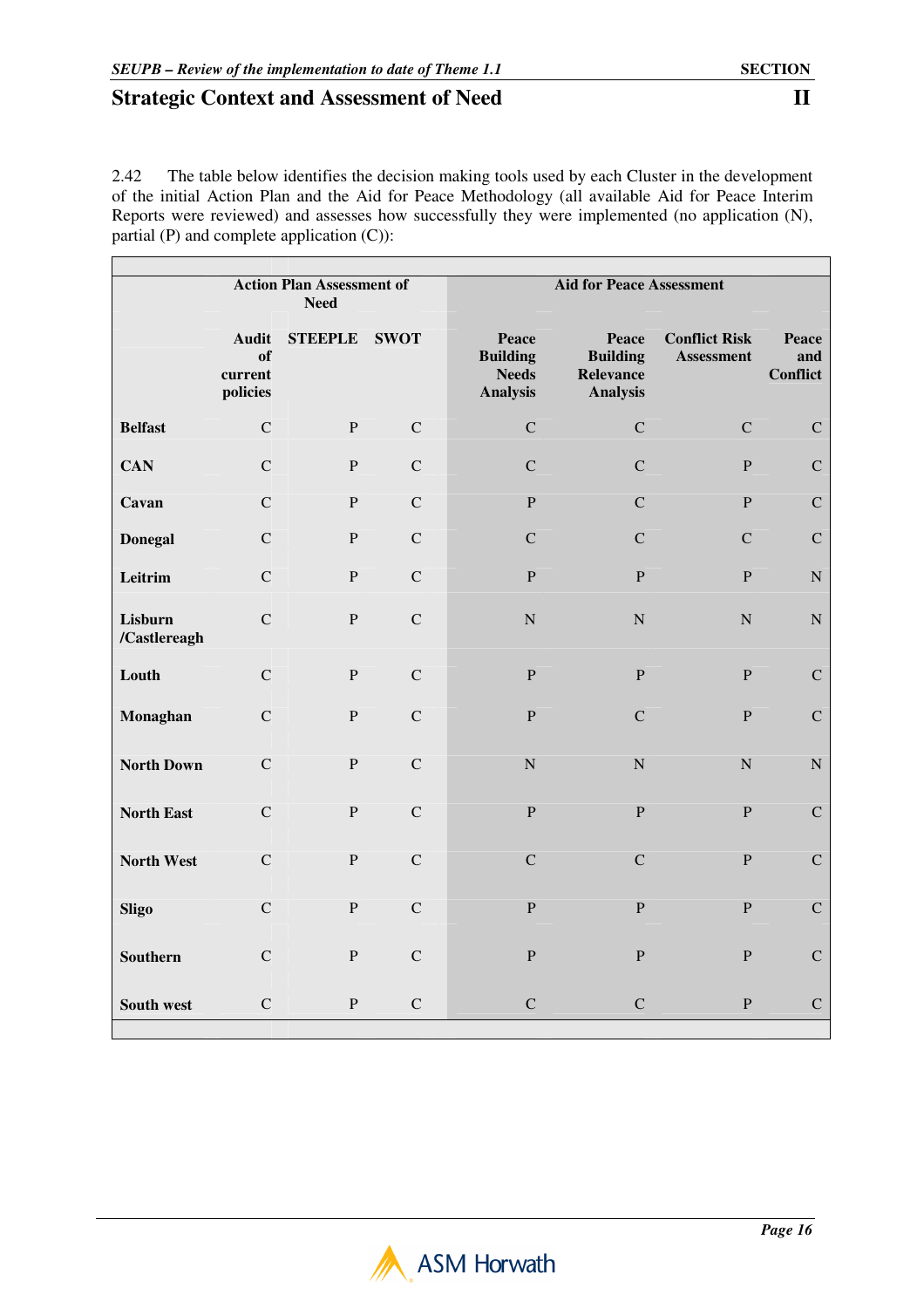## Strategic Context and Assessment of Need

2.42 The table below identifies the decision making tools used by each Cluster in the development of the initial Action Plan and the Aid for Peace Methodology (all available Aid for Peace Interim Reports were reviewed) and assesses how successfully they were implemented (no application (N), partial (P) and complete application (C)):

| | Action Plan Assessment of Need | | | Aid for Peace Assessment | | | |
|---|---|---|---|---|---|---|---|
| | Audit of current policies | STEEPLE | SWOT | Peace Building Needs Analysis | Peace Building Relevance Analysis | Conflict Risk Assessment | Peace and Conflict |
| **Belfast** | C | P | C | C | C | C | C |
| **CAN** | C | P | C | C | C | P | C |
| **Cavan** | C | P | C | P | C | P | C |
| **Donegal** | C | P | C | C | C | C | C |
| **Leitrim** | C | P | C | P | P | P | N |
| **Lisburn /Castlereagh** | C | P | C | N | N | N | N |
| **Louth** | C | P | C | P | P | P | C |
| **Monaghan** | C | P | C | P | C | P | C |
| **North Down** | C | P | C | N | N | N | N |
| **North East** | C | P | C | P | P | P | C |
| **North West** | C | P | C | C | C | P | C |
| **Sligo** | C | P | C | P | P | P | C |
| **Southern** | C | P | C | P | P | P | C |
| **South west** | C | P | C | C | C | P | C |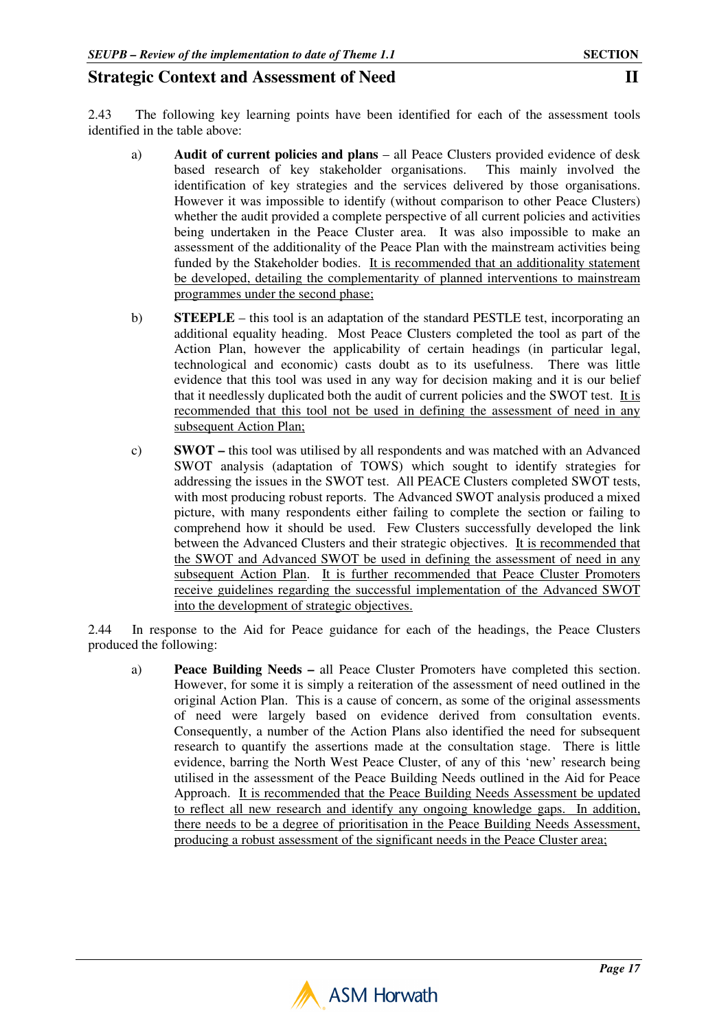2.43 The following key learning points have been identified for each of the assessment tools identified in the table above:

a) **Audit of current policies and plans** – all Peace Clusters provided evidence of desk based research of key stakeholder organisations. This mainly involved the identification of key strategies and the services delivered by those organisations. However it was impossible to identify (without comparison to other Peace Clusters) whether the audit provided a complete perspective of all current policies and activities being undertaken in the Peace Cluster area. It was also impossible to make an assessment of the additionality of the Peace Plan with the mainstream activities being funded by the Stakeholder bodies. <u>It is recommended that an additionality statement be developed, detailing the complementarity of planned interventions to mainstream programmes under the second phase;</u>

b) **STEEPLE** – this tool is an adaptation of the standard PESTLE test, incorporating an additional equality heading. Most Peace Clusters completed the tool as part of the Action Plan, however the applicability of certain headings (in particular legal, technological and economic) casts doubt as to its usefulness. There was little evidence that this tool was used in any way for decision making and it is our belief that it needlessly duplicated both the audit of current policies and the SWOT test. <u>It is recommended that this tool not be used in defining the assessment of need in any subsequent Action Plan;</u>

c) **SWOT –** this tool was utilised by all respondents and was matched with an Advanced SWOT analysis (adaptation of TOWS) which sought to identify strategies for addressing the issues in the SWOT test. All PEACE Clusters completed SWOT tests, with most producing robust reports. The Advanced SWOT analysis produced a mixed picture, with many respondents either failing to complete the section or failing to comprehend how it should be used. Few Clusters successfully developed the link between the Advanced Clusters and their strategic objectives. <u>It is recommended that the SWOT and Advanced SWOT be used in defining the assessment of need in any subsequent Action Plan</u>. <u>It is further recommended that Peace Cluster Promoters receive guidelines regarding the successful implementation of the Advanced SWOT into the development of strategic objectives.</u>

2.44 In response to the Aid for Peace guidance for each of the headings, the Peace Clusters produced the following:

a) **Peace Building Needs –** all Peace Cluster Promoters have completed this section. However, for some it is simply a reiteration of the assessment of need outlined in the original Action Plan. This is a cause of concern, as some of the original assessments of need were largely based on evidence derived from consultation events. Consequently, a number of the Action Plans also identified the need for subsequent research to quantify the assertions made at the consultation stage. There is little evidence, barring the North West Peace Cluster, of any of this 'new' research being utilised in the assessment of the Peace Building Needs outlined in the Aid for Peace Approach. <u>It is recommended that the Peace Building Needs Assessment be updated to reflect all new research and identify any ongoing knowledge gaps. In addition, there needs to be a degree of prioritisation in the Peace Building Needs Assessment, producing a robust assessment of the significant needs in the Peace Cluster area;</u>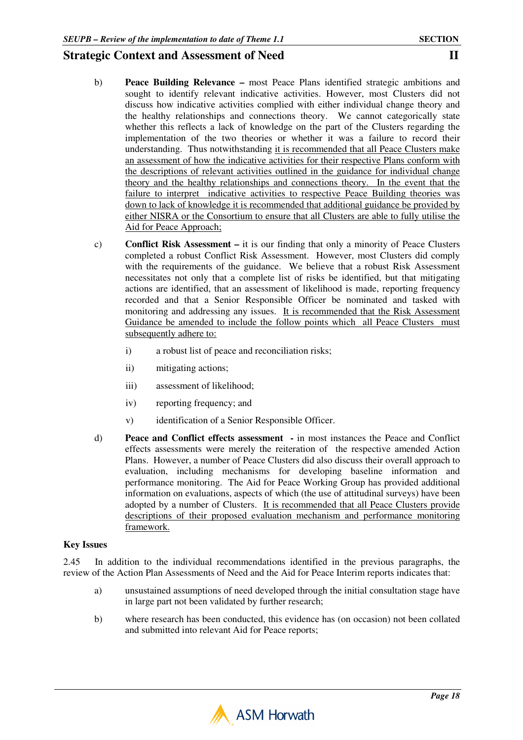b) **Peace Building Relevance –** most Peace Plans identified strategic ambitions and sought to identify relevant indicative activities. However, most Clusters did not discuss how indicative activities complied with either individual change theory and the healthy relationships and connections theory. We cannot categorically state whether this reflects a lack of knowledge on the part of the Clusters regarding the implementation of the two theories or whether it was a failure to record their understanding. Thus notwithstanding <u>it is recommended that all Peace Clusters make an assessment of how the indicative activities for their respective Plans conform with the descriptions of relevant activities outlined in the guidance for individual change theory and the healthy relationships and connections theory. In the event that the failure to interpret indicative activities to respective Peace Building theories was down to lack of knowledge it is recommended that additional guidance be provided by either NISRA or the Consortium to ensure that all Clusters are able to fully utilise the Aid for Peace Approach;</u>

c) **Conflict Risk Assessment –** it is our finding that only a minority of Peace Clusters completed a robust Conflict Risk Assessment. However, most Clusters did comply with the requirements of the guidance. We believe that a robust Risk Assessment necessitates not only that a complete list of risks be identified, but that mitigating actions are identified, that an assessment of likelihood is made, reporting frequency recorded and that a Senior Responsible Officer be nominated and tasked with monitoring and addressing any issues. <u>It is recommended that the Risk Assessment Guidance be amended to include the follow points which all Peace Clusters must subsequently adhere to:</u>

   i) a robust list of peace and reconciliation risks;

   ii) mitigating actions;

   iii) assessment of likelihood;

   iv) reporting frequency; and

   v) identification of a Senior Responsible Officer.

d) **Peace and Conflict effects assessment -** in most instances the Peace and Conflict effects assessments were merely the reiteration of the respective amended Action Plans. However, a number of Peace Clusters did also discuss their overall approach to evaluation, including mechanisms for developing baseline information and performance monitoring. The Aid for Peace Working Group has provided additional information on evaluations, aspects of which (the use of attitudinal surveys) have been adopted by a number of Clusters. <u>It is recommended that all Peace Clusters provide descriptions of their proposed evaluation mechanism and performance monitoring framework.</u>

**Key Issues**

2.45 In addition to the individual recommendations identified in the previous paragraphs, the review of the Action Plan Assessments of Need and the Aid for Peace Interim reports indicates that:

a) unsustained assumptions of need developed through the initial consultation stage have in large part not been validated by further research;

b) where research has been conducted, this evidence has (on occasion) not been collated and submitted into relevant Aid for Peace reports;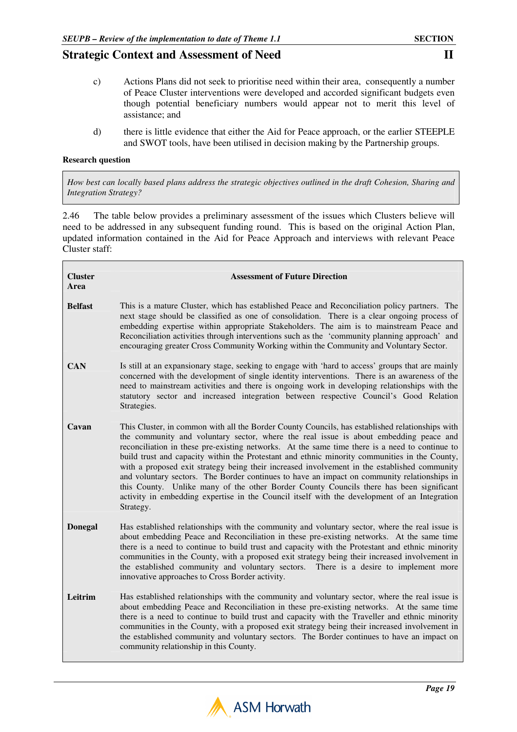c) Actions Plans did not seek to prioritise need within their area, consequently a number of Peace Cluster interventions were developed and accorded significant budgets even though potential beneficiary numbers would appear not to merit this level of assistance; and

d) there is little evidence that either the Aid for Peace approach, or the earlier STEEPLE and SWOT tools, have been utilised in decision making by the Partnership groups.

**Research question**

| *How best can locally based plans address the strategic objectives outlined in the draft Cohesion, Sharing and Integration Strategy?* |
|---|

2.46 The table below provides a preliminary assessment of the issues which Clusters believe will need to be addressed in any subsequent funding round. This is based on the original Action Plan, updated information contained in the Aid for Peace Approach and interviews with relevant Peace Cluster staff:

| Cluster Area | Assessment of Future Direction |
|---|---|
| **Belfast** | This is a mature Cluster, which has established Peace and Reconciliation policy partners. The next stage should be classified as one of consolidation. There is a clear ongoing process of embedding expertise within appropriate Stakeholders. The aim is to mainstream Peace and Reconciliation activities through interventions such as the 'community planning approach' and encouraging greater Cross Community Working within the Community and Voluntary Sector. |
| **CAN** | Is still at an expansionary stage, seeking to engage with 'hard to access' groups that are mainly concerned with the development of single identity interventions. There is an awareness of the need to mainstream activities and there is ongoing work in developing relationships with the statutory sector and increased integration between respective Council's Good Relation Strategies. |
| **Cavan** | This Cluster, in common with all the Border County Councils, has established relationships with the community and voluntary sector, where the real issue is about embedding peace and reconciliation in these pre-existing networks. At the same time there is a need to continue to build trust and capacity within the Protestant and ethnic minority communities in the County, with a proposed exit strategy being their increased involvement in the established community and voluntary sectors. The Border continues to have an impact on community relationships in this County. Unlike many of the other Border County Councils there has been significant activity in embedding expertise in the Council itself with the development of an Integration Strategy. |
| **Donegal** | Has established relationships with the community and voluntary sector, where the real issue is about embedding Peace and Reconciliation in these pre-existing networks. At the same time there is a need to continue to build trust and capacity with the Protestant and ethnic minority communities in the County, with a proposed exit strategy being their increased involvement in the established community and voluntary sectors. There is a desire to implement more innovative approaches to Cross Border activity. |
| **Leitrim** | Has established relationships with the community and voluntary sector, where the real issue is about embedding Peace and Reconciliation in these pre-existing networks. At the same time there is a need to continue to build trust and capacity with the Traveller and ethnic minority communities in the County, with a proposed exit strategy being their increased involvement in the established community and voluntary sectors. The Border continues to have an impact on community relationship in this County. |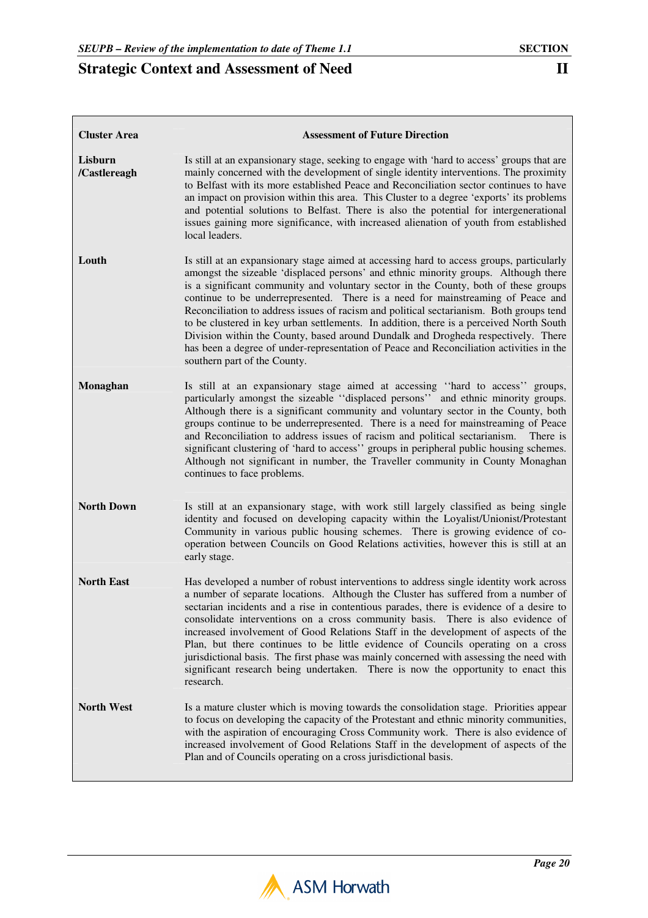| Cluster Area | Assessment of Future Direction |
|---|---|
| **Lisburn /Castlereagh** | Is still at an expansionary stage, seeking to engage with 'hard to access' groups that are mainly concerned with the development of single identity interventions. The proximity to Belfast with its more established Peace and Reconciliation sector continues to have an impact on provision within this area. This Cluster to a degree 'exports' its problems and potential solutions to Belfast. There is also the potential for intergenerational issues gaining more significance, with increased alienation of youth from established local leaders. |
| **Louth** | Is still at an expansionary stage aimed at accessing hard to access groups, particularly amongst the sizeable 'displaced persons' and ethnic minority groups. Although there is a significant community and voluntary sector in the County, both of these groups continue to be underrepresented. There is a need for mainstreaming of Peace and Reconciliation to address issues of racism and political sectarianism. Both groups tend to be clustered in key urban settlements. In addition, there is a perceived North South Division within the County, based around Dundalk and Drogheda respectively. There has been a degree of under-representation of Peace and Reconciliation activities in the southern part of the County. |
| **Monaghan** | Is still at an expansionary stage aimed at accessing ''hard to access'' groups, particularly amongst the sizeable ''displaced persons'' and ethnic minority groups. Although there is a significant community and voluntary sector in the County, both groups continue to be underrepresented. There is a need for mainstreaming of Peace and Reconciliation to address issues of racism and political sectarianism. There is significant clustering of 'hard to access' groups in peripheral public housing schemes. Although not significant in number, the Traveller community in County Monaghan continues to face problems. |
| **North Down** | Is still at an expansionary stage, with work still largely classified as being single identity and focused on developing capacity within the Loyalist/Unionist/Protestant Community in various public housing schemes. There is growing evidence of co-operation between Councils on Good Relations activities, however this is still at an early stage. |
| **North East** | Has developed a number of robust interventions to address single identity work across a number of separate locations. Although the Cluster has suffered from a number of sectarian incidents and a rise in contentious parades, there is evidence of a desire to consolidate interventions on a cross community basis. There is also evidence of increased involvement of Good Relations Staff in the development of aspects of the Plan, but there continues to be little evidence of Councils operating on a cross jurisdictional basis. The first phase was mainly concerned with assessing the need with significant research being undertaken. There is now the opportunity to enact this research. |
| **North West** | Is a mature cluster which is moving towards the consolidation stage. Priorities appear to focus on developing the capacity of the Protestant and ethnic minority communities, with the aspiration of encouraging Cross Community work. There is also evidence of increased involvement of Good Relations Staff in the development of aspects of the Plan and of Councils operating on a cross jurisdictional basis. |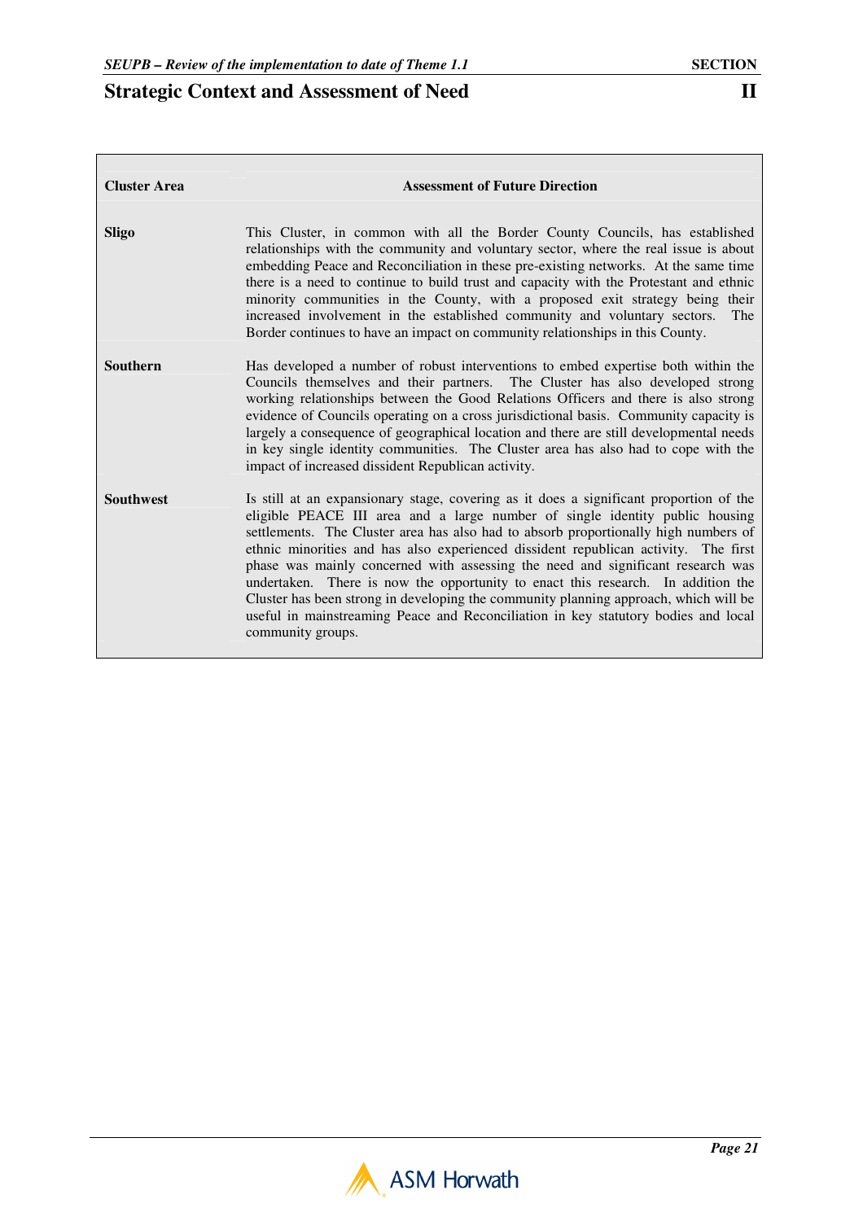| Cluster Area | Assessment of Future Direction |
|---|---|
| **Sligo** | This Cluster, in common with all the Border County Councils, has established relationships with the community and voluntary sector, where the real issue is about embedding Peace and Reconciliation in these pre-existing networks. At the same time there is a need to continue to build trust and capacity with the Protestant and ethnic minority communities in the County, with a proposed exit strategy being their increased involvement in the established community and voluntary sectors. The Border continues to have an impact on community relationships in this County. |
| **Southern** | Has developed a number of robust interventions to embed expertise both within the Councils themselves and their partners. The Cluster has also developed strong working relationships between the Good Relations Officers and there is also strong evidence of Councils operating on a cross jurisdictional basis. Community capacity is largely a consequence of geographical location and there are still developmental needs in key single identity communities. The Cluster area has also had to cope with the impact of increased dissident Republican activity. |
| **Southwest** | Is still at an expansionary stage, covering as it does a significant proportion of the eligible PEACE III area and a large number of single identity public housing settlements. The Cluster area has also had to absorb proportionally high numbers of ethnic minorities and has also experienced dissident republican activity. The first phase was mainly concerned with assessing the need and significant research was undertaken. There is now the opportunity to enact this research. In addition the Cluster has been strong in developing the community planning approach, which will be useful in mainstreaming Peace and Reconciliation in key statutory bodies and local community groups. |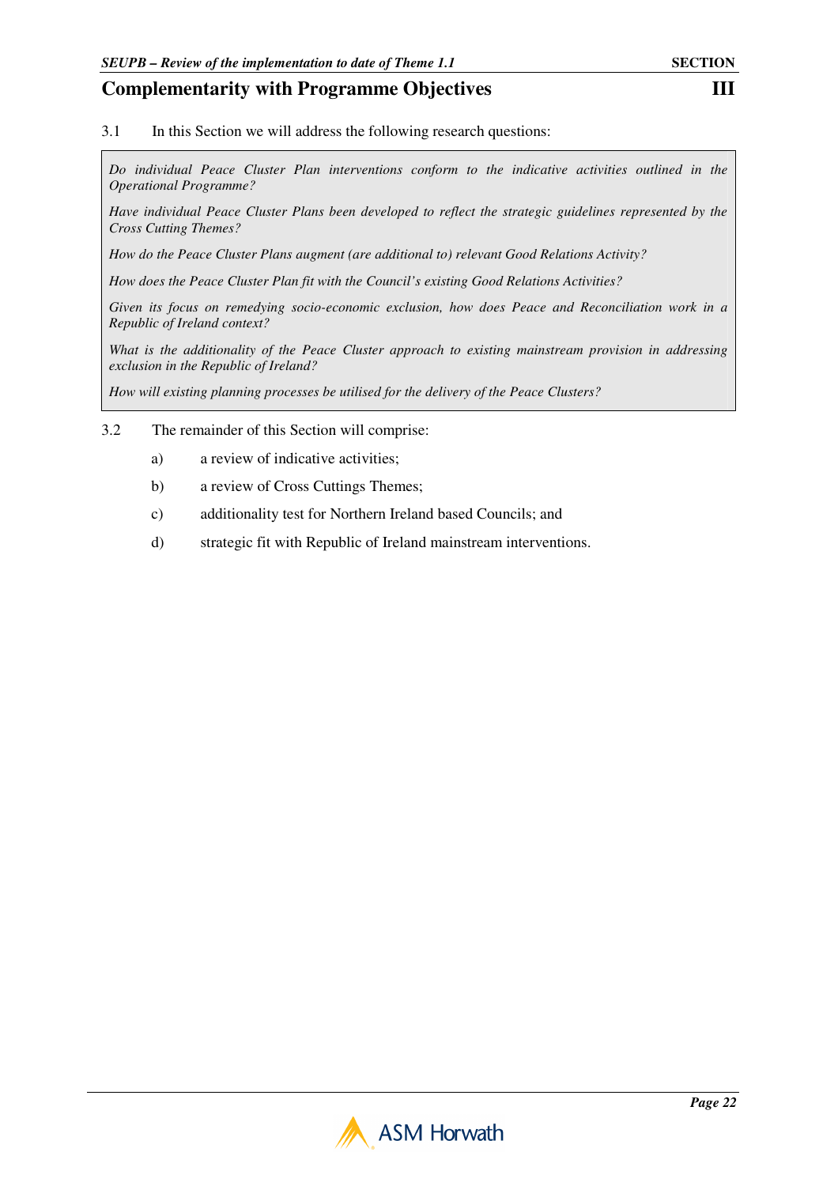# Complementarity with Programme Objectives

**SECTION III**

3.1 In this Section we will address the following research questions:

> *Do individual Peace Cluster Plan interventions conform to the indicative activities outlined in the Operational Programme?*
>
> *Have individual Peace Cluster Plans been developed to reflect the strategic guidelines represented by the Cross Cutting Themes?*
>
> *How do the Peace Cluster Plans augment (are additional to) relevant Good Relations Activity?*
>
> *How does the Peace Cluster Plan fit with the Council's existing Good Relations Activities?*
>
> *Given its focus on remedying socio-economic exclusion, how does Peace and Reconciliation work in a Republic of Ireland context?*
>
> *What is the additionality of the Peace Cluster approach to existing mainstream provision in addressing exclusion in the Republic of Ireland?*
>
> *How will existing planning processes be utilised for the delivery of the Peace Clusters?*

3.2 The remainder of this Section will comprise:

a) a review of indicative activities;

b) a review of Cross Cuttings Themes;

c) additionality test for Northern Ireland based Councils; and

d) strategic fit with Republic of Ireland mainstream interventions.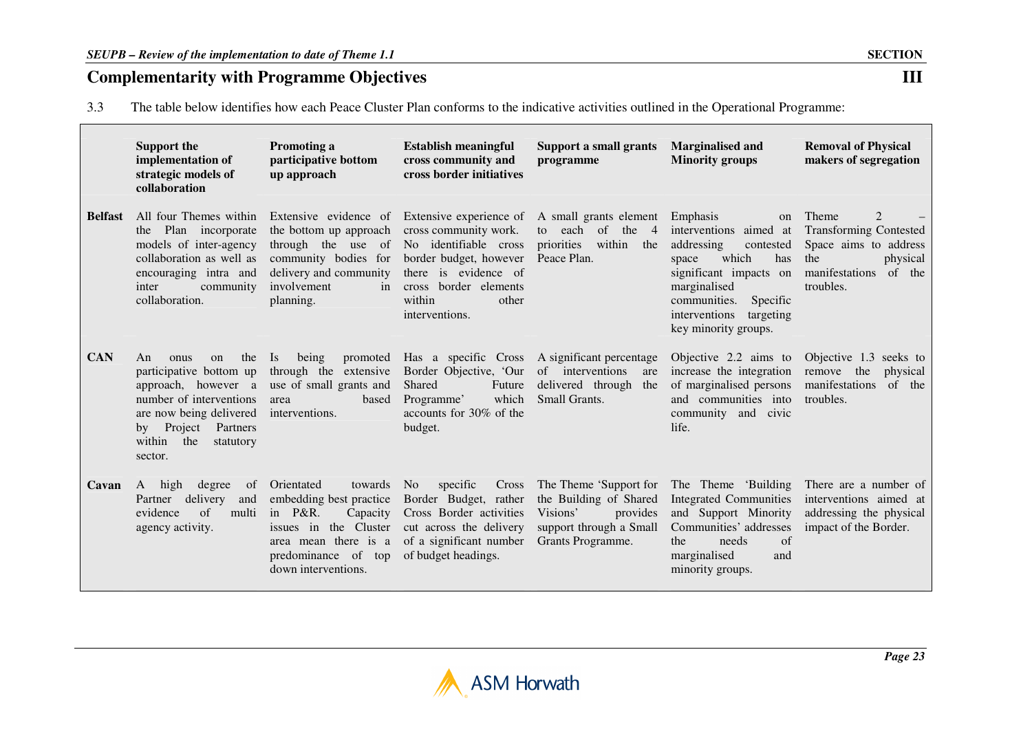## Complementarity with Programme Objectives

3.3 The table below identifies how each Peace Cluster Plan conforms to the indicative activities outlined in the Operational Programme:

| | Support the implementation of strategic models of collaboration | Promoting a participative bottom up approach | Establish meaningful cross community and cross border initiatives | Support a small grants programme | Marginalised and Minority groups | Removal of Physical makers of segregation |
|---|---|---|---|---|---|---|
| **Belfast** | All four Themes within the Plan incorporate models of inter-agency collaboration as well as encouraging intra and inter community collaboration. | Extensive evidence of the bottom up approach through the use of community bodies for delivery and community involvement in planning. | Extensive experience of cross community work. No identifiable cross border budget, however there is evidence of cross border elements within other interventions. | A small grants element to each of the 4 priorities within the Peace Plan. | Emphasis on interventions aimed at addressing contested space which has significant impacts on marginalised communities. Specific interventions targeting key minority groups. | Theme 2 – Transforming Contested Space aims to address the physical manifestations of the troubles. |
| **CAN** | An onus on the participative bottom up approach, however a number of interventions are now being delivered by Project Partners within the statutory sector. | Is being promoted through the extensive use of small grants and area based interventions. | Has a specific Cross Border Objective, 'Our Shared Future Programme' which accounts for 30% of the budget. | A significant percentage of interventions are delivered through the Small Grants. | Objective 2.2 aims to increase the integration of marginalised persons and communities into community and civic life. | Objective 1.3 seeks to remove the physical manifestations of the troubles. |
| **Cavan** | A high degree of Partner delivery and evidence of multi agency activity. | Orientated towards embedding best practice in P&R. Capacity issues in the Cluster area mean there is a predominance of top down interventions. | No specific Cross Border Budget, rather Cross Border activities cut across the delivery of a significant number of budget headings. | The Theme 'Support for the Building of Shared Visions' provides support through a Small Grants Programme. | The Theme 'Building Integrated Communities and Support Minority Communities' addresses the needs of marginalised and minority groups. | There are a number of interventions aimed at addressing the physical impact of the Border. |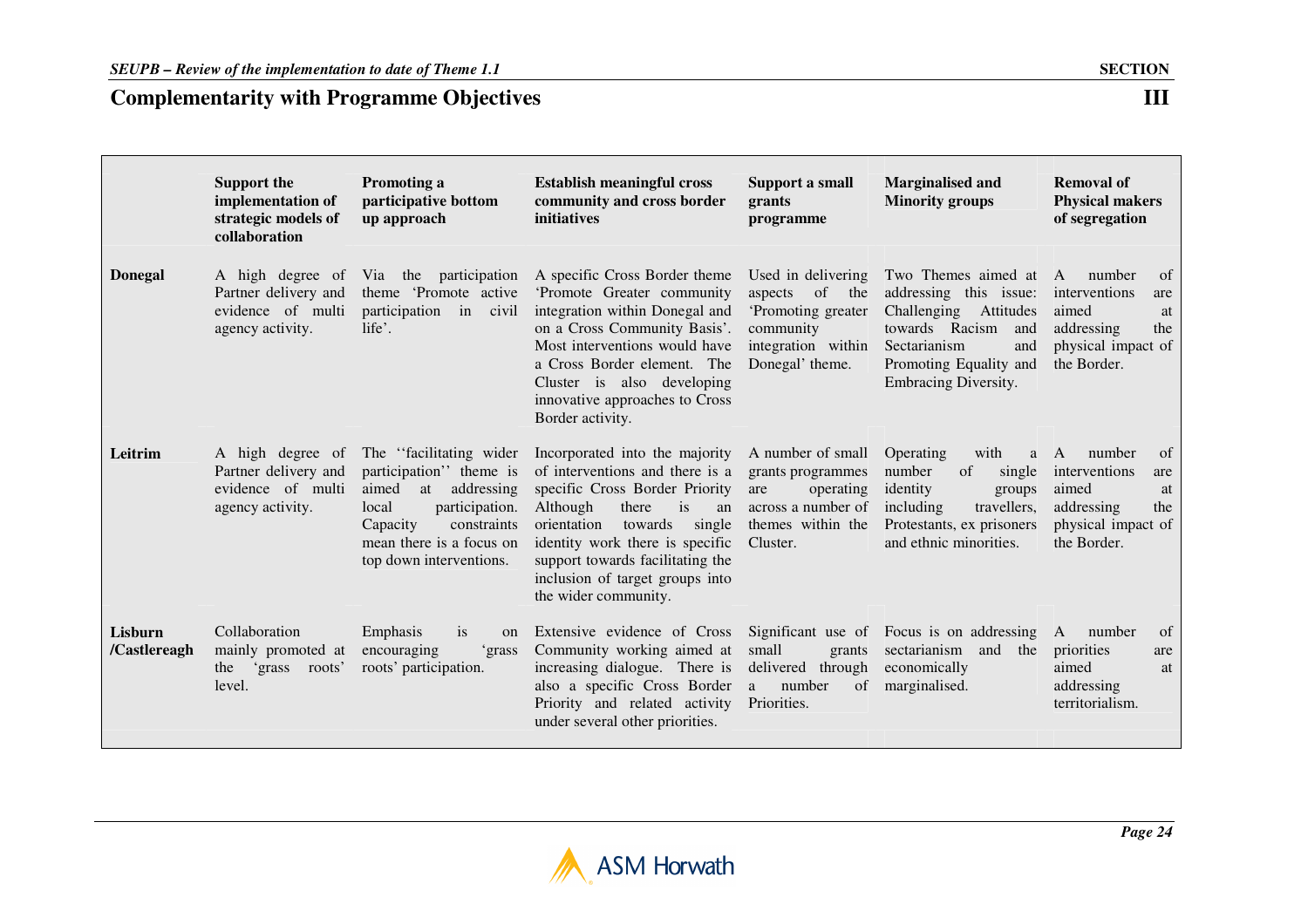## Complementarity with Programme Objectives

| | Support the implementation of strategic models of collaboration | Promoting a participative bottom up approach | Establish meaningful cross community and cross border initiatives | Support a small grants programme | Marginalised and Minority groups | Removal of Physical makers of segregation |
|---|---|---|---|---|---|---|
| **Donegal** | A high degree of Partner delivery and evidence of multi agency activity. | Via the participation theme 'Promote active participation in civil life'. | A specific Cross Border theme 'Promote Greater community integration within Donegal and on a Cross Community Basis'. Most interventions would have a Cross Border element. The Cluster is also developing innovative approaches to Cross Border activity. | Used in delivering aspects of the 'Promoting greater community integration within Donegal' theme. | Two Themes aimed at addressing this issue: Challenging Attitudes towards Racism and Sectarianism and Promoting Equality and Embracing Diversity. | A number of interventions are aimed at addressing the physical impact of the Border. |
| **Leitrim** | A high degree of Partner delivery and evidence of multi agency activity. | The ''facilitating wider participation'' theme is aimed at addressing local participation. Capacity constraints mean there is a focus on top down interventions. | Incorporated into the majority of interventions and there is a specific Cross Border Priority Although there is an orientation towards single identity work there is specific support towards facilitating the inclusion of target groups into the wider community. | A number of small grants programmes are operating across a number of themes within the Cluster. | Operating with a number of single identity groups including travellers, Protestants, ex prisoners and ethnic minorities. | A number of interventions are aimed at addressing the physical impact of the Border. |
| **Lisburn /Castlereagh** | Collaboration mainly promoted at the 'grass roots' level. | Emphasis is on encouraging 'grass roots' participation. | Extensive evidence of Cross Community working aimed at increasing dialogue. There is also a specific Cross Border Priority and related activity under several other priorities. | Significant use of small grants delivered through a number of Priorities. | Focus is on addressing sectarianism and the economically marginalised. | A number of priorities are aimed at addressing territorialism. |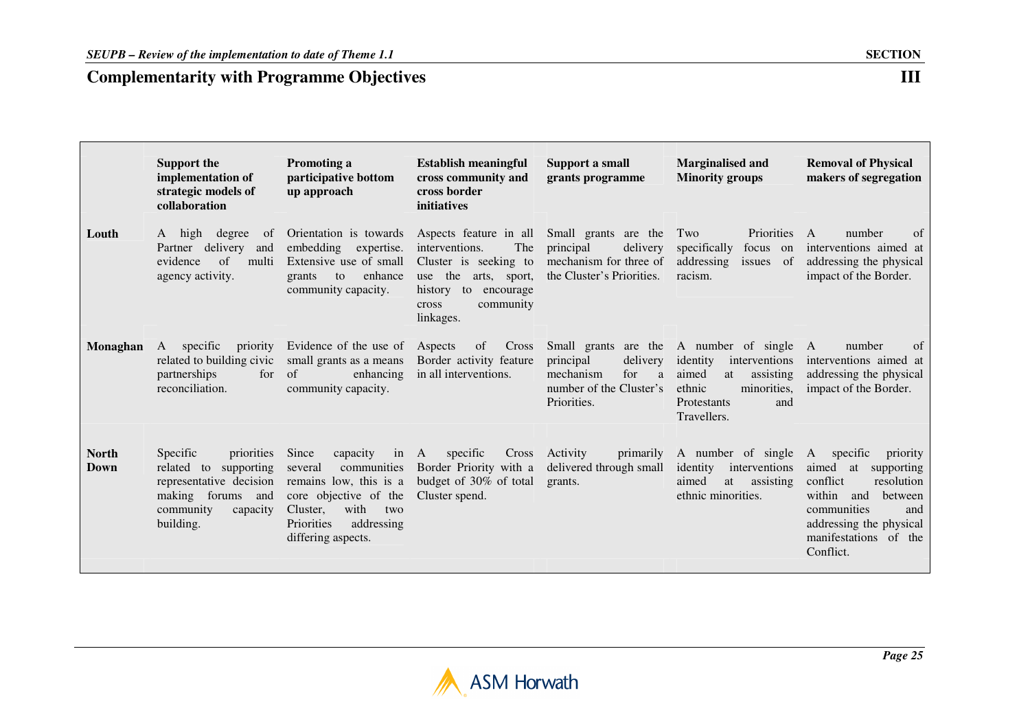## Complementarity with Programme Objectives

| | Support the implementation of strategic models of collaboration | Promoting a participative bottom up approach | Establish meaningful cross community and cross border initiatives | Support a small grants programme | Marginalised and Minority groups | Removal of Physical makers of segregation |
|---|---|---|---|---|---|---|
| **Louth** | A high degree of Partner delivery and evidence of multi agency activity. | Orientation is towards embedding expertise. Extensive use of small grants to enhance community capacity. | Aspects feature in all interventions. The Cluster is seeking to use the arts, sport, history to encourage cross community linkages. | Small grants are the principal delivery mechanism for three of the Cluster's Priorities. | Two Priorities specifically focus on addressing issues of racism. | A number of interventions aimed at addressing the physical impact of the Border. |
| **Monaghan** | A specific priority related to building civic partnerships for reconciliation. | Evidence of the use of small grants as a means of enhancing community capacity. | Aspects of Cross Border activity feature in all interventions. | Small grants are the principal delivery mechanism for a number of the Cluster's Priorities. | A number of single identity interventions aimed at assisting ethnic minorities, Protestants and Travellers. | A number of interventions aimed at addressing the physical impact of the Border. |
| **North Down** | Specific priorities related to supporting representative decision making forums and community capacity building. | Since capacity in several communities remains low, this is a core objective of the Cluster, with two Priorities addressing differing aspects. | A specific Cross Border Priority with a budget of 30% of total Cluster spend. | Activity primarily delivered through small grants. | A number of single identity interventions aimed at assisting ethnic minorities. | A specific priority aimed at supporting conflict resolution within and between communities and addressing the physical manifestations of the Conflict. |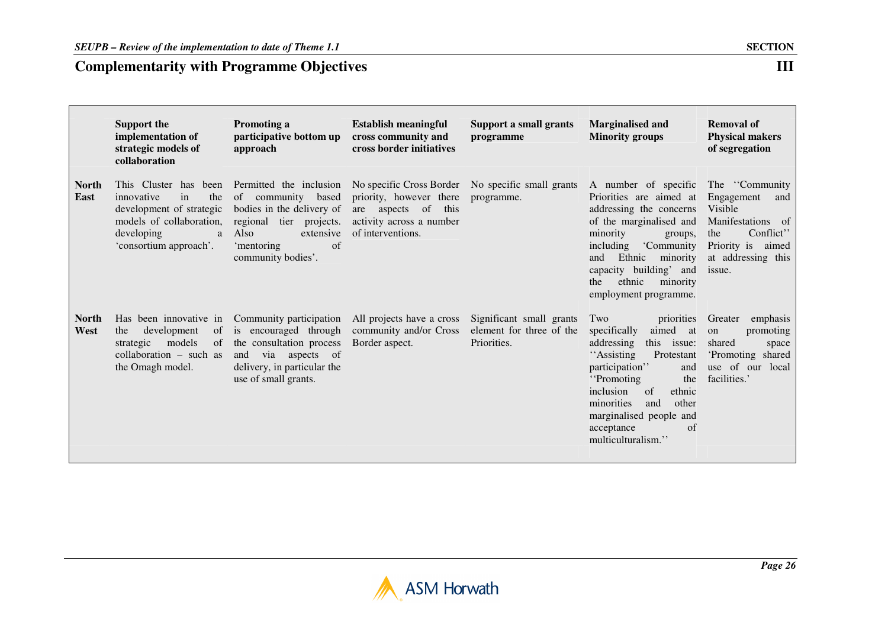## Complementarity with Programme Objectives

| | Support the implementation of strategic models of collaboration | Promoting a participative bottom up approach | Establish meaningful cross community and cross border initiatives | Support a small grants programme | Marginalised and Minority groups | Removal of Physical makers of segregation |
|---|---|---|---|---|---|---|
| **North East** | This Cluster has been innovative in the development of strategic models of collaboration, developing a 'consortium approach'. | Permitted the inclusion of community based bodies in the delivery of regional tier projects. Also extensive 'mentoring of community bodies'. | No specific Cross Border priority, however there are aspects of this activity across a number of interventions. | No specific small grants programme. | A number of specific Priorities are aimed at addressing the concerns of the marginalised and minority groups, including 'Community and Ethnic minority capacity building' and the ethnic minority employment programme. | The ''Community Engagement and Visible Manifestations of the Conflict'' Priority is aimed at addressing this issue. |
| **North West** | Has been innovative in the development of strategic models of collaboration – such as the Omagh model. | Community participation is encouraged through the consultation process and via aspects of delivery, in particular the use of small grants. | All projects have a cross community and/or Cross Border aspect. | Significant small grants element for three of the Priorities. | Two priorities specifically aimed at addressing this issue: ''Assisting Protestant participation'' and ''Promoting the inclusion of ethnic minorities and other marginalised people and acceptance of multiculturalism.'' | Greater emphasis on promoting shared space 'Promoting shared use of our local facilities.' |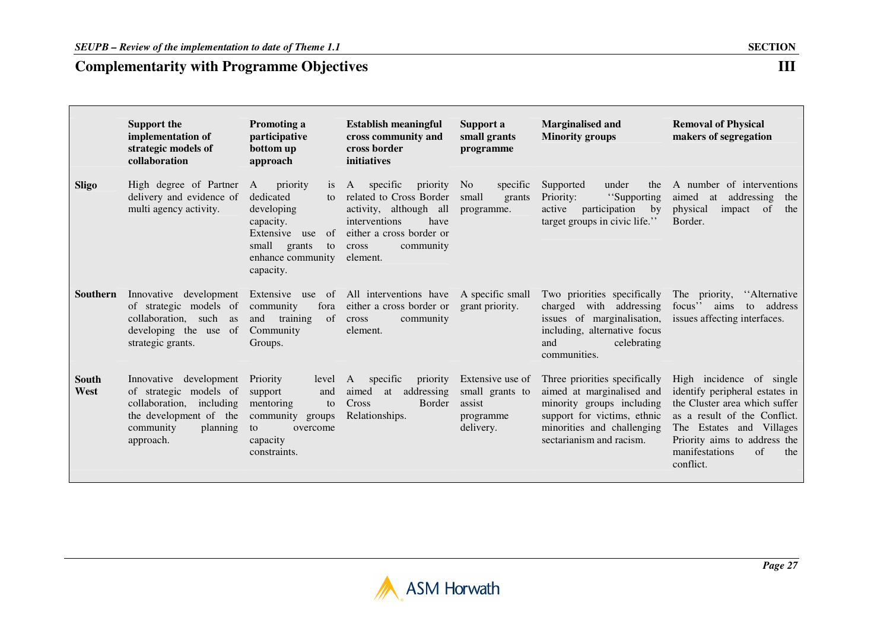## Complementarity with Programme Objectives

| | Support the implementation of strategic models of collaboration | Promoting a participative bottom up approach | Establish meaningful cross community and cross border initiatives | Support a small grants programme | Marginalised and Minority groups | Removal of Physical makers of segregation |
|---|---|---|---|---|---|---|
| **Sligo** | High degree of Partner delivery and evidence of multi agency activity. | A priority is dedicated to developing capacity. Extensive use of small grants to enhance community capacity. | A specific priority related to Cross Border activity, although all interventions have either a cross border or cross community element. | No specific small grants programme. | Supported under the Priority: ''Supporting active participation by target groups in civic life.'' | A number of interventions aimed at addressing the physical impact of the Border. |
| **Southern** | Innovative development of strategic models of collaboration, such as developing the use of strategic grants. | Extensive use of community fora and training of Community Groups. | All interventions have either a cross border or cross community element. | A specific small grant priority. | Two priorities specifically charged with addressing issues of marginalisation, including, alternative focus and celebrating communities. | The priority, ''Alternative focus'' aims to address issues affecting interfaces. |
| **South West** | Innovative development of strategic models of collaboration, including the development of the community planning approach. | Priority level support and mentoring to community groups to overcome capacity constraints. | A specific priority aimed at addressing Cross Border Relationships. | Extensive use of small grants to assist programme delivery. | Three priorities specifically aimed at marginalised and minority groups including support for victims, ethnic minorities and challenging sectarianism and racism. | High incidence of single identify peripheral estates in the Cluster area which suffer as a result of the Conflict. The Estates and Villages Priority aims to address the manifestations of the conflict. |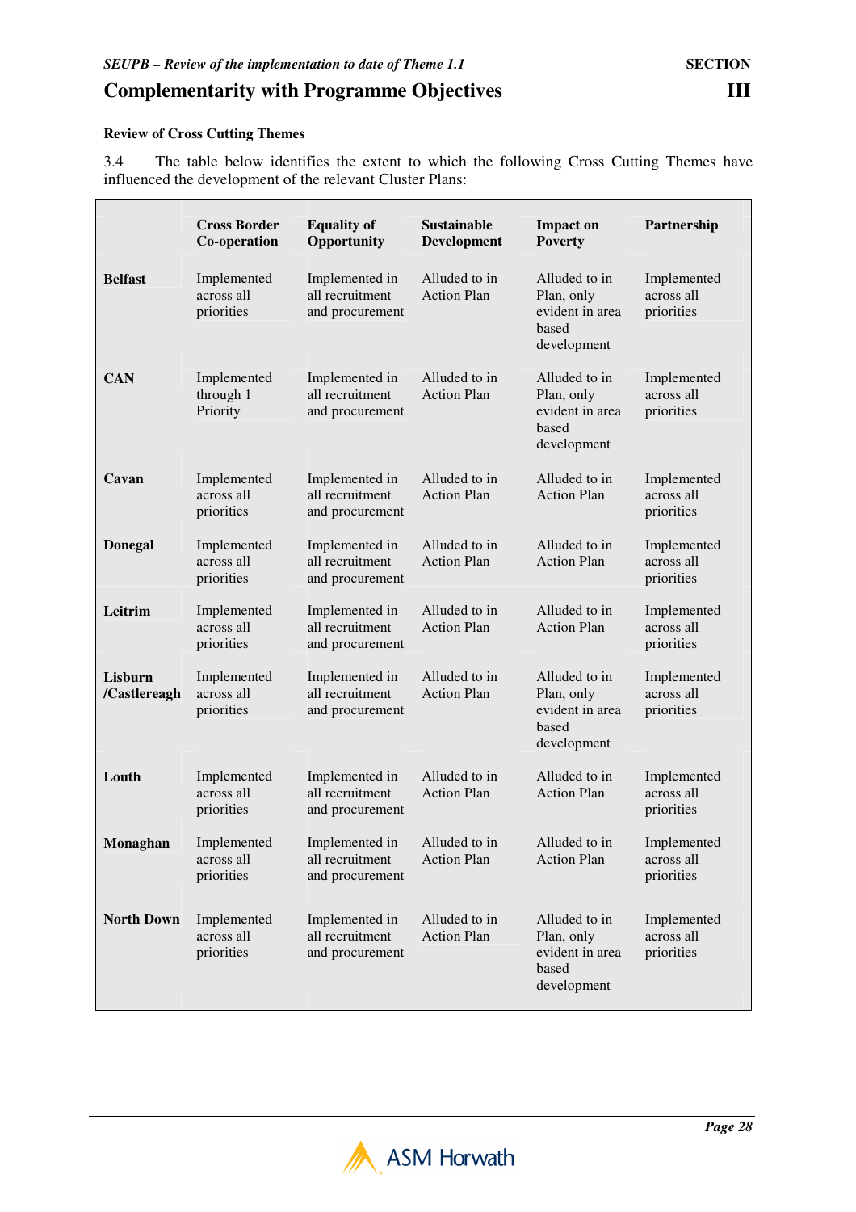## Complementarity with Programme Objectives

### Review of Cross Cutting Themes

3.4 The table below identifies the extent to which the following Cross Cutting Themes have influenced the development of the relevant Cluster Plans:

| | Cross Border Co-operation | Equality of Opportunity | Sustainable Development | Impact on Poverty | Partnership |
|---|---|---|---|---|---|
| **Belfast** | Implemented across all priorities | Implemented in all recruitment and procurement | Alluded to in Action Plan | Alluded to in Plan, only evident in area based development | Implemented across all priorities |
| **CAN** | Implemented through 1 Priority | Implemented in all recruitment and procurement | Alluded to in Action Plan | Alluded to in Plan, only evident in area based development | Implemented across all priorities |
| **Cavan** | Implemented across all priorities | Implemented in all recruitment and procurement | Alluded to in Action Plan | Alluded to in Action Plan | Implemented across all priorities |
| **Donegal** | Implemented across all priorities | Implemented in all recruitment and procurement | Alluded to in Action Plan | Alluded to in Action Plan | Implemented across all priorities |
| **Leitrim** | Implemented across all priorities | Implemented in all recruitment and procurement | Alluded to in Action Plan | Alluded to in Action Plan | Implemented across all priorities |
| **Lisburn /Castlereagh** | Implemented across all priorities | Implemented in all recruitment and procurement | Alluded to in Action Plan | Alluded to in Plan, only evident in area based development | Implemented across all priorities |
| **Louth** | Implemented across all priorities | Implemented in all recruitment and procurement | Alluded to in Action Plan | Alluded to in Action Plan | Implemented across all priorities |
| **Monaghan** | Implemented across all priorities | Implemented in all recruitment and procurement | Alluded to in Action Plan | Alluded to in Action Plan | Implemented across all priorities |
| **North Down** | Implemented across all priorities | Implemented in all recruitment and procurement | Alluded to in Action Plan | Alluded to in Plan, only evident in area based development | Implemented across all priorities |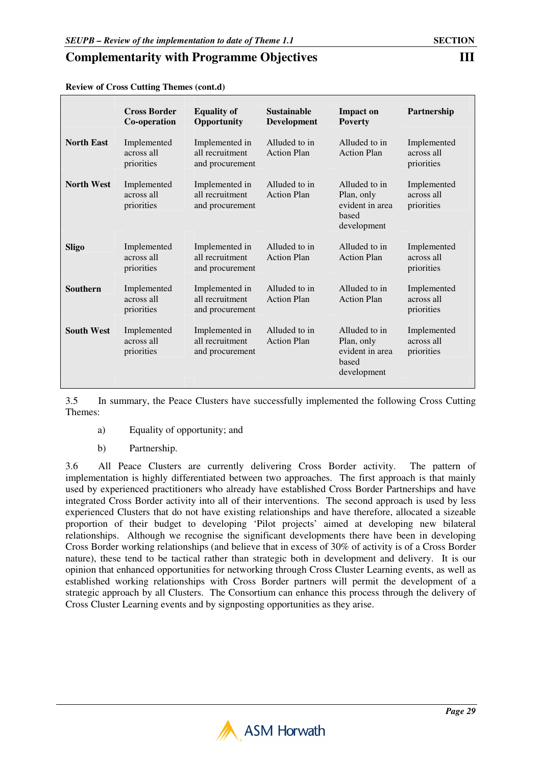## Complementarity with Programme Objectives

**Review of Cross Cutting Themes (cont.d)**

| | Cross Border Co-operation | Equality of Opportunity | Sustainable Development | Impact on Poverty | Partnership |
|---|---|---|---|---|---|
| **North East** | Implemented across all priorities | Implemented in all recruitment and procurement | Alluded to in Action Plan | Alluded to in Action Plan | Implemented across all priorities |
| **North West** | Implemented across all priorities | Implemented in all recruitment and procurement | Alluded to in Action Plan | Alluded to in Plan, only evident in area based development | Implemented across all priorities |
| **Sligo** | Implemented across all priorities | Implemented in all recruitment and procurement | Alluded to in Action Plan | Alluded to in Action Plan | Implemented across all priorities |
| **Southern** | Implemented across all priorities | Implemented in all recruitment and procurement | Alluded to in Action Plan | Alluded to in Action Plan | Implemented across all priorities |
| **South West** | Implemented across all priorities | Implemented in all recruitment and procurement | Alluded to in Action Plan | Alluded to in Plan, only evident in area based development | Implemented across all priorities |

3.5 In summary, the Peace Clusters have successfully implemented the following Cross Cutting Themes:

a) Equality of opportunity; and

b) Partnership.

3.6 All Peace Clusters are currently delivering Cross Border activity. The pattern of implementation is highly differentiated between two approaches. The first approach is that mainly used by experienced practitioners who already have established Cross Border Partnerships and have integrated Cross Border activity into all of their interventions. The second approach is used by less experienced Clusters that do not have existing relationships and have therefore, allocated a sizeable proportion of their budget to developing 'Pilot projects' aimed at developing new bilateral relationships. Although we recognise the significant developments there have been in developing Cross Border working relationships (and believe that in excess of 30% of activity is of a Cross Border nature), these tend to be tactical rather than strategic both in development and delivery. It is our opinion that enhanced opportunities for networking through Cross Cluster Learning events, as well as established working relationships with Cross Border partners will permit the development of a strategic approach by all Clusters. The Consortium can enhance this process through the delivery of Cross Cluster Learning events and by signposting opportunities as they arise.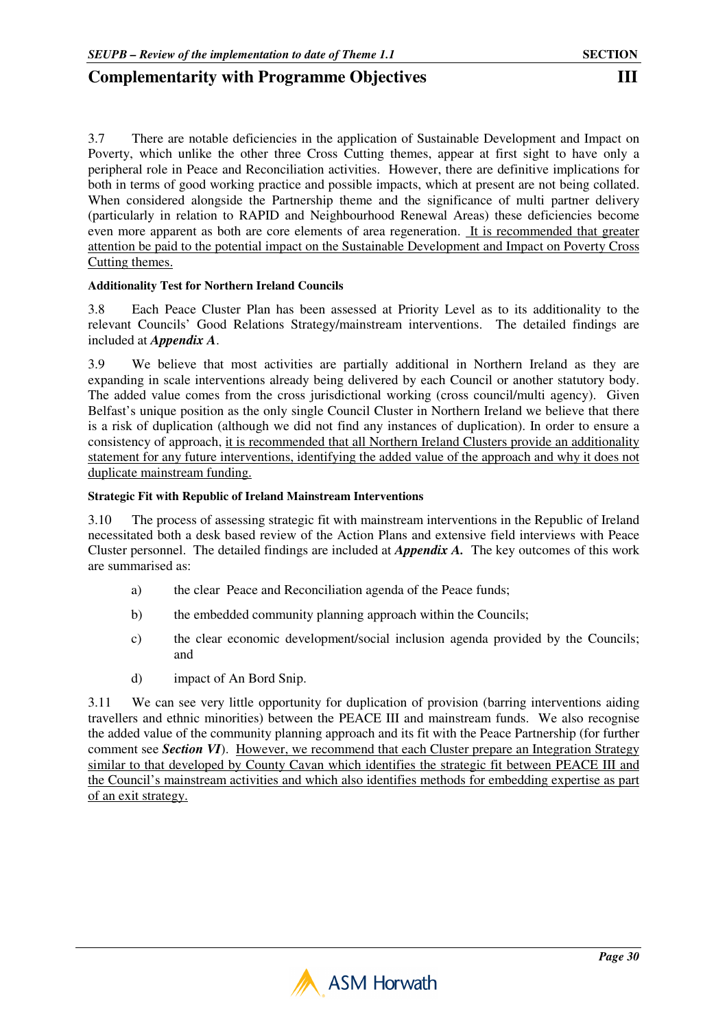3.7 There are notable deficiencies in the application of Sustainable Development and Impact on Poverty, which unlike the other three Cross Cutting themes, appear at first sight to have only a peripheral role in Peace and Reconciliation activities. However, there are definitive implications for both in terms of good working practice and possible impacts, which at present are not being collated. When considered alongside the Partnership theme and the significance of multi partner delivery (particularly in relation to RAPID and Neighbourhood Renewal Areas) these deficiencies become even more apparent as both are core elements of area regeneration. <u>It is recommended that greater attention be paid to the potential impact on the Sustainable Development and Impact on Poverty Cross Cutting themes.</u>

#### Additionality Test for Northern Ireland Councils

3.8 Each Peace Cluster Plan has been assessed at Priority Level as to its additionality to the relevant Councils' Good Relations Strategy/mainstream interventions. The detailed findings are included at ***Appendix A***.

3.9 We believe that most activities are partially additional in Northern Ireland as they are expanding in scale interventions already being delivered by each Council or another statutory body. The added value comes from the cross jurisdictional working (cross council/multi agency). Given Belfast's unique position as the only single Council Cluster in Northern Ireland we believe that there is a risk of duplication (although we did not find any instances of duplication). In order to ensure a consistency of approach, <u>it is recommended that all Northern Ireland Clusters provide an additionality statement for any future interventions, identifying the added value of the approach and why it does not duplicate mainstream funding.</u>

#### Strategic Fit with Republic of Ireland Mainstream Interventions

3.10 The process of assessing strategic fit with mainstream interventions in the Republic of Ireland necessitated both a desk based review of the Action Plans and extensive field interviews with Peace Cluster personnel. The detailed findings are included at ***Appendix A.*** The key outcomes of this work are summarised as:

a) the clear Peace and Reconciliation agenda of the Peace funds;

b) the embedded community planning approach within the Councils;

c) the clear economic development/social inclusion agenda provided by the Councils; and

d) impact of An Bord Snip.

3.11 We can see very little opportunity for duplication of provision (barring interventions aiding travellers and ethnic minorities) between the PEACE III and mainstream funds. We also recognise the added value of the community planning approach and its fit with the Peace Partnership (for further comment see ***Section VI***). <u>However, we recommend that each Cluster prepare an Integration Strategy similar to that developed by County Cavan which identifies the strategic fit between PEACE III and the Council's mainstream activities and which also identifies methods for embedding expertise as part of an exit strategy.</u>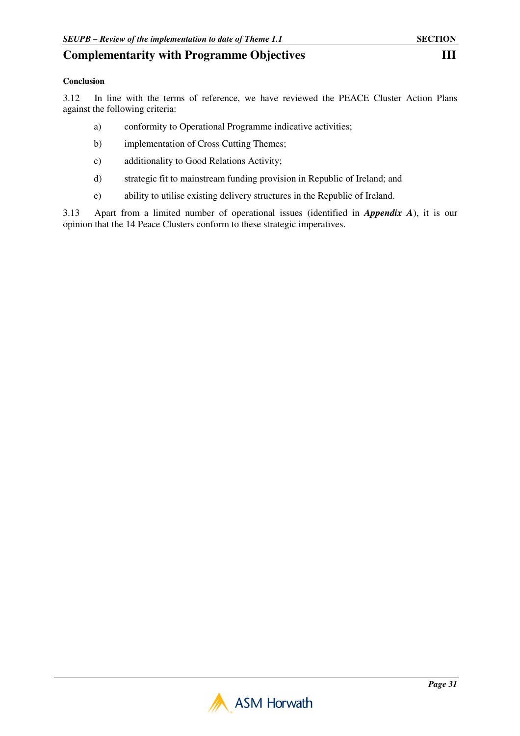## Complementarity with Programme Objectives

**Conclusion**

3.12 In line with the terms of reference, we have reviewed the PEACE Cluster Action Plans against the following criteria:

a) conformity to Operational Programme indicative activities;

b) implementation of Cross Cutting Themes;

c) additionality to Good Relations Activity;

d) strategic fit to mainstream funding provision in Republic of Ireland; and

e) ability to utilise existing delivery structures in the Republic of Ireland.

3.13 Apart from a limited number of operational issues (identified in ***Appendix A***), it is our opinion that the 14 Peace Clusters conform to these strategic imperatives.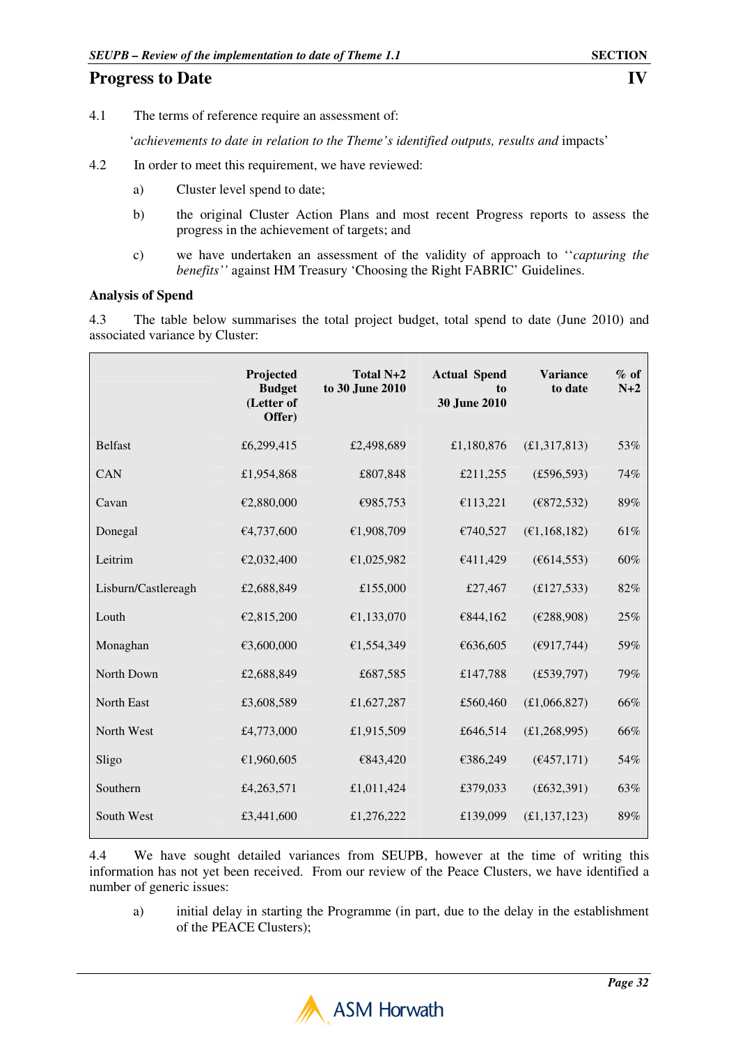# Progress to Date

4.1 The terms of reference require an assessment of:

'*achievements to date in relation to the Theme's identified outputs, results and* impacts'

4.2 In order to meet this requirement, we have reviewed:

a) Cluster level spend to date;

b) the original Cluster Action Plans and most recent Progress reports to assess the progress in the achievement of targets; and

c) we have undertaken an assessment of the validity of approach to ''*capturing the benefits''* against HM Treasury 'Choosing the Right FABRIC' Guidelines.

**Analysis of Spend**

4.3 The table below summarises the total project budget, total spend to date (June 2010) and associated variance by Cluster:

| | Projected Budget (Letter of Offer) | Total N+2 to 30 June 2010 | Actual Spend to 30 June 2010 | Variance to date | % of N+2 |
|---|---|---|---|---|---|
| Belfast | £6,299,415 | £2,498,689 | £1,180,876 | (£1,317,813) | 53% |
| CAN | £1,954,868 | £807,848 | £211,255 | (£596,593) | 74% |
| Cavan | €2,880,000 | €985,753 | €113,221 | (€872,532) | 89% |
| Donegal | €4,737,600 | €1,908,709 | €740,527 | (€1,168,182) | 61% |
| Leitrim | €2,032,400 | €1,025,982 | €411,429 | (€614,553) | 60% |
| Lisburn/Castlereagh | £2,688,849 | £155,000 | £27,467 | (£127,533) | 82% |
| Louth | €2,815,200 | €1,133,070 | €844,162 | (€288,908) | 25% |
| Monaghan | €3,600,000 | €1,554,349 | €636,605 | (€917,744) | 59% |
| North Down | £2,688,849 | £687,585 | £147,788 | (£539,797) | 79% |
| North East | £3,608,589 | £1,627,287 | £560,460 | (£1,066,827) | 66% |
| North West | £4,773,000 | £1,915,509 | £646,514 | (£1,268,995) | 66% |
| Sligo | €1,960,605 | €843,420 | €386,249 | (€457,171) | 54% |
| Southern | £4,263,571 | £1,011,424 | £379,033 | (£632,391) | 63% |
| South West | £3,441,600 | £1,276,222 | £139,099 | (£1,137,123) | 89% |

4.4 We have sought detailed variances from SEUPB, however at the time of writing this information has not yet been received. From our review of the Peace Clusters, we have identified a number of generic issues:

a) initial delay in starting the Programme (in part, due to the delay in the establishment of the PEACE Clusters);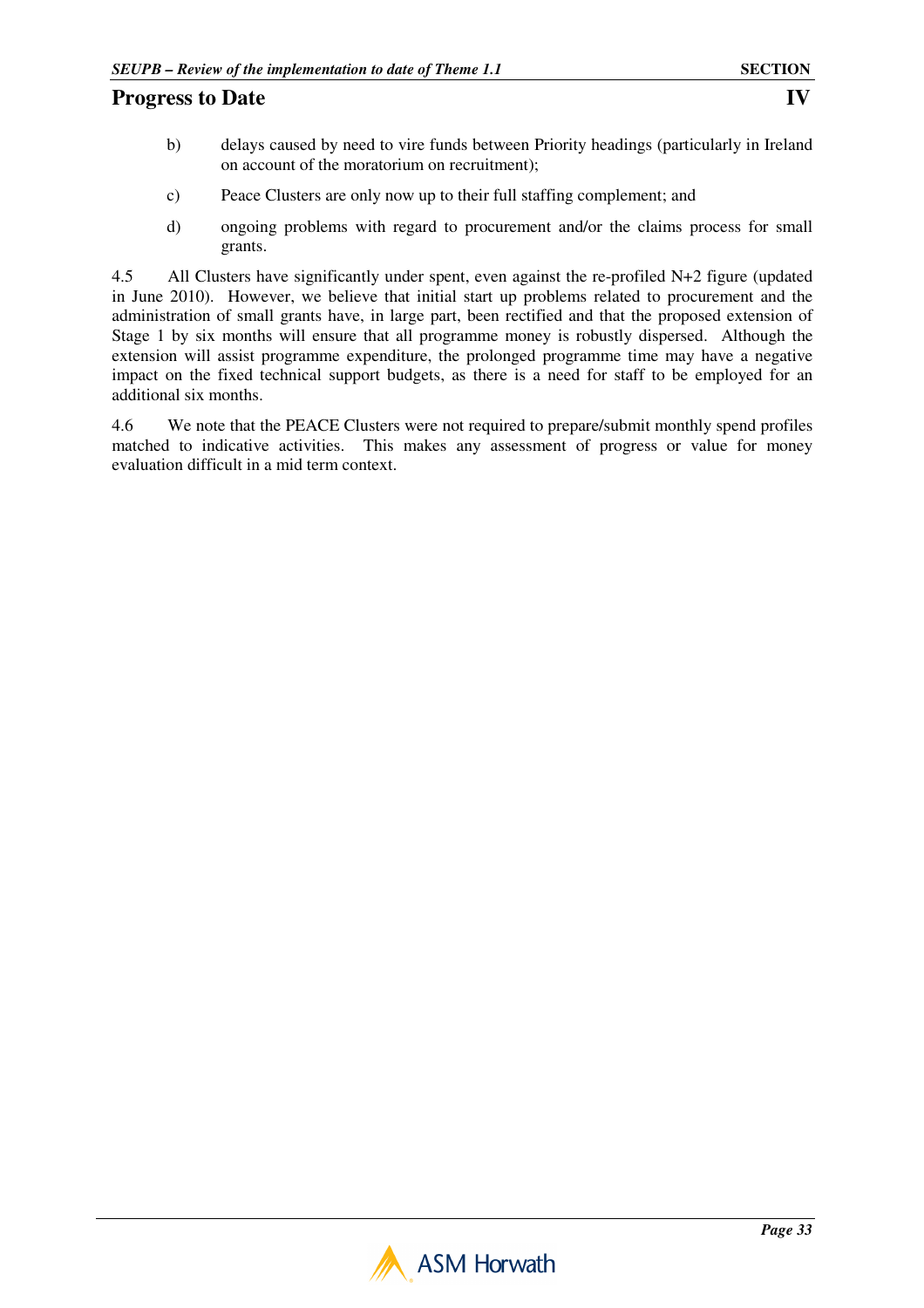b) delays caused by need to vire funds between Priority headings (particularly in Ireland on account of the moratorium on recruitment);

c) Peace Clusters are only now up to their full staffing complement; and

d) ongoing problems with regard to procurement and/or the claims process for small grants.

4.5 All Clusters have significantly under spent, even against the re-profiled N+2 figure (updated in June 2010). However, we believe that initial start up problems related to procurement and the administration of small grants have, in large part, been rectified and that the proposed extension of Stage 1 by six months will ensure that all programme money is robustly dispersed. Although the extension will assist programme expenditure, the prolonged programme time may have a negative impact on the fixed technical support budgets, as there is a need for staff to be employed for an additional six months.

4.6 We note that the PEACE Clusters were not required to prepare/submit monthly spend profiles matched to indicative activities. This makes any assessment of progress or value for money evaluation difficult in a mid term context.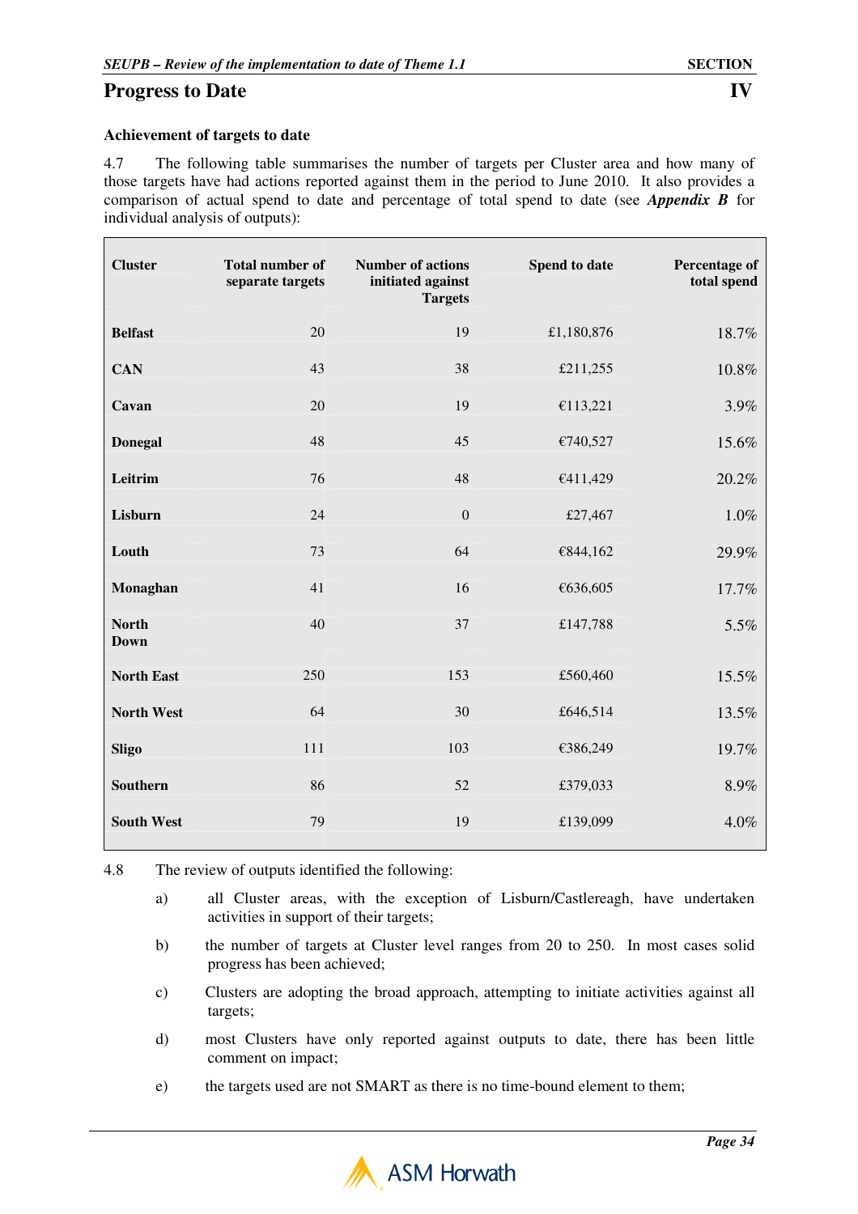## Progress to Date

### Achievement of targets to date

4.7 The following table summarises the number of targets per Cluster area and how many of those targets have had actions reported against them in the period to June 2010. It also provides a comparison of actual spend to date and percentage of total spend to date (see ***Appendix B*** for individual analysis of outputs):

| Cluster | Total number of separate targets | Number of actions initiated against Targets | Spend to date | Percentage of total spend |
|---|---|---|---|---|
| **Belfast** | 20 | 19 | £1,180,876 | 18.7% |
| **CAN** | 43 | 38 | £211,255 | 10.8% |
| **Cavan** | 20 | 19 | €113,221 | 3.9% |
| **Donegal** | 48 | 45 | €740,527 | 15.6% |
| **Leitrim** | 76 | 48 | €411,429 | 20.2% |
| **Lisburn** | 24 | 0 | £27,467 | 1.0% |
| **Louth** | 73 | 64 | €844,162 | 29.9% |
| **Monaghan** | 41 | 16 | €636,605 | 17.7% |
| **North Down** | 40 | 37 | £147,788 | 5.5% |
| **North East** | 250 | 153 | £560,460 | 15.5% |
| **North West** | 64 | 30 | £646,514 | 13.5% |
| **Sligo** | 111 | 103 | €386,249 | 19.7% |
| **Southern** | 86 | 52 | £379,033 | 8.9% |
| **South West** | 79 | 19 | £139,099 | 4.0% |

4.8 The review of outputs identified the following:

a) all Cluster areas, with the exception of Lisburn/Castlereagh, have undertaken activities in support of their targets;

b) the number of targets at Cluster level ranges from 20 to 250. In most cases solid progress has been achieved;

c) Clusters are adopting the broad approach, attempting to initiate activities against all targets;

d) most Clusters have only reported against outputs to date, there has been little comment on impact;

e) the targets used are not SMART as there is no time-bound element to them;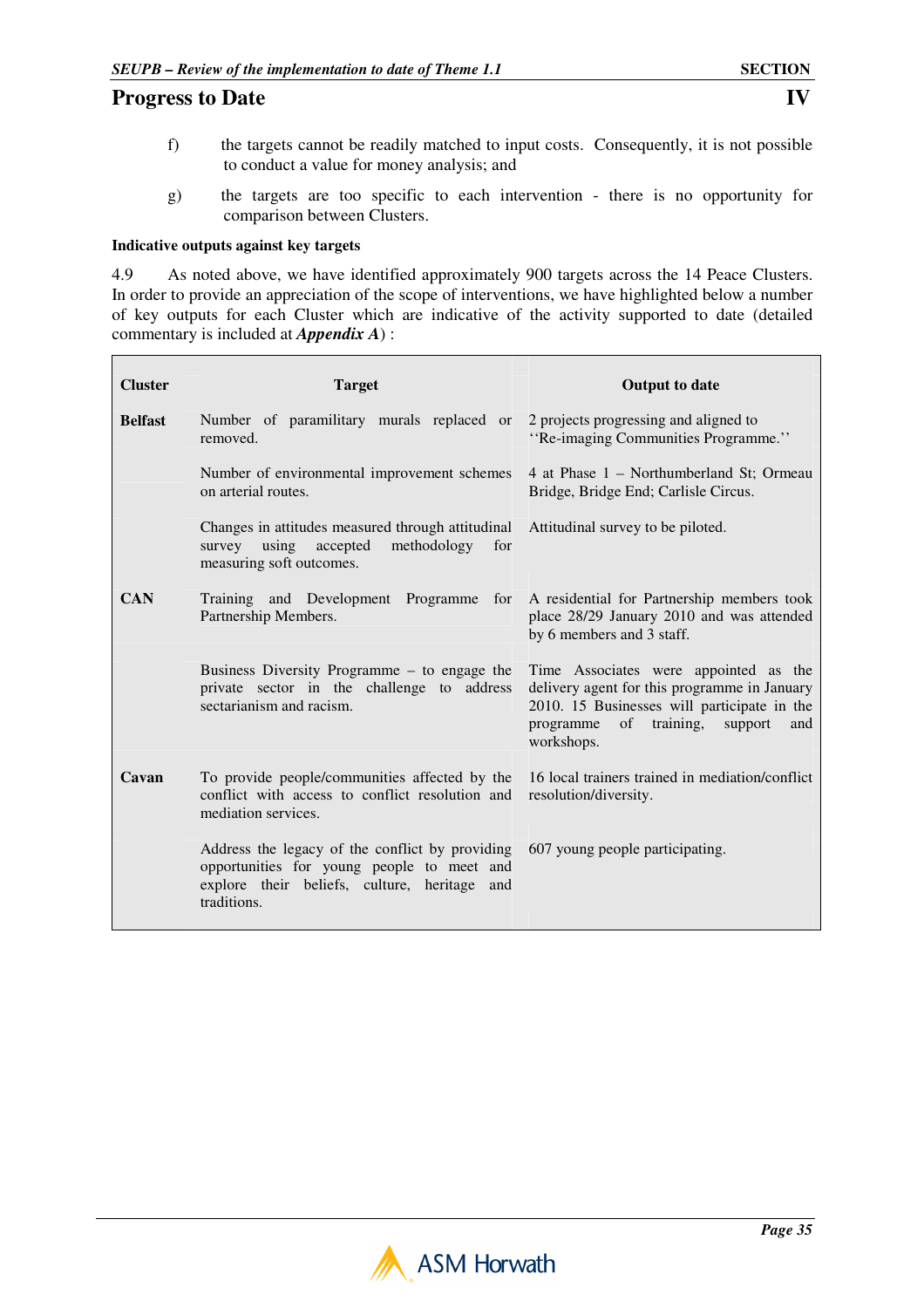## Progress to Date

f) the targets cannot be readily matched to input costs. Consequently, it is not possible to conduct a value for money analysis; and

g) the targets are too specific to each intervention - there is no opportunity for comparison between Clusters.

**Indicative outputs against key targets**

4.9 As noted above, we have identified approximately 900 targets across the 14 Peace Clusters. In order to provide an appreciation of the scope of interventions, we have highlighted below a number of key outputs for each Cluster which are indicative of the activity supported to date (detailed commentary is included at ***Appendix A***) :

| Cluster | Target | Output to date |
|---|---|---|
| **Belfast** | Number of paramilitary murals replaced or removed. | 2 projects progressing and aligned to ''Re-imaging Communities Programme.'' |
| | Number of environmental improvement schemes on arterial routes. | 4 at Phase 1 – Northumberland St; Ormeau Bridge, Bridge End; Carlisle Circus. |
| | Changes in attitudes measured through attitudinal survey using accepted methodology for measuring soft outcomes. | Attitudinal survey to be piloted. |
| **CAN** | Training and Development Programme for Partnership Members. | A residential for Partnership members took place 28/29 January 2010 and was attended by 6 members and 3 staff. |
| | Business Diversity Programme – to engage the private sector in the challenge to address sectarianism and racism. | Time Associates were appointed as the delivery agent for this programme in January 2010. 15 Businesses will participate in the programme of training, support and workshops. |
| **Cavan** | To provide people/communities affected by the conflict with access to conflict resolution and mediation services. | 16 local trainers trained in mediation/conflict resolution/diversity. |
| | Address the legacy of the conflict by providing opportunities for young people to meet and explore their beliefs, culture, heritage and traditions. | 607 young people participating. |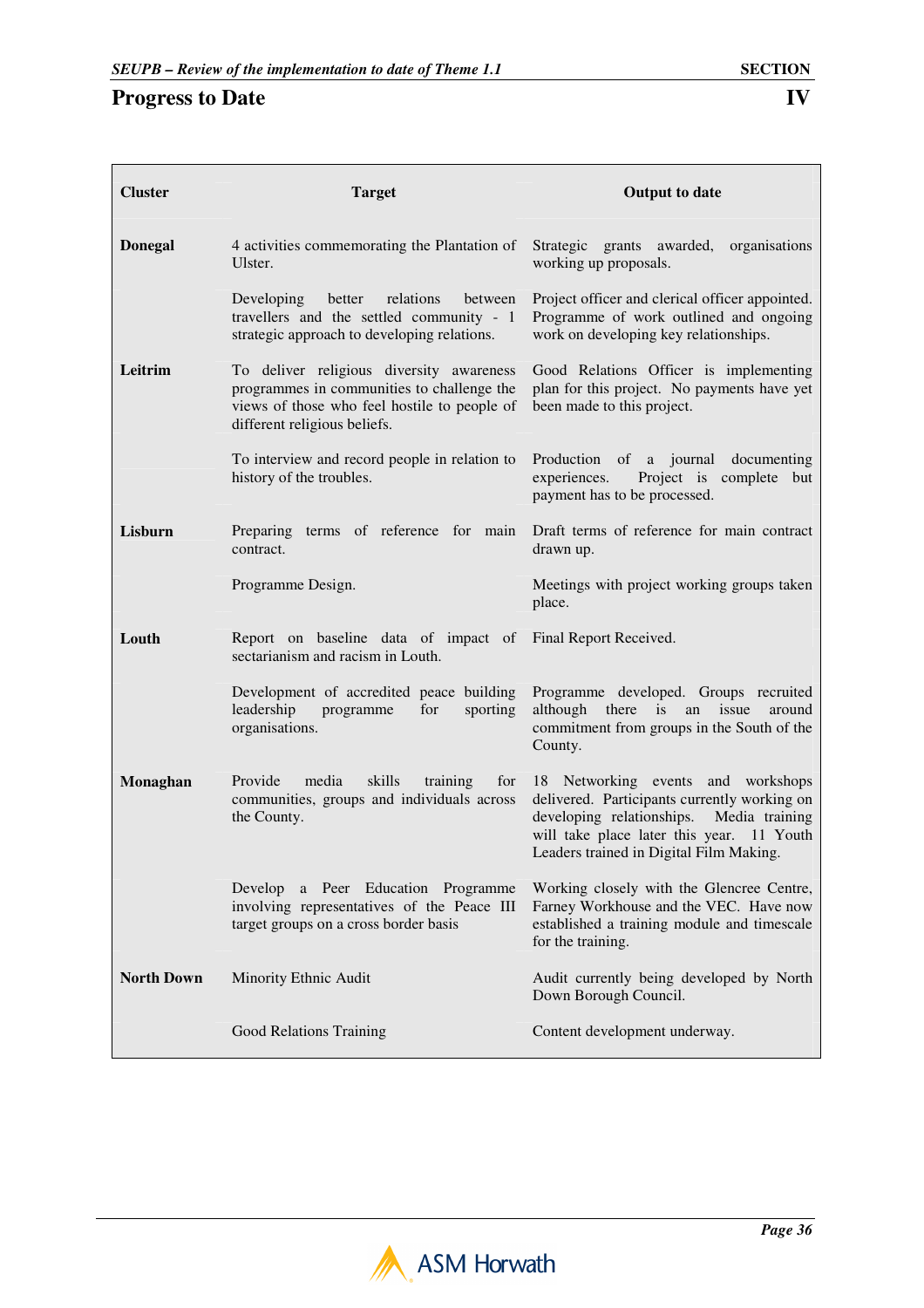## Progress to Date

| Cluster | Target | Output to date |
|---|---|---|
| **Donegal** | 4 activities commemorating the Plantation of Ulster. | Strategic grants awarded, organisations working up proposals. |
| | Developing better relations between travellers and the settled community - 1 strategic approach to developing relations. | Project officer and clerical officer appointed. Programme of work outlined and ongoing work on developing key relationships. |
| **Leitrim** | To deliver religious diversity awareness programmes in communities to challenge the views of those who feel hostile to people of different religious beliefs. | Good Relations Officer is implementing plan for this project. No payments have yet been made to this project. |
| | To interview and record people in relation to history of the troubles. | Production of a journal documenting experiences. Project is complete but payment has to be processed. |
| **Lisburn** | Preparing terms of reference for main contract. | Draft terms of reference for main contract drawn up. |
| | Programme Design. | Meetings with project working groups taken place. |
| **Louth** | Report on baseline data of impact of sectarianism and racism in Louth. | Final Report Received. |
| | Development of accredited peace building leadership programme for sporting organisations. | Programme developed. Groups recruited although there is an issue around commitment from groups in the South of the County. |
| **Monaghan** | Provide media skills training for communities, groups and individuals across the County. | 18 Networking events and workshops delivered. Participants currently working on developing relationships. Media training will take place later this year. 11 Youth Leaders trained in Digital Film Making. |
| | Develop a Peer Education Programme involving representatives of the Peace III target groups on a cross border basis | Working closely with the Glencree Centre, Farney Workhouse and the VEC. Have now established a training module and timescale for the training. |
| **North Down** | Minority Ethnic Audit | Audit currently being developed by North Down Borough Council. |
| | Good Relations Training | Content development underway. |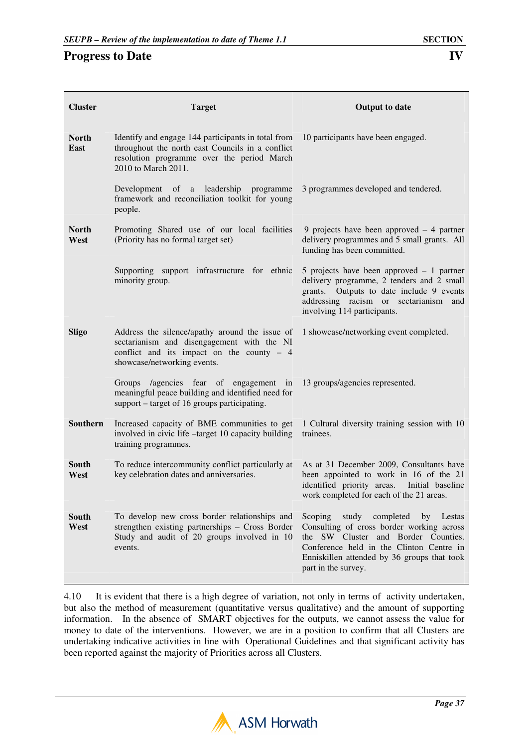| Cluster | Target | Output to date |
|---|---|---|
| North East | Identify and engage 144 participants in total from throughout the north east Councils in a conflict resolution programme over the period March 2010 to March 2011. | 10 participants have been engaged. |
| | Development of a leadership programme framework and reconciliation toolkit for young people. | 3 programmes developed and tendered. |
| North West | Promoting Shared use of our local facilities (Priority has no formal target set) | 9 projects have been approved – 4 partner delivery programmes and 5 small grants. All funding has been committed. |
| | Supporting support infrastructure for ethnic minority group. | 5 projects have been approved – 1 partner delivery programme, 2 tenders and 2 small grants. Outputs to date include 9 events addressing racism or sectarianism and involving 114 participants. |
| Sligo | Address the silence/apathy around the issue of sectarianism and disengagement with the NI conflict and its impact on the county – 4 showcase/networking events. | 1 showcase/networking event completed. |
| | Groups /agencies fear of engagement in meaningful peace building and identified need for support – target of 16 groups participating. | 13 groups/agencies represented. |
| Southern | Increased capacity of BME communities to get involved in civic life –target 10 capacity building training programmes. | 1 Cultural diversity training session with 10 trainees. |
| South West | To reduce intercommunity conflict particularly at key celebration dates and anniversaries. | As at 31 December 2009, Consultants have been appointed to work in 16 of the 21 identified priority areas. Initial baseline work completed for each of the 21 areas. |
| South West | To develop new cross border relationships and strengthen existing partnerships – Cross Border Study and audit of 20 groups involved in 10 events. | Scoping study completed by Lestas Consulting of cross border working across the SW Cluster and Border Counties. Conference held in the Clinton Centre in Enniskillen attended by 36 groups that took part in the survey. |

4.10 It is evident that there is a high degree of variation, not only in terms of activity undertaken, but also the method of measurement (quantitative versus qualitative) and the amount of supporting information. In the absence of SMART objectives for the outputs, we cannot assess the value for money to date of the interventions. However, we are in a position to confirm that all Clusters are undertaking indicative activities in line with Operational Guidelines and that significant activity has been reported against the majority of Priorities across all Clusters.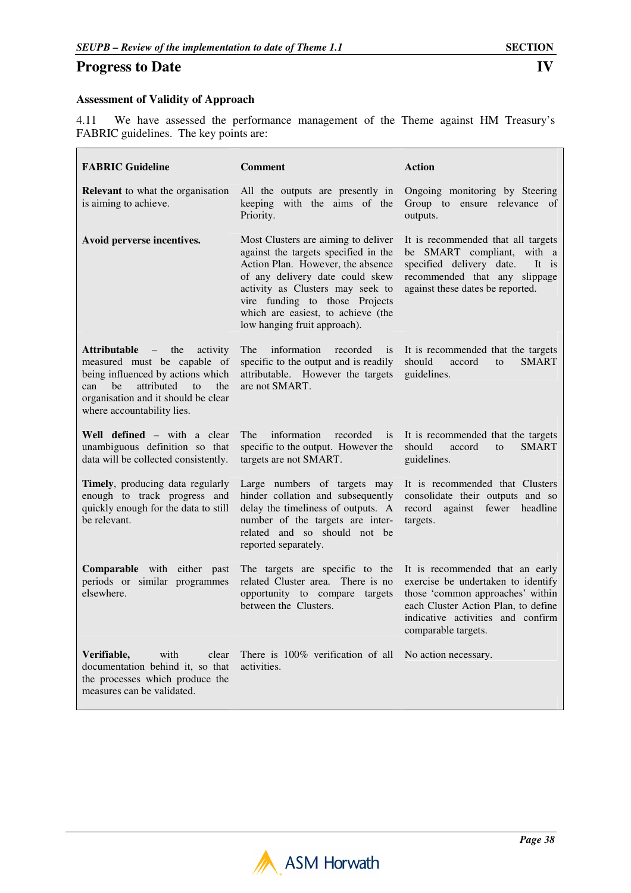## Progress to Date

### Assessment of Validity of Approach

4.11 We have assessed the performance management of the Theme against HM Treasury's FABRIC guidelines. The key points are:

| FABRIC Guideline | Comment | Action |
|---|---|---|
| **Relevant** to what the organisation is aiming to achieve. | All the outputs are presently in keeping with the aims of the Priority. | Ongoing monitoring by Steering Group to ensure relevance of outputs. |
| **Avoid perverse incentives.** | Most Clusters are aiming to deliver against the targets specified in the Action Plan. However, the absence of any delivery date could skew activity as Clusters may seek to vire funding to those Projects which are easiest, to achieve (the low hanging fruit approach). | It is recommended that all targets be SMART compliant, with a specified delivery date. It is recommended that any slippage against these dates be reported. |
| **Attributable** – the activity measured must be capable of being influenced by actions which can be attributed to the organisation and it should be clear where accountability lies. | The information recorded is specific to the output and is readily attributable. However the targets are not SMART. | It is recommended that the targets should accord to SMART guidelines. |
| **Well defined** – with a clear unambiguous definition so that data will be collected consistently. | The information recorded is specific to the output. However the targets are not SMART. | It is recommended that the targets should accord to SMART guidelines. |
| **Timely**, producing data regularly enough to track progress and quickly enough for the data to still be relevant. | Large numbers of targets may hinder collation and subsequently delay the timeliness of outputs. A number of the targets are inter-related and so should not be reported separately. | It is recommended that Clusters consolidate their outputs and so record against fewer headline targets. |
| **Comparable** with either past periods or similar programmes elsewhere. | The targets are specific to the related Cluster area. There is no opportunity to compare targets between the Clusters. | It is recommended that an early exercise be undertaken to identify those 'common approaches' within each Cluster Action Plan, to define indicative activities and confirm comparable targets. |
| **Verifiable,** with clear documentation behind it, so that the processes which produce the measures can be validated. | There is 100% verification of all activities. | No action necessary. |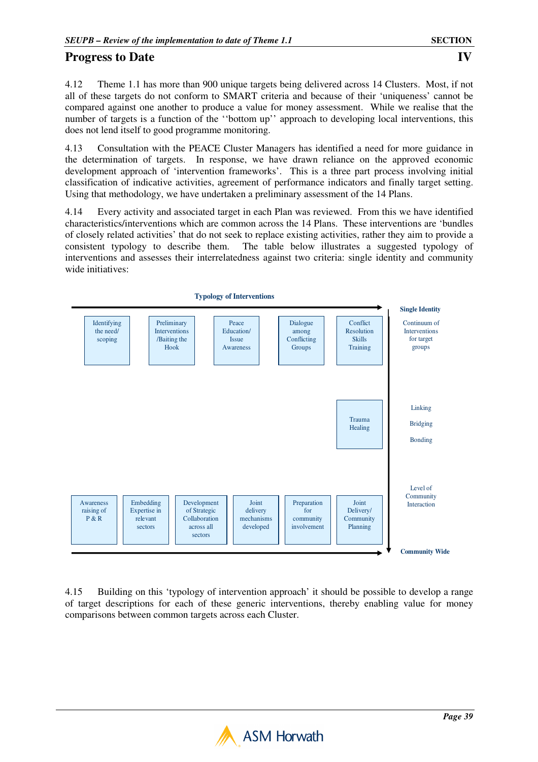## Progress to Date

4.12 Theme 1.1 has more than 900 unique targets being delivered across 14 Clusters. Most, if not all of these targets do not conform to SMART criteria and because of their 'uniqueness' cannot be compared against one another to produce a value for money assessment. While we realise that the number of targets is a function of the ''bottom up'' approach to developing local interventions, this does not lend itself to good programme monitoring.

4.13 Consultation with the PEACE Cluster Managers has identified a need for more guidance in the determination of targets. In response, we have drawn reliance on the approved economic development approach of 'intervention frameworks'. This is a three part process involving initial classification of indicative activities, agreement of performance indicators and finally target setting. Using that methodology, we have undertaken a preliminary assessment of the 14 Plans.

4.14 Every activity and associated target in each Plan was reviewed. From this we have identified characteristics/interventions which are common across the 14 Plans. These interventions are 'bundles of closely related activities' that do not seek to replace existing activities, rather they aim to provide a consistent typology to describe them. The table below illustrates a suggested typology of interventions and assesses their interrelatedness against two criteria: single identity and community wide initiatives:

**Typology of Interventions**

| | | | | | | |
|---|---|---|---|---|---|---|
| | Identifying the need/ scoping | Preliminary Interventions /Baiting the Hook | Peace Education/ Issue Awareness | Dialogue among Conflicting Groups | Conflict Resolution Skills Training | **Single Identity** – Continuum of Interventions for target groups |
| | | | | | Trauma Healing | Linking / Bridging / Bonding |
| Awareness raising of P & R | Embedding Expertise in relevant sectors | Development of Strategic Collaboration across all sectors | Joint delivery mechanisms developed | Preparation for community involvement | Joint Delivery/ Community Planning | Level of Community Interaction – **Community Wide** |

4.15 Building on this 'typology of intervention approach' it should be possible to develop a range of target descriptions for each of these generic interventions, thereby enabling value for money comparisons between common targets across each Cluster.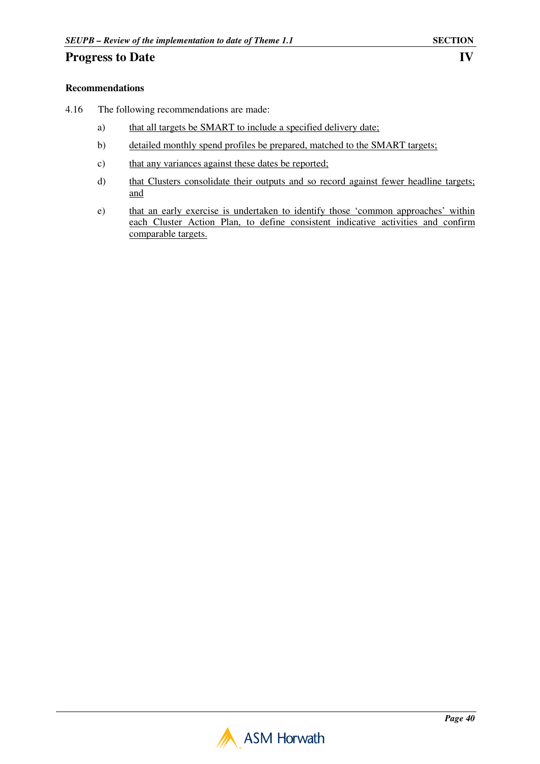## Progress to Date

### Recommendations

4.16 The following recommendations are made:

a) <u>that all targets be SMART to include a specified delivery date;</u>

b) <u>detailed monthly spend profiles be prepared, matched to the SMART targets;</u>

c) <u>that any variances against these dates be reported;</u>

d) <u>that Clusters consolidate their outputs and so record against fewer headline targets; and</u>

e) <u>that an early exercise is undertaken to identify those 'common approaches' within each Cluster Action Plan, to define consistent indicative activities and confirm comparable targets.</u>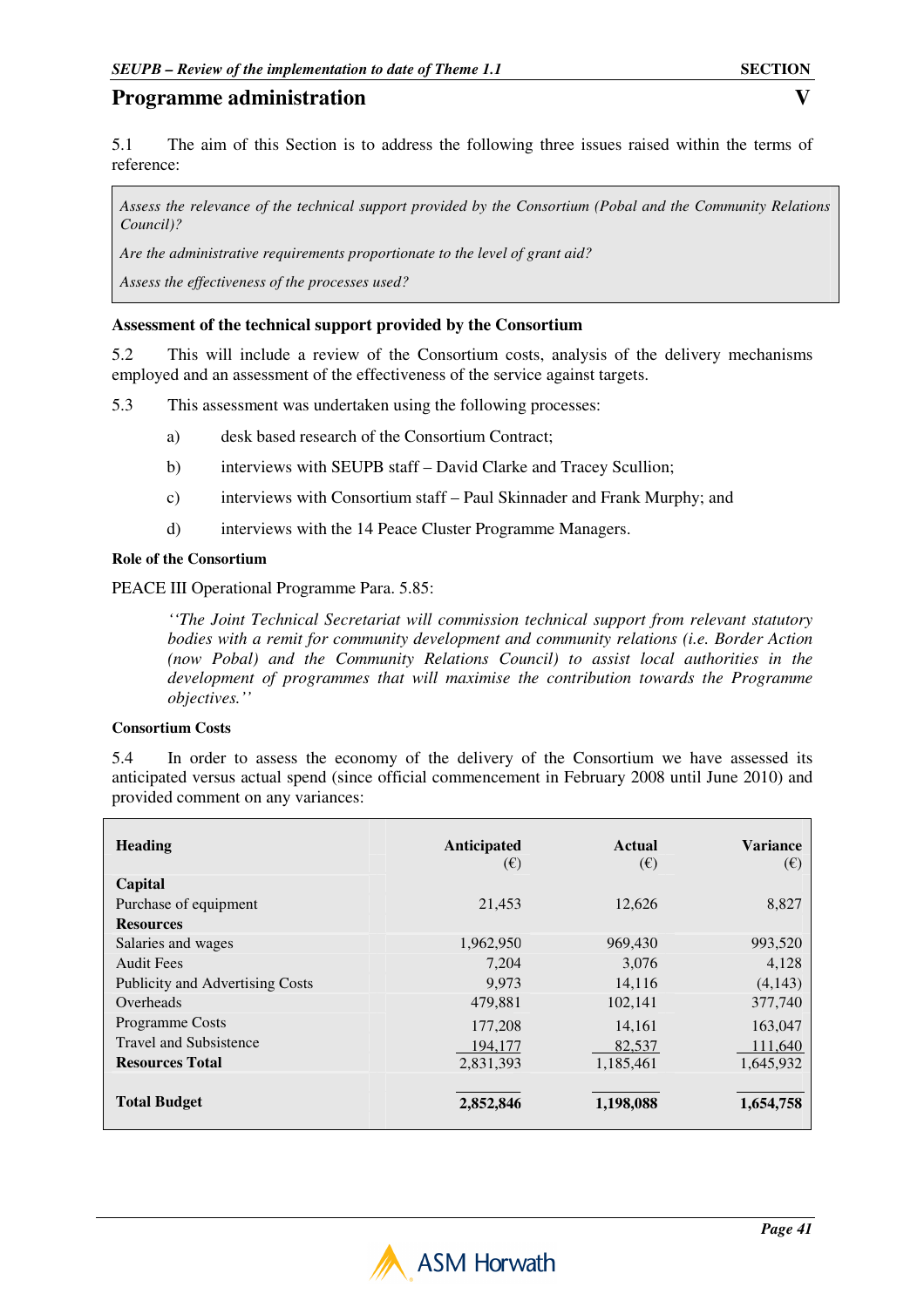## Programme administration

5.1 The aim of this Section is to address the following three issues raised within the terms of reference:

> *Assess the relevance of the technical support provided by the Consortium (Pobal and the Community Relations Council)?*
>
> *Are the administrative requirements proportionate to the level of grant aid?*
>
> *Assess the effectiveness of the processes used?*

### Assessment of the technical support provided by the Consortium

5.2 This will include a review of the Consortium costs, analysis of the delivery mechanisms employed and an assessment of the effectiveness of the service against targets.

5.3 This assessment was undertaken using the following processes:

a) desk based research of the Consortium Contract;

b) interviews with SEUPB staff – David Clarke and Tracey Scullion;

c) interviews with Consortium staff – Paul Skinnader and Frank Murphy; and

d) interviews with the 14 Peace Cluster Programme Managers.

#### Role of the Consortium

PEACE III Operational Programme Para. 5.85:

> *''The Joint Technical Secretariat will commission technical support from relevant statutory bodies with a remit for community development and community relations (i.e. Border Action (now Pobal) and the Community Relations Council) to assist local authorities in the development of programmes that will maximise the contribution towards the Programme objectives.''*

#### Consortium Costs

5.4 In order to assess the economy of the delivery of the Consortium we have assessed its anticipated versus actual spend (since official commencement in February 2008 until June 2010) and provided comment on any variances:

| Heading | Anticipated (€) | Actual (€) | Variance (€) |
|---|---|---|---|
| **Capital** | | | |
| Purchase of equipment | 21,453 | 12,626 | 8,827 |
| **Resources** | | | |
| Salaries and wages | 1,962,950 | 969,430 | 993,520 |
| Audit Fees | 7,204 | 3,076 | 4,128 |
| Publicity and Advertising Costs | 9,973 | 14,116 | (4,143) |
| Overheads | 479,881 | 102,141 | 377,740 |
| Programme Costs | 177,208 | 14,161 | 163,047 |
| Travel and Subsistence | 194,177 | 82,537 | 111,640 |
| **Resources Total** | 2,831,393 | 1,185,461 | 1,645,932 |
| **Total Budget** | **2,852,846** | **1,198,088** | **1,654,758** |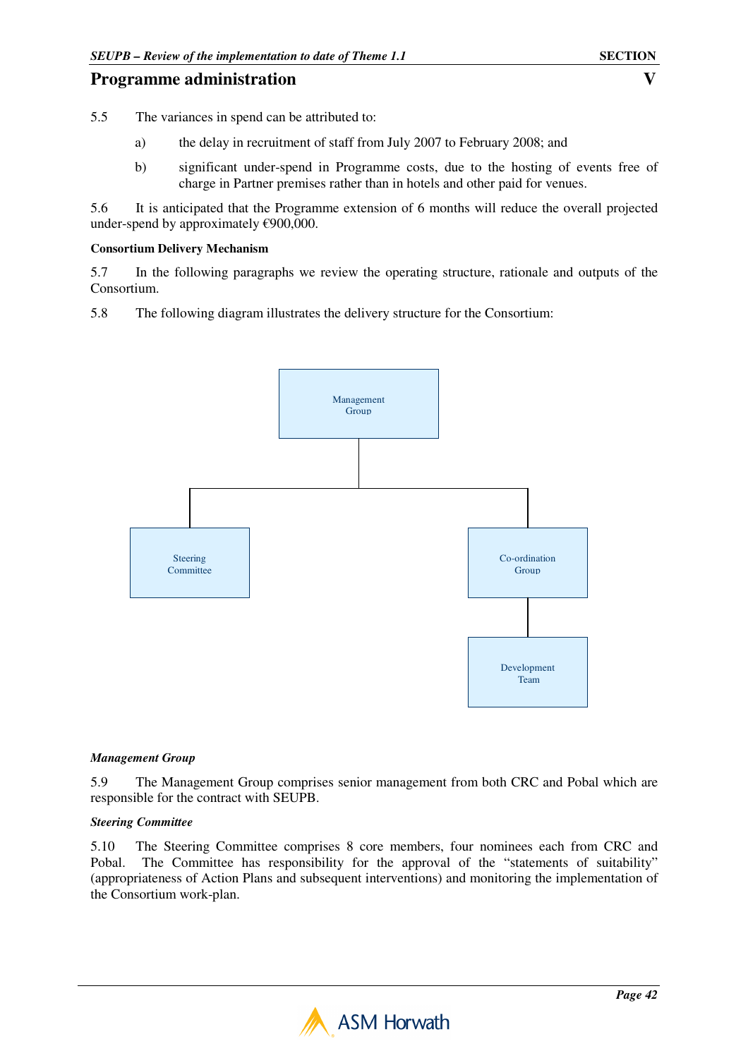5.5 The variances in spend can be attributed to:

a) the delay in recruitment of staff from July 2007 to February 2008; and

b) significant under-spend in Programme costs, due to the hosting of events free of charge in Partner premises rather than in hotels and other paid for venues.

5.6 It is anticipated that the Programme extension of 6 months will reduce the overall projected under-spend by approximately €900,000.

**Consortium Delivery Mechanism**

5.7 In the following paragraphs we review the operating structure, rationale and outputs of the Consortium.

5.8 The following diagram illustrates the delivery structure for the Consortium:

Management Group

Steering Committee

Co-ordination Group

Development Team

***Management Group***

5.9 The Management Group comprises senior management from both CRC and Pobal which are responsible for the contract with SEUPB.

***Steering Committee***

5.10 The Steering Committee comprises 8 core members, four nominees each from CRC and Pobal. The Committee has responsibility for the approval of the "statements of suitability" (appropriateness of Action Plans and subsequent interventions) and monitoring the implementation of the Consortium work-plan.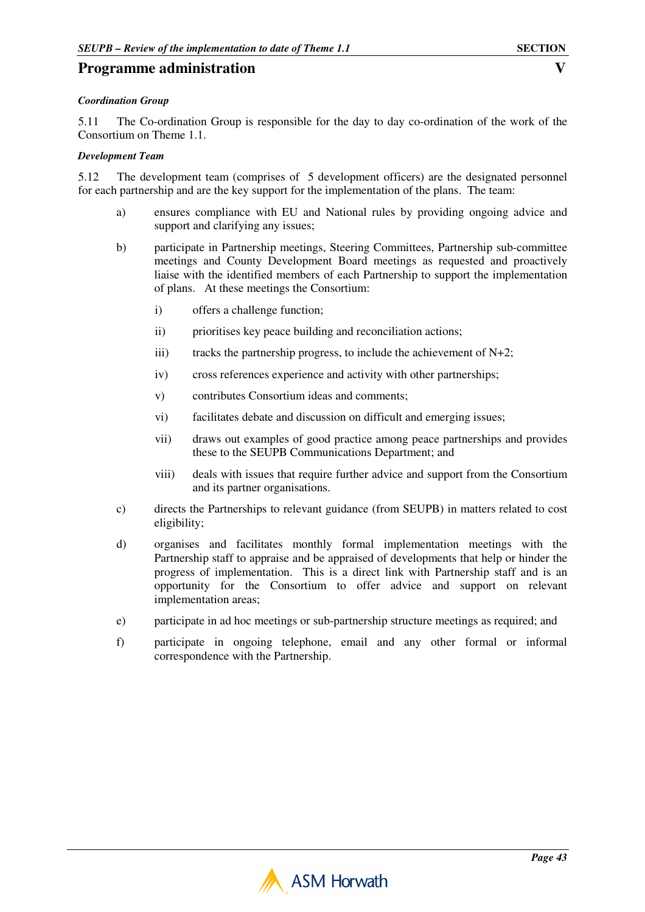# Programme administration

***Coordination Group***

5.11 The Co-ordination Group is responsible for the day to day co-ordination of the work of the Consortium on Theme 1.1.

***Development Team***

5.12 The development team (comprises of 5 development officers) are the designated personnel for each partnership and are the key support for the implementation of the plans. The team:

a) ensures compliance with EU and National rules by providing ongoing advice and support and clarifying any issues;

b) participate in Partnership meetings, Steering Committees, Partnership sub-committee meetings and County Development Board meetings as requested and proactively liaise with the identified members of each Partnership to support the implementation of plans. At these meetings the Consortium:

   i) offers a challenge function;

   ii) prioritises key peace building and reconciliation actions;

   iii) tracks the partnership progress, to include the achievement of N+2;

   iv) cross references experience and activity with other partnerships;

   v) contributes Consortium ideas and comments;

   vi) facilitates debate and discussion on difficult and emerging issues;

   vii) draws out examples of good practice among peace partnerships and provides these to the SEUPB Communications Department; and

   viii) deals with issues that require further advice and support from the Consortium and its partner organisations.

c) directs the Partnerships to relevant guidance (from SEUPB) in matters related to cost eligibility;

d) organises and facilitates monthly formal implementation meetings with the Partnership staff to appraise and be appraised of developments that help or hinder the progress of implementation. This is a direct link with Partnership staff and is an opportunity for the Consortium to offer advice and support on relevant implementation areas;

e) participate in ad hoc meetings or sub-partnership structure meetings as required; and

f) participate in ongoing telephone, email and any other formal or informal correspondence with the Partnership.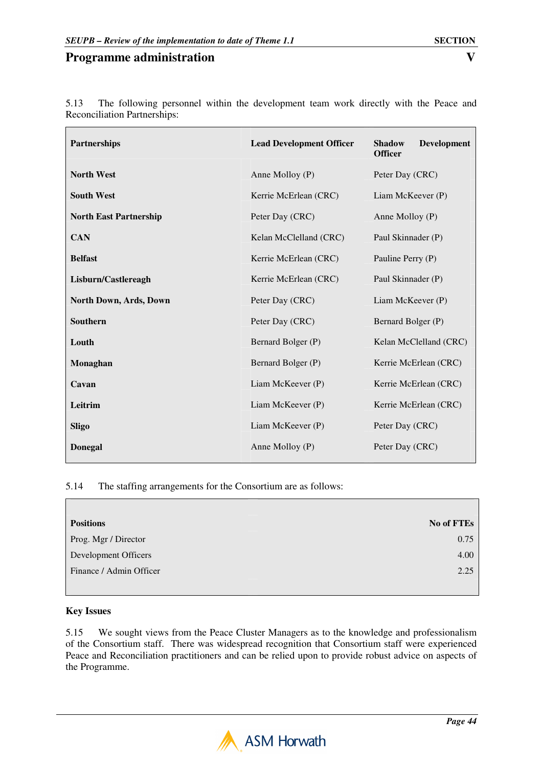## Programme administration

5.13 The following personnel within the development team work directly with the Peace and Reconciliation Partnerships:

| Partnerships | Lead Development Officer | Shadow Development Officer |
|---|---|---|
| **North West** | Anne Molloy (P) | Peter Day (CRC) |
| **South West** | Kerrie McErlean (CRC) | Liam McKeever (P) |
| **North East Partnership** | Peter Day (CRC) | Anne Molloy (P) |
| **CAN** | Kelan McClelland (CRC) | Paul Skinnader (P) |
| **Belfast** | Kerrie McErlean (CRC) | Pauline Perry (P) |
| **Lisburn/Castlereagh** | Kerrie McErlean (CRC) | Paul Skinnader (P) |
| **North Down, Ards, Down** | Peter Day (CRC) | Liam McKeever (P) |
| **Southern** | Peter Day (CRC) | Bernard Bolger (P) |
| **Louth** | Bernard Bolger (P) | Kelan McClelland (CRC) |
| **Monaghan** | Bernard Bolger (P) | Kerrie McErlean (CRC) |
| **Cavan** | Liam McKeever (P) | Kerrie McErlean (CRC) |
| **Leitrim** | Liam McKeever (P) | Kerrie McErlean (CRC) |
| **Sligo** | Liam McKeever (P) | Peter Day (CRC) |
| **Donegal** | Anne Molloy (P) | Peter Day (CRC) |

5.14 The staffing arrangements for the Consortium are as follows:

| Positions | No of FTEs |
|---|---|
| Prog. Mgr / Director | 0.75 |
| Development Officers | 4.00 |
| Finance / Admin Officer | 2.25 |

**Key Issues**

5.15 We sought views from the Peace Cluster Managers as to the knowledge and professionalism of the Consortium staff. There was widespread recognition that Consortium staff were experienced Peace and Reconciliation practitioners and can be relied upon to provide robust advice on aspects of the Programme.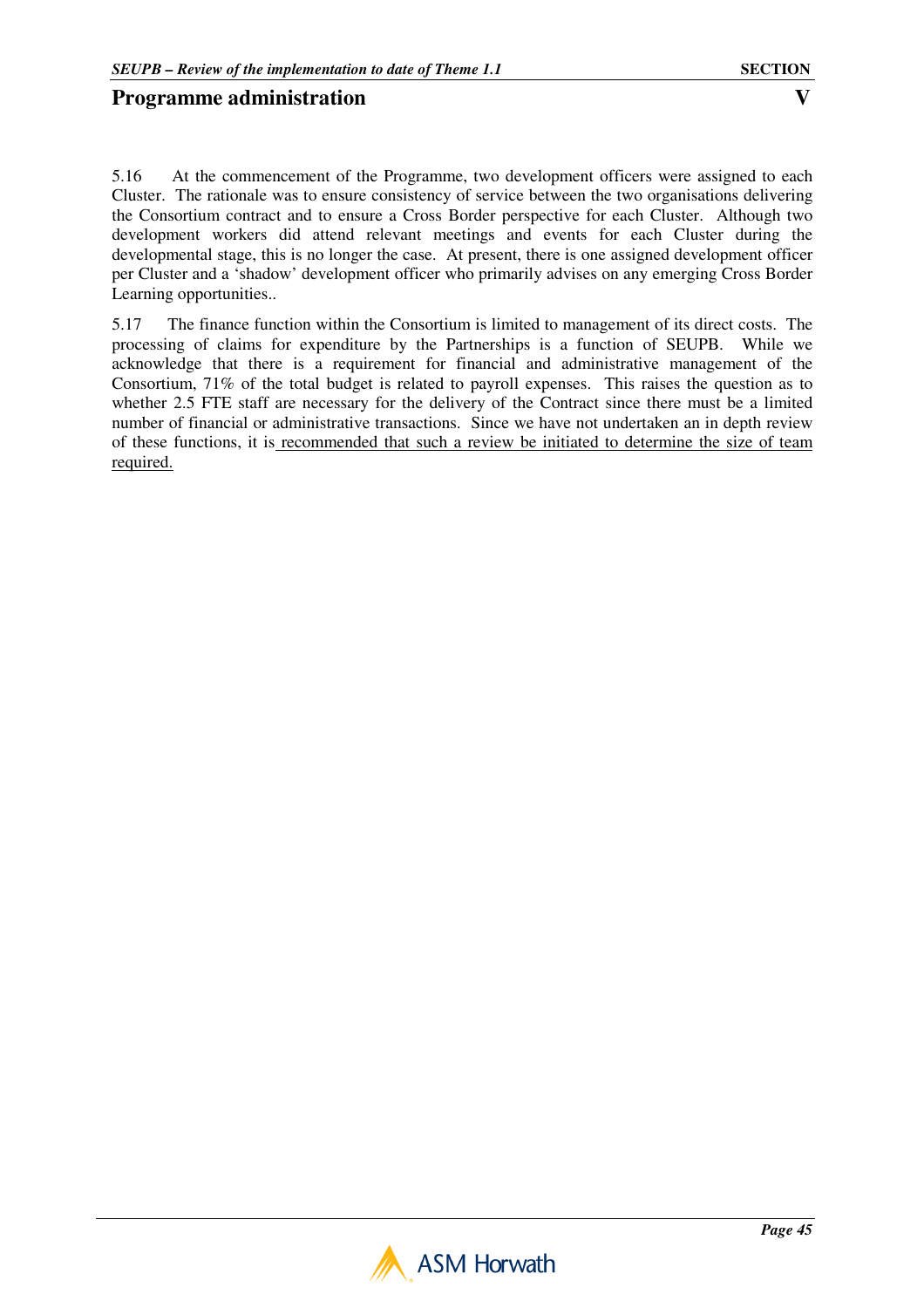5.16 At the commencement of the Programme, two development officers were assigned to each Cluster. The rationale was to ensure consistency of service between the two organisations delivering the Consortium contract and to ensure a Cross Border perspective for each Cluster. Although two development workers did attend relevant meetings and events for each Cluster during the developmental stage, this is no longer the case. At present, there is one assigned development officer per Cluster and a 'shadow' development officer who primarily advises on any emerging Cross Border Learning opportunities..

5.17 The finance function within the Consortium is limited to management of its direct costs. The processing of claims for expenditure by the Partnerships is a function of SEUPB. While we acknowledge that there is a requirement for financial and administrative management of the Consortium, 71% of the total budget is related to payroll expenses. This raises the question as to whether 2.5 FTE staff are necessary for the delivery of the Contract since there must be a limited number of financial or administrative transactions. Since we have not undertaken an in depth review of these functions, it is recommended that such a review be initiated to determine the size of team required.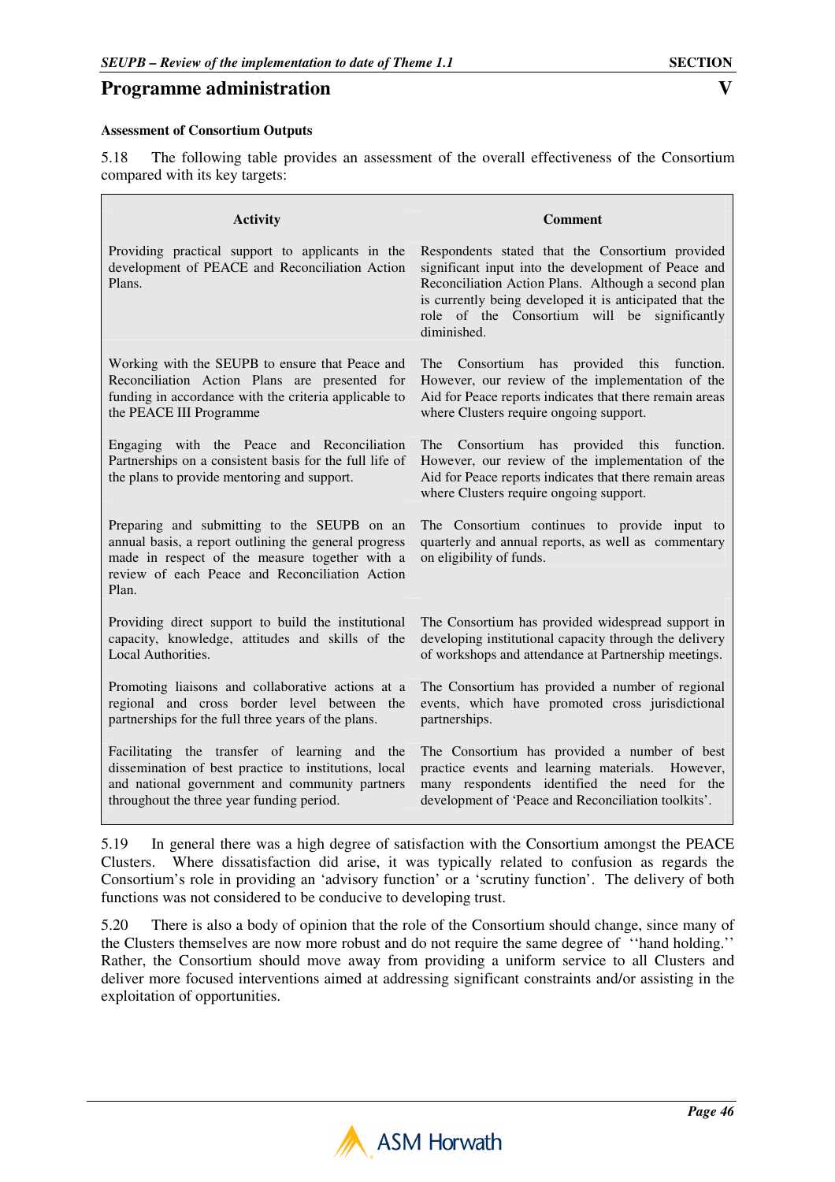## Programme administration

**Assessment of Consortium Outputs**

5.18 The following table provides an assessment of the overall effectiveness of the Consortium compared with its key targets:

| Activity | Comment |
|---|---|
| Providing practical support to applicants in the development of PEACE and Reconciliation Action Plans. | Respondents stated that the Consortium provided significant input into the development of Peace and Reconciliation Action Plans. Although a second plan is currently being developed it is anticipated that the role of the Consortium will be significantly diminished. |
| Working with the SEUPB to ensure that Peace and Reconciliation Action Plans are presented for funding in accordance with the criteria applicable to the PEACE III Programme | The Consortium has provided this function. However, our review of the implementation of the Aid for Peace reports indicates that there remain areas where Clusters require ongoing support. |
| Engaging with the Peace and Reconciliation Partnerships on a consistent basis for the full life of the plans to provide mentoring and support. | The Consortium has provided this function. However, our review of the implementation of the Aid for Peace reports indicates that there remain areas where Clusters require ongoing support. |
| Preparing and submitting to the SEUPB on an annual basis, a report outlining the general progress made in respect of the measure together with a review of each Peace and Reconciliation Action Plan. | The Consortium continues to provide input to quarterly and annual reports, as well as commentary on eligibility of funds. |
| Providing direct support to build the institutional capacity, knowledge, attitudes and skills of the Local Authorities. | The Consortium has provided widespread support in developing institutional capacity through the delivery of workshops and attendance at Partnership meetings. |
| Promoting liaisons and collaborative actions at a regional and cross border level between the partnerships for the full three years of the plans. | The Consortium has provided a number of regional events, which have promoted cross jurisdictional partnerships. |
| Facilitating the transfer of learning and the dissemination of best practice to institutions, local and national government and community partners throughout the three year funding period. | The Consortium has provided a number of best practice events and learning materials. However, many respondents identified the need for the development of 'Peace and Reconciliation toolkits'. |

5.19 In general there was a high degree of satisfaction with the Consortium amongst the PEACE Clusters. Where dissatisfaction did arise, it was typically related to confusion as regards the Consortium's role in providing an 'advisory function' or a 'scrutiny function'. The delivery of both functions was not considered to be conducive to developing trust.

5.20 There is also a body of opinion that the role of the Consortium should change, since many of the Clusters themselves are now more robust and do not require the same degree of ''hand holding.'' Rather, the Consortium should move away from providing a uniform service to all Clusters and deliver more focused interventions aimed at addressing significant constraints and/or assisting in the exploitation of opportunities.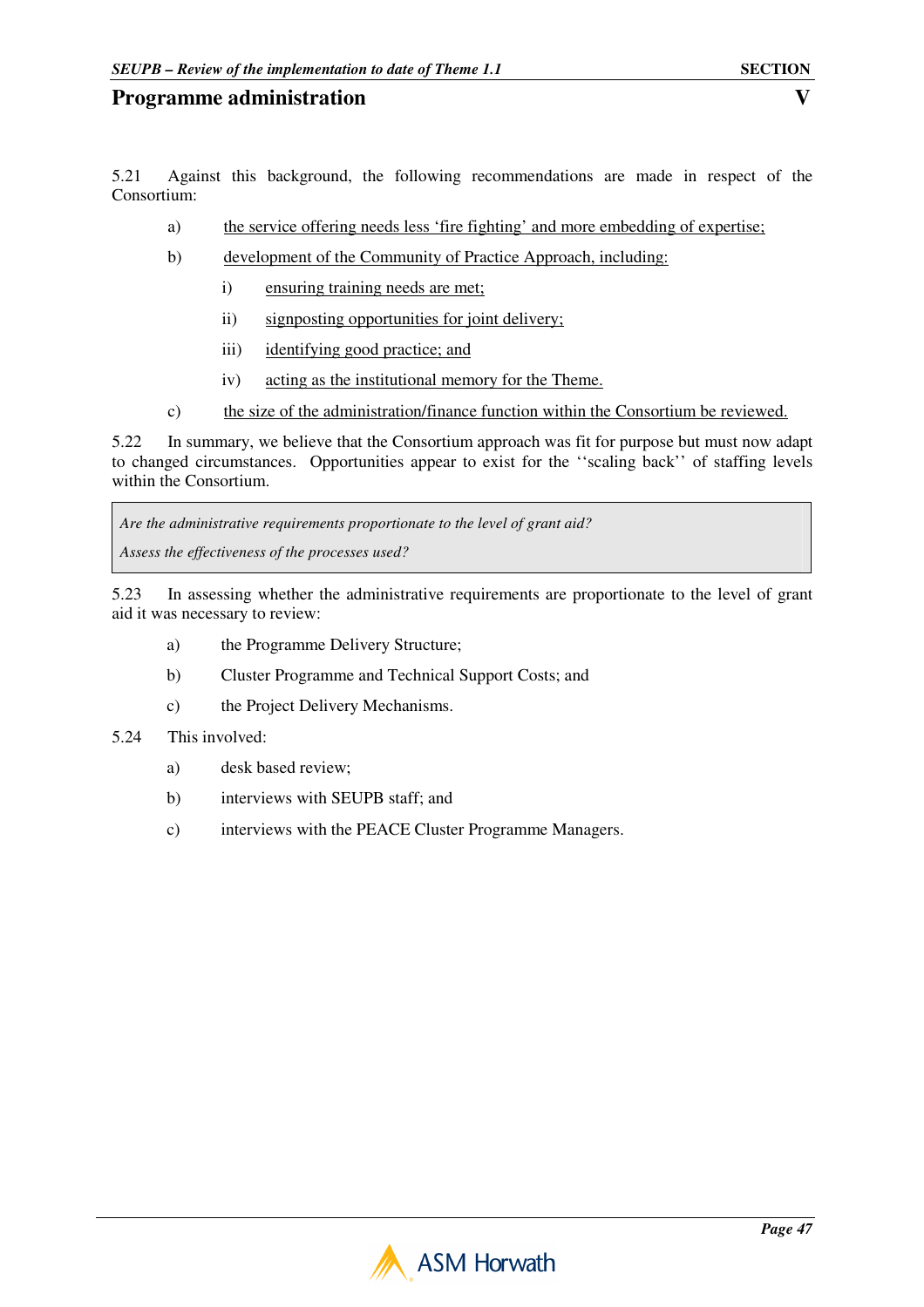5.21 Against this background, the following recommendations are made in respect of the Consortium:

a) <u>the service offering needs less 'fire fighting' and more embedding of expertise;</u>

b) <u>development of the Community of Practice Approach, including:</u>

   i) <u>ensuring training needs are met;</u>

   ii) <u>signposting opportunities for joint delivery;</u>

   iii) <u>identifying good practice; and</u>

   iv) <u>acting as the institutional memory for the Theme.</u>

c) <u>the size of the administration/finance function within the Consortium be reviewed.</u>

5.22 In summary, we believe that the Consortium approach was fit for purpose but must now adapt to changed circumstances. Opportunities appear to exist for the ''scaling back'' of staffing levels within the Consortium.

> *Are the administrative requirements proportionate to the level of grant aid?*
>
> *Assess the effectiveness of the processes used?*

5.23 In assessing whether the administrative requirements are proportionate to the level of grant aid it was necessary to review:

a) the Programme Delivery Structure;

b) Cluster Programme and Technical Support Costs; and

c) the Project Delivery Mechanisms.

5.24 This involved:

a) desk based review;

b) interviews with SEUPB staff; and

c) interviews with the PEACE Cluster Programme Managers.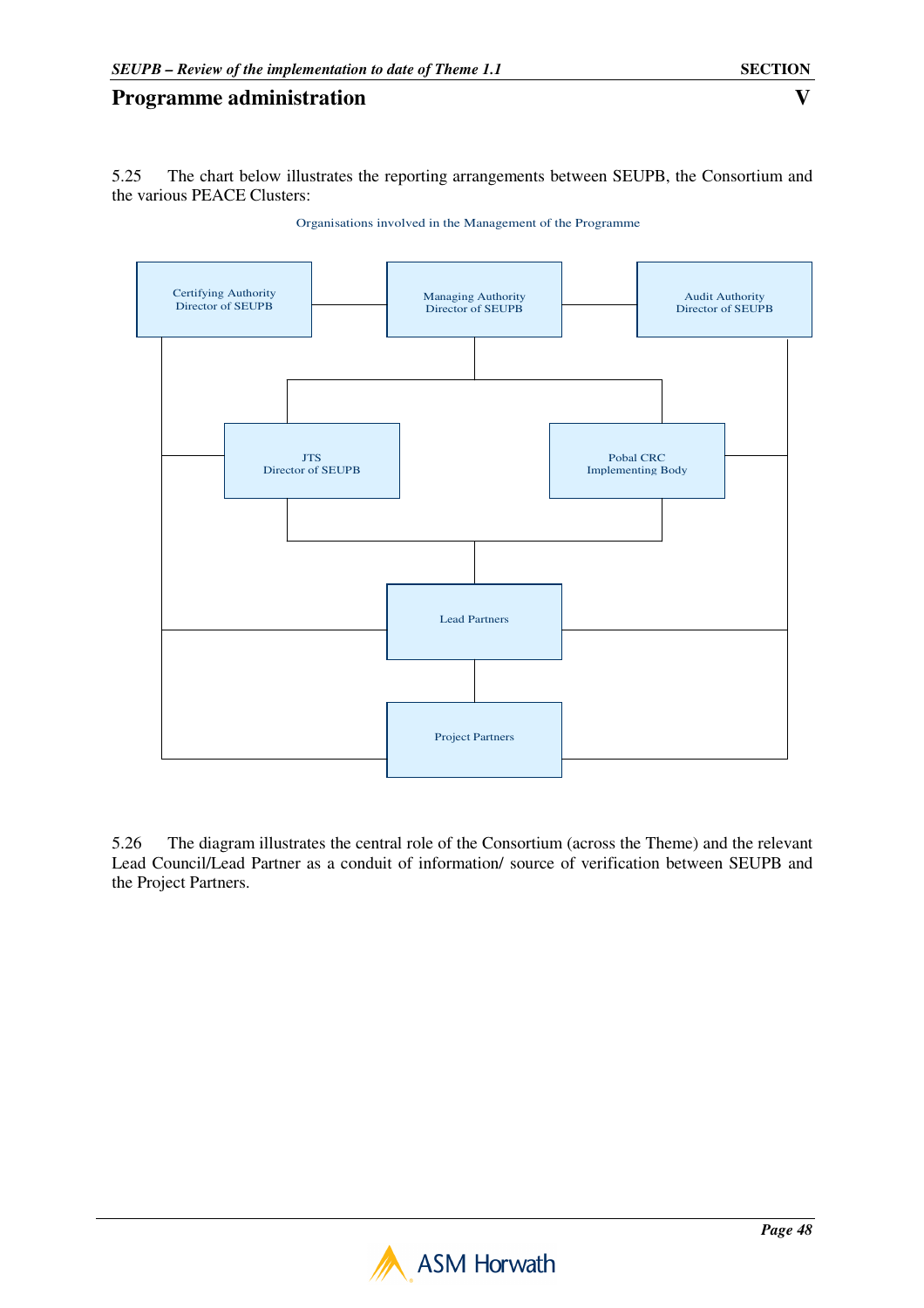## Programme administration

5.25 The chart below illustrates the reporting arrangements between SEUPB, the Consortium and the various PEACE Clusters:

Organisations involved in the Management of the Programme

Certifying Authority
Director of SEUPB

Managing Authority
Director of SEUPB

Audit Authority
Director of SEUPB

JTS
Director of SEUPB

Pobal CRC
Implementing Body

Lead Partners

Project Partners

5.26 The diagram illustrates the central role of the Consortium (across the Theme) and the relevant Lead Council/Lead Partner as a conduit of information/ source of verification between SEUPB and the Project Partners.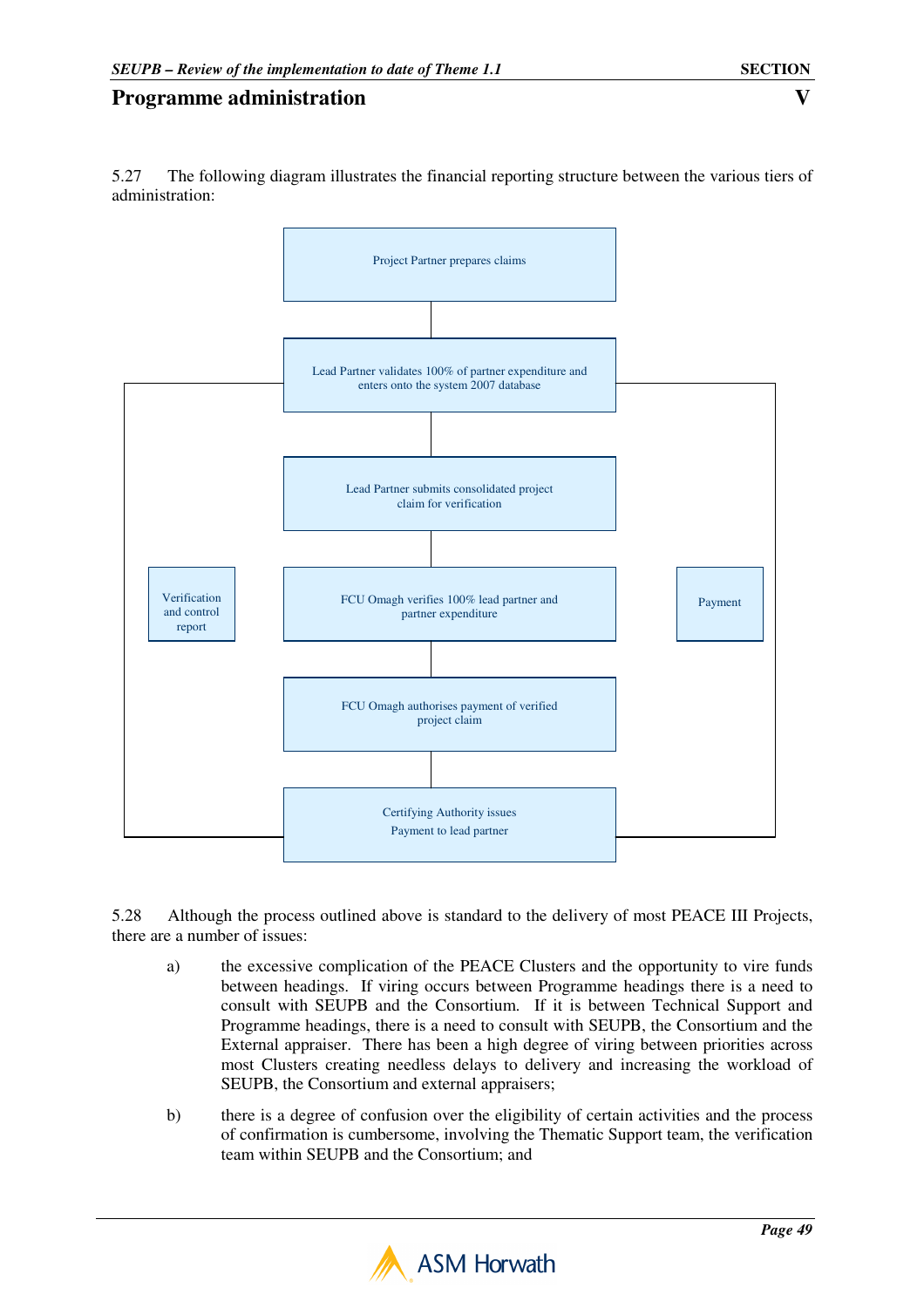5.27 The following diagram illustrates the financial reporting structure between the various tiers of administration:

Project Partner prepares claims

Lead Partner validates 100% of partner expenditure and enters onto the system 2007 database

Lead Partner submits consolidated project claim for verification

Verification and control report

FCU Omagh verifies 100% lead partner and partner expenditure

Payment

FCU Omagh authorises payment of verified project claim

Certifying Authority issues Payment to lead partner

5.28 Although the process outlined above is standard to the delivery of most PEACE III Projects, there are a number of issues:

a) the excessive complication of the PEACE Clusters and the opportunity to vire funds between headings. If viring occurs between Programme headings there is a need to consult with SEUPB and the Consortium. If it is between Technical Support and Programme headings, there is a need to consult with SEUPB, the Consortium and the External appraiser. There has been a high degree of viring between priorities across most Clusters creating needless delays to delivery and increasing the workload of SEUPB, the Consortium and external appraisers;

b) there is a degree of confusion over the eligibility of certain activities and the process of confirmation is cumbersome, involving the Thematic Support team, the verification team within SEUPB and the Consortium; and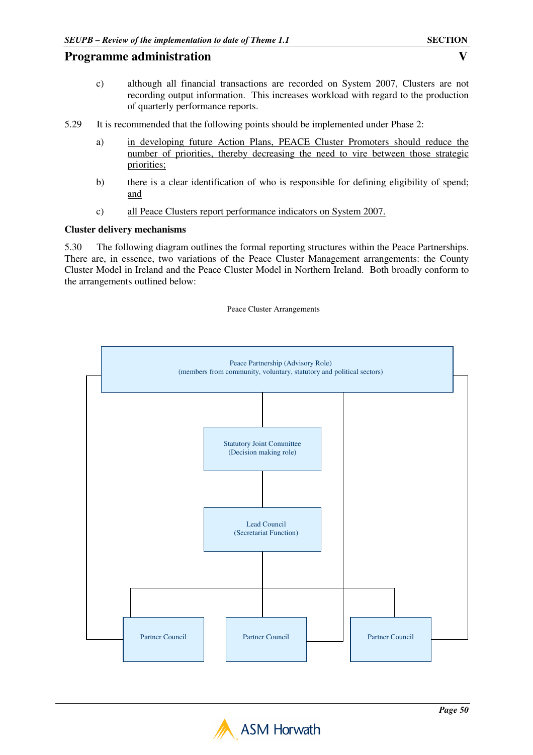c) although all financial transactions are recorded on System 2007, Clusters are not recording output information. This increases workload with regard to the production of quarterly performance reports.

5.29 It is recommended that the following points should be implemented under Phase 2:

a) <u>in developing future Action Plans, PEACE Cluster Promoters should reduce the number of priorities, thereby decreasing the need to vire between those strategic priorities;</u>

b) <u>there is a clear identification of who is responsible for defining eligibility of spend; and</u>

c) <u>all Peace Clusters report performance indicators on System 2007.</u>

**Cluster delivery mechanisms**

5.30 The following diagram outlines the formal reporting structures within the Peace Partnerships. There are, in essence, two variations of the Peace Cluster Management arrangements: the County Cluster Model in Ireland and the Peace Cluster Model in Northern Ireland. Both broadly conform to the arrangements outlined below:

Peace Cluster Arrangements

Peace Partnership (Advisory Role)
(members from community, voluntary, statutory and political sectors)

Statutory Joint Committee
(Decision making role)

Lead Council
(Secretariat Function)

Partner Council

Partner Council

Partner Council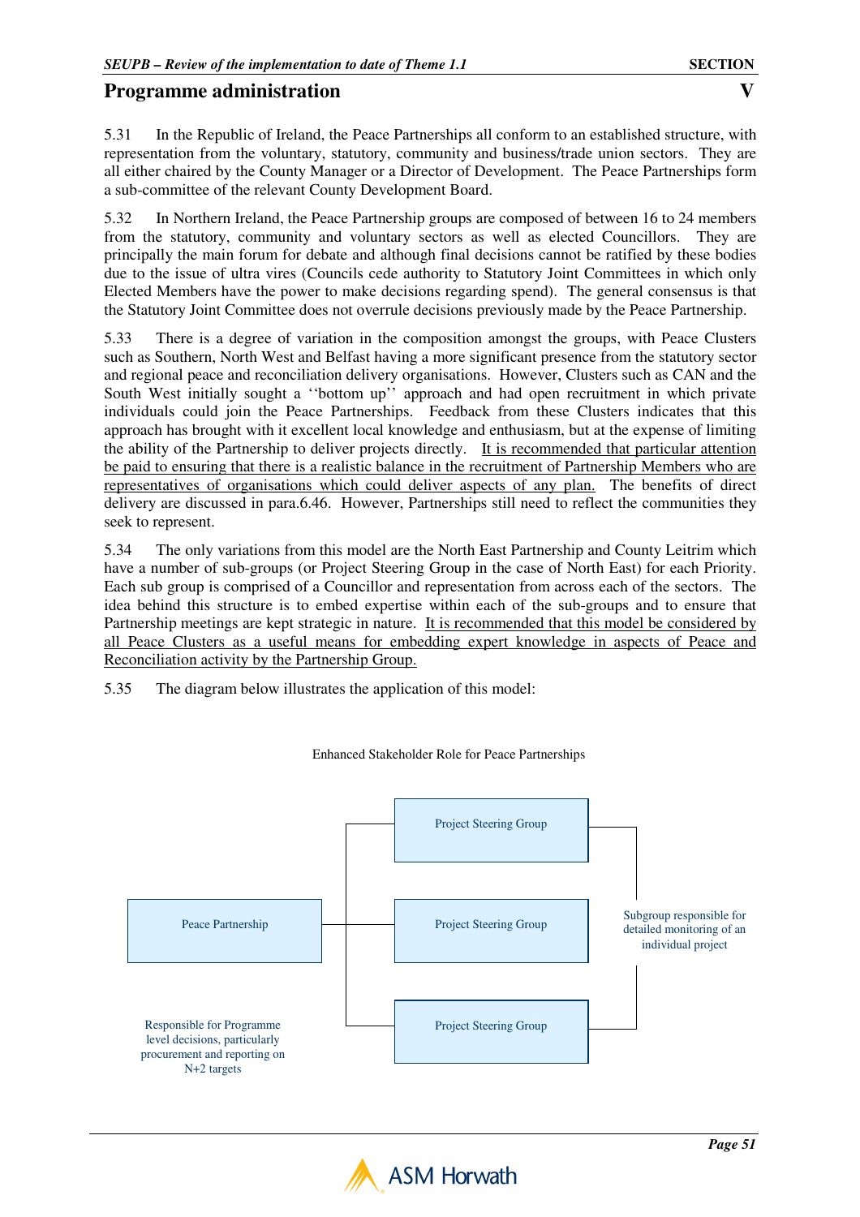## Programme administration

5.31 In the Republic of Ireland, the Peace Partnerships all conform to an established structure, with representation from the voluntary, statutory, community and business/trade union sectors. They are all either chaired by the County Manager or a Director of Development. The Peace Partnerships form a sub-committee of the relevant County Development Board.

5.32 In Northern Ireland, the Peace Partnership groups are composed of between 16 to 24 members from the statutory, community and voluntary sectors as well as elected Councillors. They are principally the main forum for debate and although final decisions cannot be ratified by these bodies due to the issue of ultra vires (Councils cede authority to Statutory Joint Committees in which only Elected Members have the power to make decisions regarding spend). The general consensus is that the Statutory Joint Committee does not overrule decisions previously made by the Peace Partnership.

5.33 There is a degree of variation in the composition amongst the groups, with Peace Clusters such as Southern, North West and Belfast having a more significant presence from the statutory sector and regional peace and reconciliation delivery organisations. However, Clusters such as CAN and the South West initially sought a ''bottom up'' approach and had open recruitment in which private individuals could join the Peace Partnerships. Feedback from these Clusters indicates that this approach has brought with it excellent local knowledge and enthusiasm, but at the expense of limiting the ability of the Partnership to deliver projects directly. It is recommended that particular attention be paid to ensuring that there is a realistic balance in the recruitment of Partnership Members who are representatives of organisations which could deliver aspects of any plan. The benefits of direct delivery are discussed in para.6.46. However, Partnerships still need to reflect the communities they seek to represent.

5.34 The only variations from this model are the North East Partnership and County Leitrim which have a number of sub-groups (or Project Steering Group in the case of North East) for each Priority. Each sub group is comprised of a Councillor and representation from across each of the sectors. The idea behind this structure is to embed expertise within each of the sub-groups and to ensure that Partnership meetings are kept strategic in nature. It is recommended that this model be considered by all Peace Clusters as a useful means for embedding expert knowledge in aspects of Peace and Reconciliation activity by the Partnership Group.

5.35 The diagram below illustrates the application of this model:

Enhanced Stakeholder Role for Peace Partnerships

Peace Partnership → Project Steering Group / Project Steering Group / Project Steering Group

Peace Partnership: Responsible for Programme level decisions, particularly procurement and reporting on N+2 targets

Project Steering Groups: Subgroup responsible for detailed monitoring of an individual project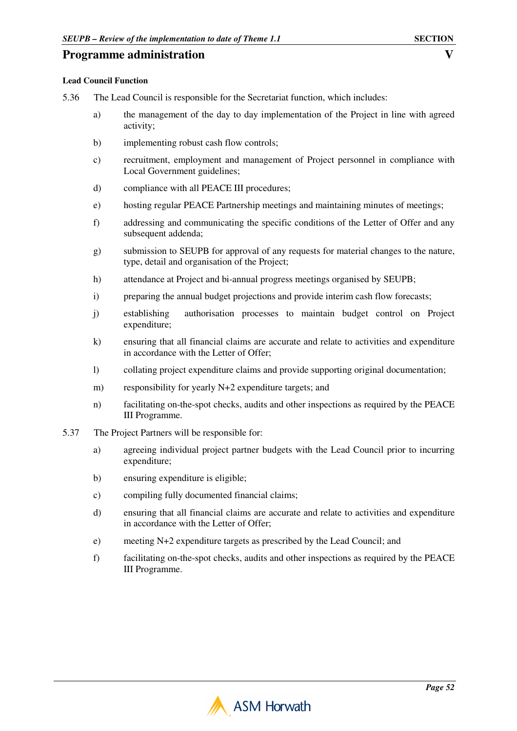#### Lead Council Function

5.36 The Lead Council is responsible for the Secretariat function, which includes:

a) the management of the day to day implementation of the Project in line with agreed activity;

b) implementing robust cash flow controls;

c) recruitment, employment and management of Project personnel in compliance with Local Government guidelines;

d) compliance with all PEACE III procedures;

e) hosting regular PEACE Partnership meetings and maintaining minutes of meetings;

f) addressing and communicating the specific conditions of the Letter of Offer and any subsequent addenda;

g) submission to SEUPB for approval of any requests for material changes to the nature, type, detail and organisation of the Project;

h) attendance at Project and bi-annual progress meetings organised by SEUPB;

i) preparing the annual budget projections and provide interim cash flow forecasts;

j) establishing authorisation processes to maintain budget control on Project expenditure;

k) ensuring that all financial claims are accurate and relate to activities and expenditure in accordance with the Letter of Offer;

l) collating project expenditure claims and provide supporting original documentation;

m) responsibility for yearly N+2 expenditure targets; and

n) facilitating on-the-spot checks, audits and other inspections as required by the PEACE III Programme.

5.37 The Project Partners will be responsible for:

a) agreeing individual project partner budgets with the Lead Council prior to incurring expenditure;

b) ensuring expenditure is eligible;

c) compiling fully documented financial claims;

d) ensuring that all financial claims are accurate and relate to activities and expenditure in accordance with the Letter of Offer;

e) meeting N+2 expenditure targets as prescribed by the Lead Council; and

f) facilitating on-the-spot checks, audits and other inspections as required by the PEACE III Programme.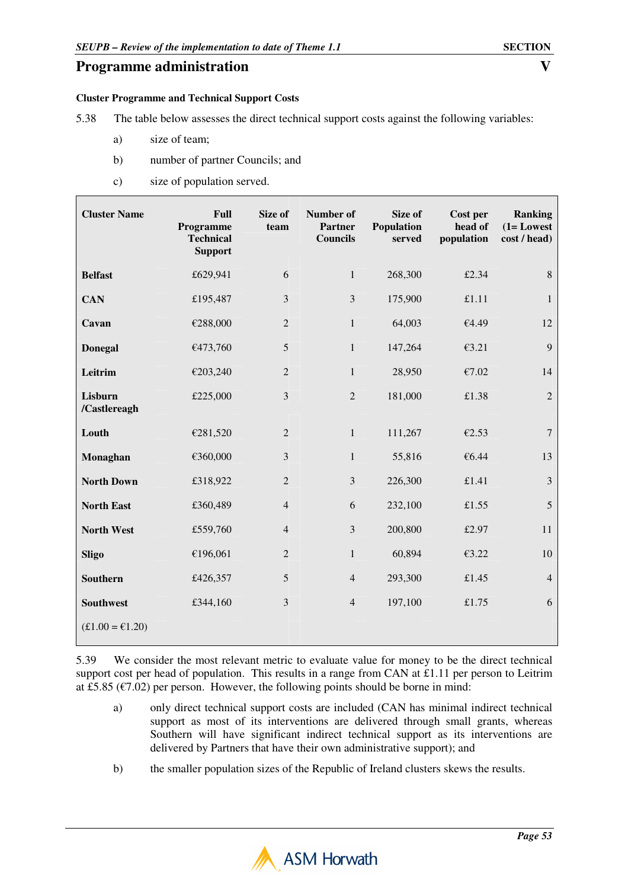## Programme administration

### Cluster Programme and Technical Support Costs

5.38 The table below assesses the direct technical support costs against the following variables:

a) size of team;

b) number of partner Councils; and

c) size of population served.

| Cluster Name | Full Programme Technical Support | Size of team | Number of Partner Councils | Size of Population served | Cost per head of population | Ranking (1= Lowest cost / head) |
|---|---|---|---|---|---|---|
| **Belfast** | £629,941 | 6 | 1 | 268,300 | £2.34 | 8 |
| **CAN** | £195,487 | 3 | 3 | 175,900 | £1.11 | 1 |
| **Cavan** | €288,000 | 2 | 1 | 64,003 | €4.49 | 12 |
| **Donegal** | €473,760 | 5 | 1 | 147,264 | €3.21 | 9 |
| **Leitrim** | €203,240 | 2 | 1 | 28,950 | €7.02 | 14 |
| **Lisburn /Castlereagh** | £225,000 | 3 | 2 | 181,000 | £1.38 | 2 |
| **Louth** | €281,520 | 2 | 1 | 111,267 | €2.53 | 7 |
| **Monaghan** | €360,000 | 3 | 1 | 55,816 | €6.44 | 13 |
| **North Down** | £318,922 | 2 | 3 | 226,300 | £1.41 | 3 |
| **North East** | £360,489 | 4 | 6 | 232,100 | £1.55 | 5 |
| **North West** | £559,760 | 4 | 3 | 200,800 | £2.97 | 11 |
| **Sligo** | €196,061 | 2 | 1 | 60,894 | €3.22 | 10 |
| **Southern** | £426,357 | 5 | 4 | 293,300 | £1.45 | 4 |
| **Southwest** | £344,160 | 3 | 4 | 197,100 | £1.75 | 6 |
| (£1.00 = €1.20) | | | | | | |

5.39 We consider the most relevant metric to evaluate value for money to be the direct technical support cost per head of population. This results in a range from CAN at £1.11 per person to Leitrim at £5.85 (€7.02) per person. However, the following points should be borne in mind:

a) only direct technical support costs are included (CAN has minimal indirect technical support as most of its interventions are delivered through small grants, whereas Southern will have significant indirect technical support as its interventions are delivered by Partners that have their own administrative support); and

b) the smaller population sizes of the Republic of Ireland clusters skews the results.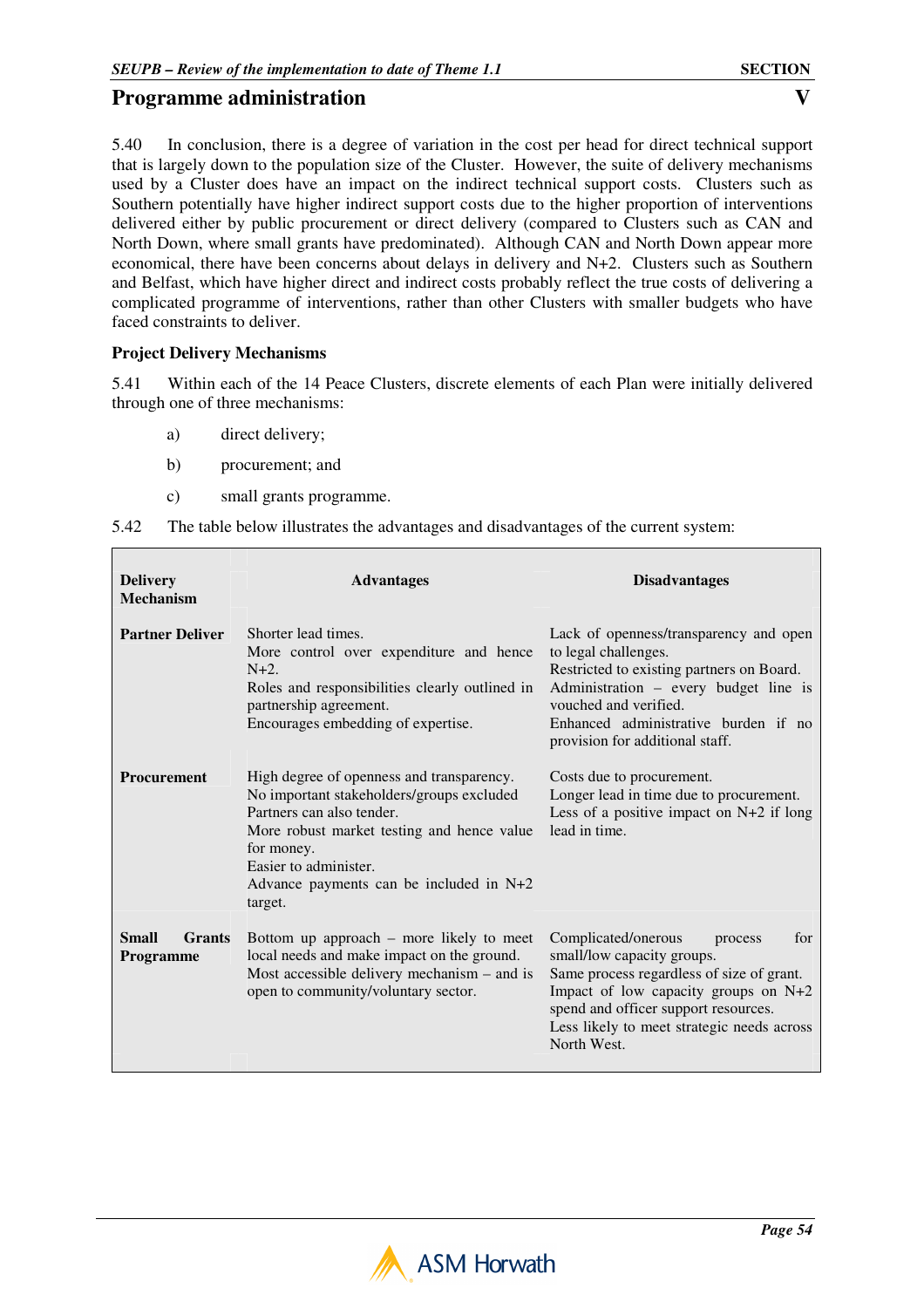5.40 In conclusion, there is a degree of variation in the cost per head for direct technical support that is largely down to the population size of the Cluster. However, the suite of delivery mechanisms used by a Cluster does have an impact on the indirect technical support costs. Clusters such as Southern potentially have higher indirect support costs due to the higher proportion of interventions delivered either by public procurement or direct delivery (compared to Clusters such as CAN and North Down, where small grants have predominated). Although CAN and North Down appear more economical, there have been concerns about delays in delivery and N+2. Clusters such as Southern and Belfast, which have higher direct and indirect costs probably reflect the true costs of delivering a complicated programme of interventions, rather than other Clusters with smaller budgets who have faced constraints to deliver.

**Project Delivery Mechanisms**

5.41 Within each of the 14 Peace Clusters, discrete elements of each Plan were initially delivered through one of three mechanisms:

a) direct delivery;

b) procurement; and

c) small grants programme.

5.42 The table below illustrates the advantages and disadvantages of the current system:

| Delivery Mechanism | Advantages | Disadvantages |
|---|---|---|
| **Partner Deliver** | Shorter lead times.<br>More control over expenditure and hence N+2.<br>Roles and responsibilities clearly outlined in partnership agreement.<br>Encourages embedding of expertise. | Lack of openness/transparency and open to legal challenges.<br>Restricted to existing partners on Board.<br>Administration – every budget line is vouched and verified.<br>Enhanced administrative burden if no provision for additional staff. |
| **Procurement** | High degree of openness and transparency.<br>No important stakeholders/groups excluded<br>Partners can also tender.<br>More robust market testing and hence value for money.<br>Easier to administer.<br>Advance payments can be included in N+2 target. | Costs due to procurement.<br>Longer lead in time due to procurement.<br>Less of a positive impact on N+2 if long lead in time. |
| **Small Grants Programme** | Bottom up approach – more likely to meet local needs and make impact on the ground.<br>Most accessible delivery mechanism – and is open to community/voluntary sector. | Complicated/onerous process for small/low capacity groups.<br>Same process regardless of size of grant.<br>Impact of low capacity groups on N+2 spend and officer support resources.<br>Less likely to meet strategic needs across North West. |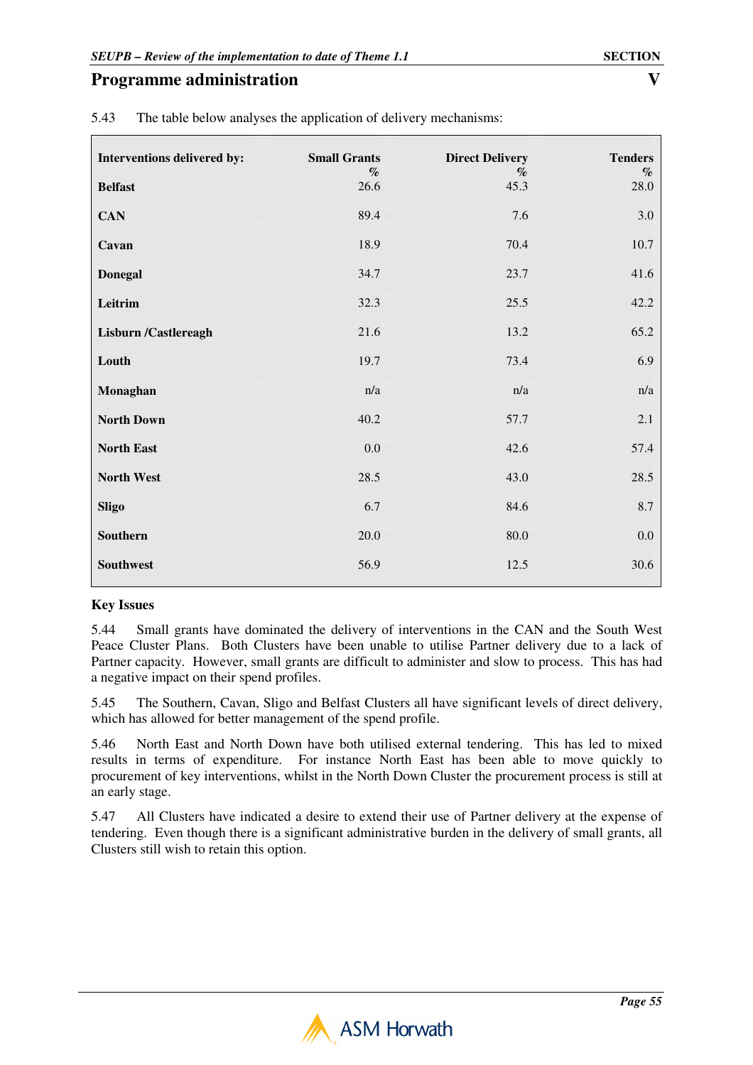5.43 The table below analyses the application of delivery mechanisms:

| Interventions delivered by: | Small Grants % | Direct Delivery % | Tenders % |
|---|---|---|---|
| **Belfast** | 26.6 | 45.3 | 28.0 |
| **CAN** | 89.4 | 7.6 | 3.0 |
| **Cavan** | 18.9 | 70.4 | 10.7 |
| **Donegal** | 34.7 | 23.7 | 41.6 |
| **Leitrim** | 32.3 | 25.5 | 42.2 |
| **Lisburn /Castlereagh** | 21.6 | 13.2 | 65.2 |
| **Louth** | 19.7 | 73.4 | 6.9 |
| **Monaghan** | n/a | n/a | n/a |
| **North Down** | 40.2 | 57.7 | 2.1 |
| **North East** | 0.0 | 42.6 | 57.4 |
| **North West** | 28.5 | 43.0 | 28.5 |
| **Sligo** | 6.7 | 84.6 | 8.7 |
| **Southern** | 20.0 | 80.0 | 0.0 |
| **Southwest** | 56.9 | 12.5 | 30.6 |

**Key Issues**

5.44 Small grants have dominated the delivery of interventions in the CAN and the South West Peace Cluster Plans. Both Clusters have been unable to utilise Partner delivery due to a lack of Partner capacity. However, small grants are difficult to administer and slow to process. This has had a negative impact on their spend profiles.

5.45 The Southern, Cavan, Sligo and Belfast Clusters all have significant levels of direct delivery, which has allowed for better management of the spend profile.

5.46 North East and North Down have both utilised external tendering. This has led to mixed results in terms of expenditure. For instance North East has been able to move quickly to procurement of key interventions, whilst in the North Down Cluster the procurement process is still at an early stage.

5.47 All Clusters have indicated a desire to extend their use of Partner delivery at the expense of tendering. Even though there is a significant administrative burden in the delivery of small grants, all Clusters still wish to retain this option.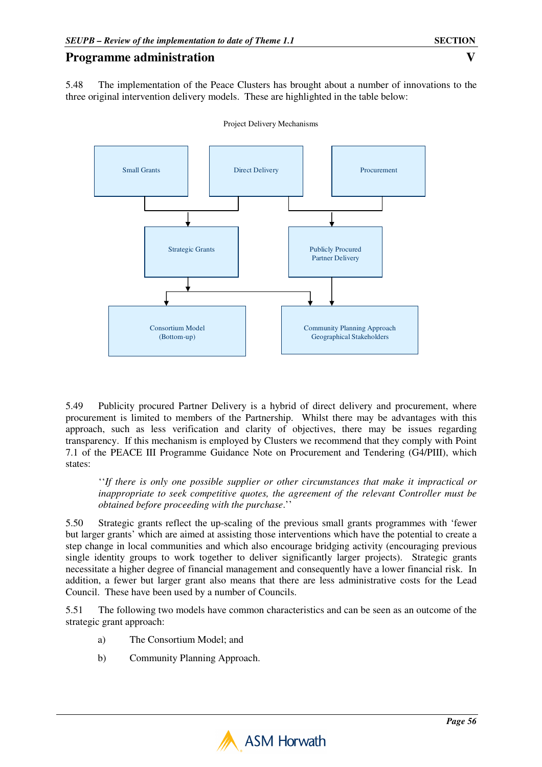## Programme administration

5.48 The implementation of the Peace Clusters has brought about a number of innovations to the three original intervention delivery models. These are highlighted in the table below:

Project Delivery Mechanisms

Small Grants → Strategic Grants ← Direct Delivery

Direct Delivery → Publicly Procured Partner Delivery ← Procurement

Strategic Grants → Consortium Model (Bottom-up)

Strategic Grants → Community Planning Approach Geographical Stakeholders

Publicly Procured Partner Delivery → Community Planning Approach Geographical Stakeholders

5.49 Publicity procured Partner Delivery is a hybrid of direct delivery and procurement, where procurement is limited to members of the Partnership. Whilst there may be advantages with this approach, such as less verification and clarity of objectives, there may be issues regarding transparency. If this mechanism is employed by Clusters we recommend that they comply with Point 7.1 of the PEACE III Programme Guidance Note on Procurement and Tendering (G4/PIII), which states:

> ''*If there is only one possible supplier or other circumstances that make it impractical or inappropriate to seek competitive quotes, the agreement of the relevant Controller must be obtained before proceeding with the purchase*.''

5.50 Strategic grants reflect the up-scaling of the previous small grants programmes with 'fewer but larger grants' which are aimed at assisting those interventions which have the potential to create a step change in local communities and which also encourage bridging activity (encouraging previous single identity groups to work together to deliver significantly larger projects). Strategic grants necessitate a higher degree of financial management and consequently have a lower financial risk. In addition, a fewer but larger grant also means that there are less administrative costs for the Lead Council. These have been used by a number of Councils.

5.51 The following two models have common characteristics and can be seen as an outcome of the strategic grant approach:

a) The Consortium Model; and

b) Community Planning Approach.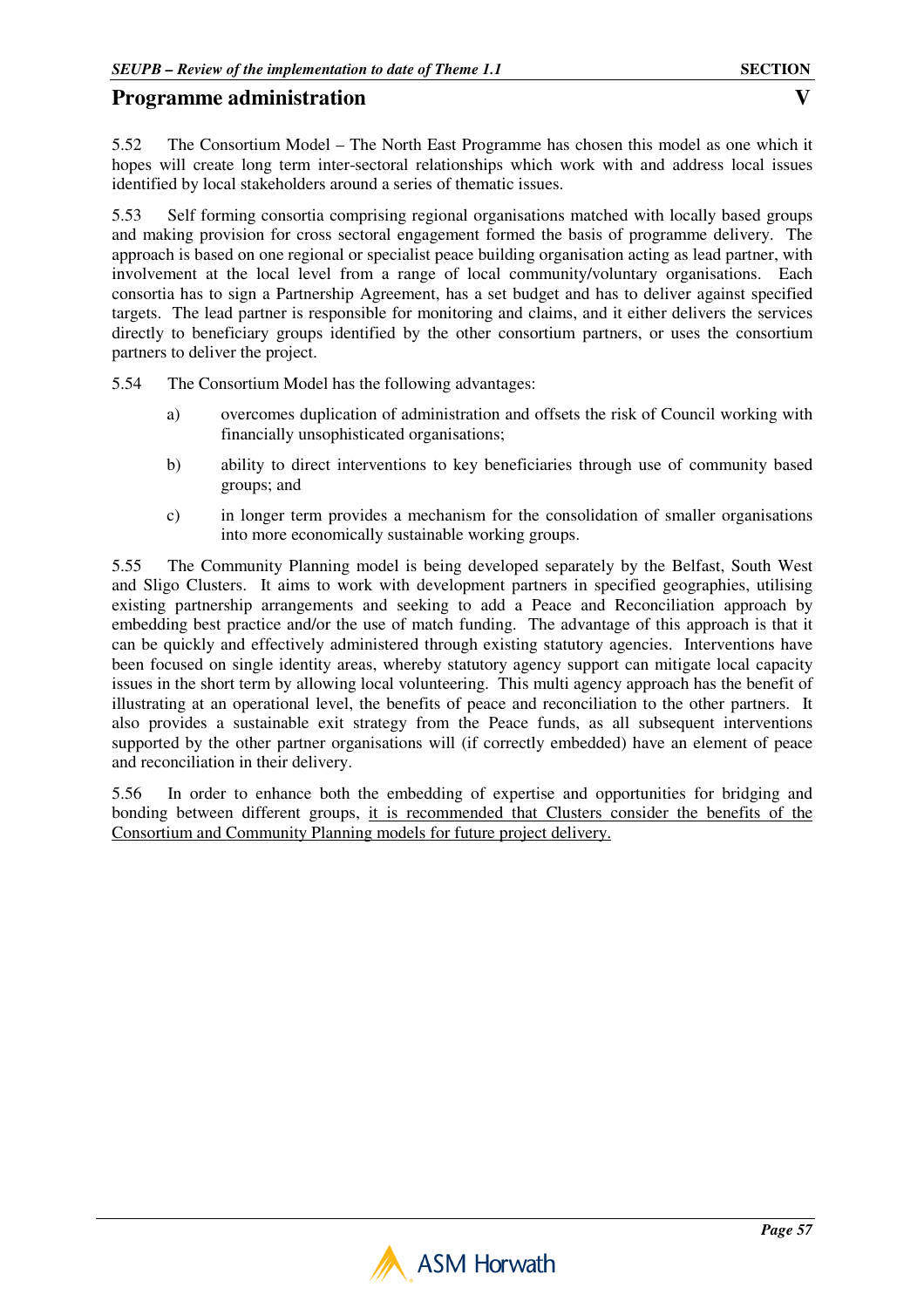5.52 The Consortium Model – The North East Programme has chosen this model as one which it hopes will create long term inter-sectoral relationships which work with and address local issues identified by local stakeholders around a series of thematic issues.

5.53 Self forming consortia comprising regional organisations matched with locally based groups and making provision for cross sectoral engagement formed the basis of programme delivery. The approach is based on one regional or specialist peace building organisation acting as lead partner, with involvement at the local level from a range of local community/voluntary organisations. Each consortia has to sign a Partnership Agreement, has a set budget and has to deliver against specified targets. The lead partner is responsible for monitoring and claims, and it either delivers the services directly to beneficiary groups identified by the other consortium partners, or uses the consortium partners to deliver the project.

5.54 The Consortium Model has the following advantages:

a) overcomes duplication of administration and offsets the risk of Council working with financially unsophisticated organisations;

b) ability to direct interventions to key beneficiaries through use of community based groups; and

c) in longer term provides a mechanism for the consolidation of smaller organisations into more economically sustainable working groups.

5.55 The Community Planning model is being developed separately by the Belfast, South West and Sligo Clusters. It aims to work with development partners in specified geographies, utilising existing partnership arrangements and seeking to add a Peace and Reconciliation approach by embedding best practice and/or the use of match funding. The advantage of this approach is that it can be quickly and effectively administered through existing statutory agencies. Interventions have been focused on single identity areas, whereby statutory agency support can mitigate local capacity issues in the short term by allowing local volunteering. This multi agency approach has the benefit of illustrating at an operational level, the benefits of peace and reconciliation to the other partners. It also provides a sustainable exit strategy from the Peace funds, as all subsequent interventions supported by the other partner organisations will (if correctly embedded) have an element of peace and reconciliation in their delivery.

5.56 In order to enhance both the embedding of expertise and opportunities for bridging and bonding between different groups, <u>it is recommended that Clusters consider the benefits of the Consortium and Community Planning models for future project delivery.</u>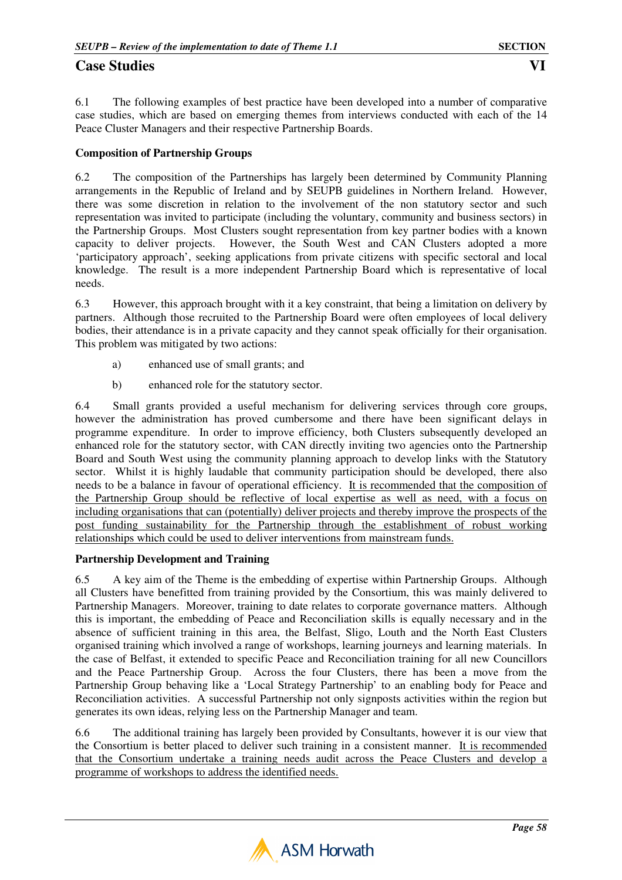# Case Studies

# VI

6.1 The following examples of best practice have been developed into a number of comparative case studies, which are based on emerging themes from interviews conducted with each of the 14 Peace Cluster Managers and their respective Partnership Boards.

**Composition of Partnership Groups**

6.2 The composition of the Partnerships has largely been determined by Community Planning arrangements in the Republic of Ireland and by SEUPB guidelines in Northern Ireland. However, there was some discretion in relation to the involvement of the non statutory sector and such representation was invited to participate (including the voluntary, community and business sectors) in the Partnership Groups. Most Clusters sought representation from key partner bodies with a known capacity to deliver projects. However, the South West and CAN Clusters adopted a more 'participatory approach', seeking applications from private citizens with specific sectoral and local knowledge. The result is a more independent Partnership Board which is representative of local needs.

6.3 However, this approach brought with it a key constraint, that being a limitation on delivery by partners. Although those recruited to the Partnership Board were often employees of local delivery bodies, their attendance is in a private capacity and they cannot speak officially for their organisation. This problem was mitigated by two actions:

a) enhanced use of small grants; and

b) enhanced role for the statutory sector.

6.4 Small grants provided a useful mechanism for delivering services through core groups, however the administration has proved cumbersome and there have been significant delays in programme expenditure. In order to improve efficiency, both Clusters subsequently developed an enhanced role for the statutory sector, with CAN directly inviting two agencies onto the Partnership Board and South West using the community planning approach to develop links with the Statutory sector. Whilst it is highly laudable that community participation should be developed, there also needs to be a balance in favour of operational efficiency. <u>It is recommended that the composition of the Partnership Group should be reflective of local expertise as well as need, with a focus on including organisations that can (potentially) deliver projects and thereby improve the prospects of the post funding sustainability for the Partnership through the establishment of robust working relationships which could be used to deliver interventions from mainstream funds.</u>

**Partnership Development and Training**

6.5 A key aim of the Theme is the embedding of expertise within Partnership Groups. Although all Clusters have benefitted from training provided by the Consortium, this was mainly delivered to Partnership Managers. Moreover, training to date relates to corporate governance matters. Although this is important, the embedding of Peace and Reconciliation skills is equally necessary and in the absence of sufficient training in this area, the Belfast, Sligo, Louth and the North East Clusters organised training which involved a range of workshops, learning journeys and learning materials. In the case of Belfast, it extended to specific Peace and Reconciliation training for all new Councillors and the Peace Partnership Group. Across the four Clusters, there has been a move from the Partnership Group behaving like a 'Local Strategy Partnership' to an enabling body for Peace and Reconciliation activities. A successful Partnership not only signposts activities within the region but generates its own ideas, relying less on the Partnership Manager and team.

6.6 The additional training has largely been provided by Consultants, however it is our view that the Consortium is better placed to deliver such training in a consistent manner. <u>It is recommended that the Consortium undertake a training needs audit across the Peace Clusters and develop a programme of workshops to address the identified needs.</u>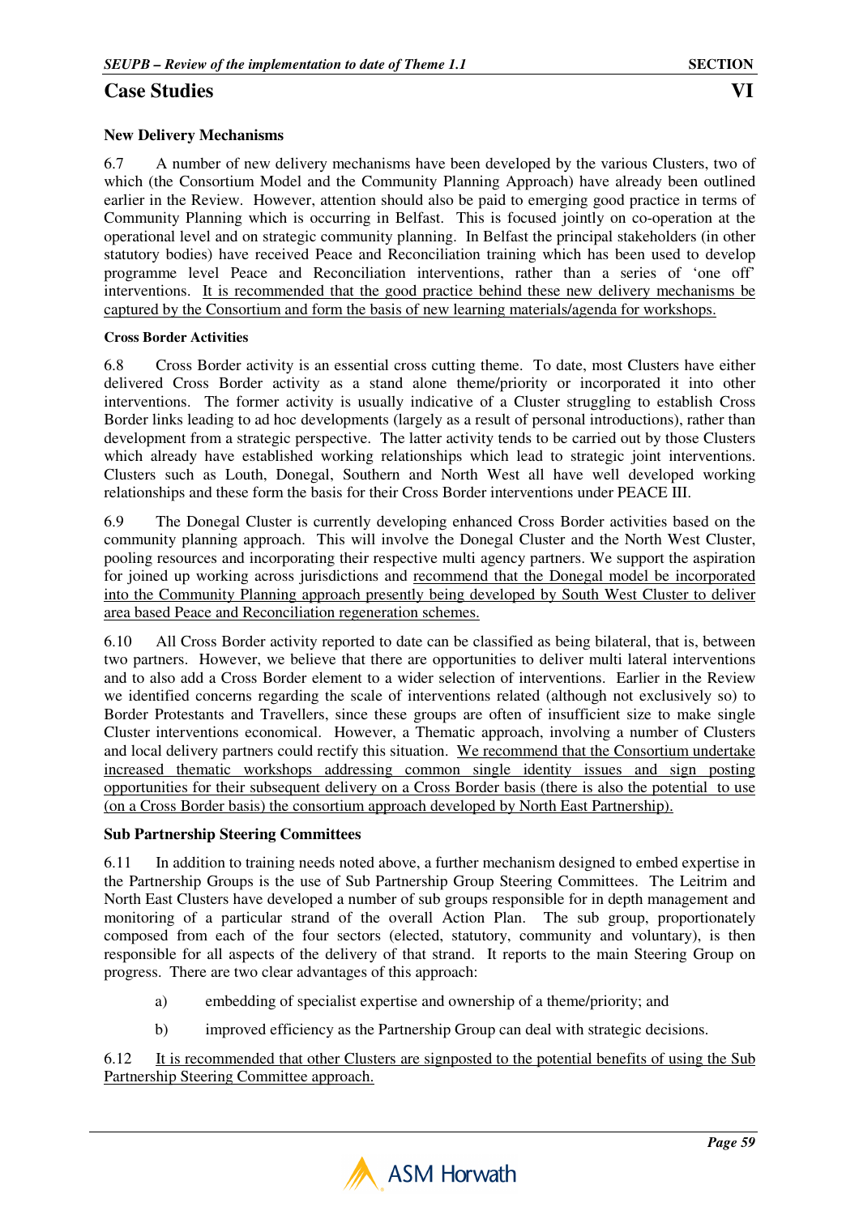## Case Studies

### New Delivery Mechanisms

6.7 A number of new delivery mechanisms have been developed by the various Clusters, two of which (the Consortium Model and the Community Planning Approach) have already been outlined earlier in the Review. However, attention should also be paid to emerging good practice in terms of Community Planning which is occurring in Belfast. This is focused jointly on co-operation at the operational level and on strategic community planning. In Belfast the principal stakeholders (in other statutory bodies) have received Peace and Reconciliation training which has been used to develop programme level Peace and Reconciliation interventions, rather than a series of 'one off' interventions. <u>It is recommended that the good practice behind these new delivery mechanisms be captured by the Consortium and form the basis of new learning materials/agenda for workshops.</u>

#### Cross Border Activities

6.8 Cross Border activity is an essential cross cutting theme. To date, most Clusters have either delivered Cross Border activity as a stand alone theme/priority or incorporated it into other interventions. The former activity is usually indicative of a Cluster struggling to establish Cross Border links leading to ad hoc developments (largely as a result of personal introductions), rather than development from a strategic perspective. The latter activity tends to be carried out by those Clusters which already have established working relationships which lead to strategic joint interventions. Clusters such as Louth, Donegal, Southern and North West all have well developed working relationships and these form the basis for their Cross Border interventions under PEACE III.

6.9 The Donegal Cluster is currently developing enhanced Cross Border activities based on the community planning approach. This will involve the Donegal Cluster and the North West Cluster, pooling resources and incorporating their respective multi agency partners. We support the aspiration for joined up working across jurisdictions and <u>recommend that the Donegal model be incorporated into the Community Planning approach presently being developed by South West Cluster to deliver area based Peace and Reconciliation regeneration schemes.</u>

6.10 All Cross Border activity reported to date can be classified as being bilateral, that is, between two partners. However, we believe that there are opportunities to deliver multi lateral interventions and to also add a Cross Border element to a wider selection of interventions. Earlier in the Review we identified concerns regarding the scale of interventions related (although not exclusively so) to Border Protestants and Travellers, since these groups are often of insufficient size to make single Cluster interventions economical. However, a Thematic approach, involving a number of Clusters and local delivery partners could rectify this situation. <u>We recommend that the Consortium undertake increased thematic workshops addressing common single identity issues and sign posting opportunities for their subsequent delivery on a Cross Border basis (there is also the potential to use (on a Cross Border basis) the consortium approach developed by North East Partnership).</u>

### Sub Partnership Steering Committees

6.11 In addition to training needs noted above, a further mechanism designed to embed expertise in the Partnership Groups is the use of Sub Partnership Group Steering Committees. The Leitrim and North East Clusters have developed a number of sub groups responsible for in depth management and monitoring of a particular strand of the overall Action Plan. The sub group, proportionately composed from each of the four sectors (elected, statutory, community and voluntary), is then responsible for all aspects of the delivery of that strand. It reports to the main Steering Group on progress. There are two clear advantages of this approach:

a) embedding of specialist expertise and ownership of a theme/priority; and

b) improved efficiency as the Partnership Group can deal with strategic decisions.

6.12 <u>It is recommended that other Clusters are signposted to the potential benefits of using the Sub Partnership Steering Committee approach.</u>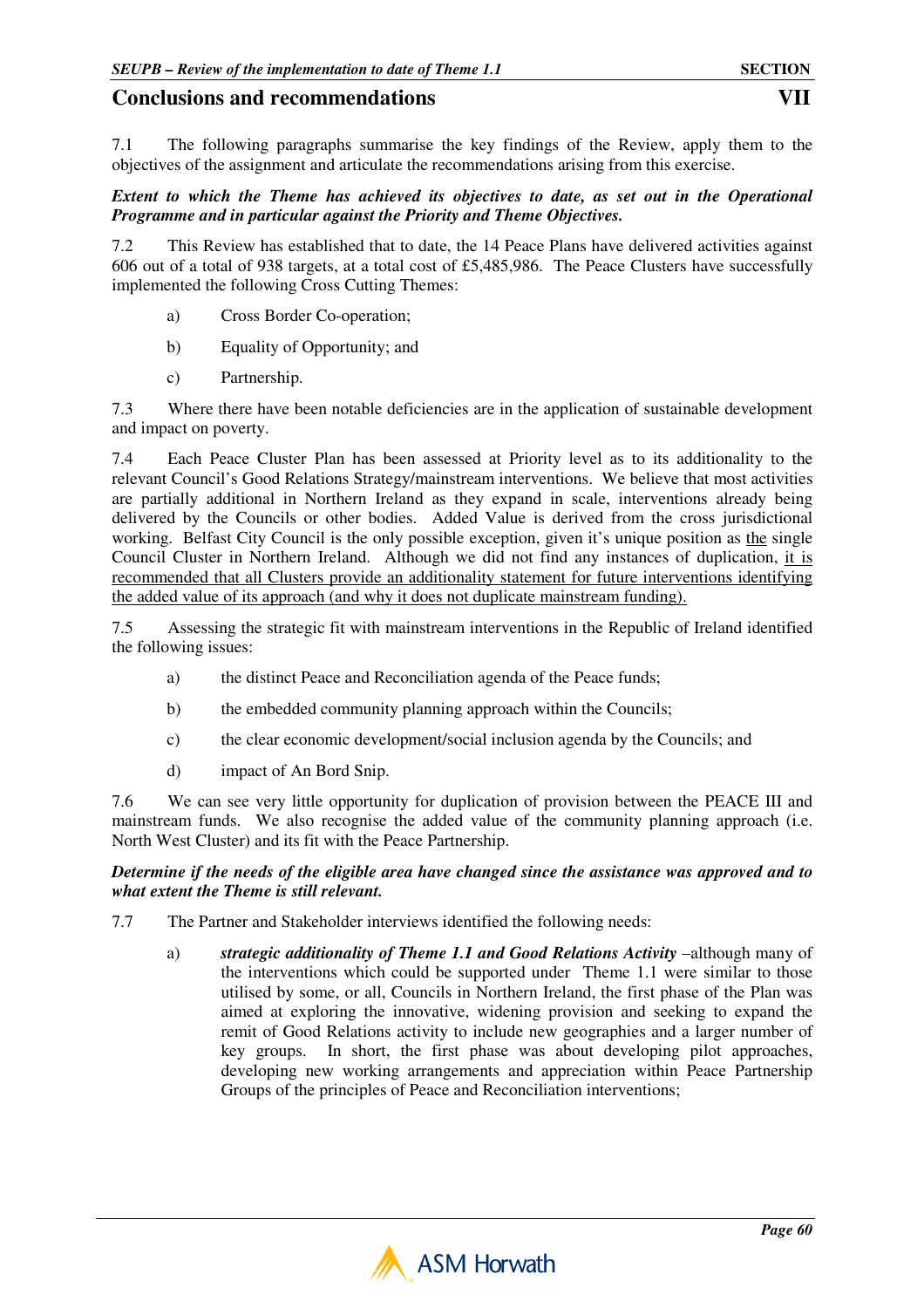# Conclusions and recommendations

**VII**

7.1 The following paragraphs summarise the key findings of the Review, apply them to the objectives of the assignment and articulate the recommendations arising from this exercise.

***Extent to which the Theme has achieved its objectives to date, as set out in the Operational Programme and in particular against the Priority and Theme Objectives.***

7.2 This Review has established that to date, the 14 Peace Plans have delivered activities against 606 out of a total of 938 targets, at a total cost of £5,485,986. The Peace Clusters have successfully implemented the following Cross Cutting Themes:

a) Cross Border Co-operation;

b) Equality of Opportunity; and

c) Partnership.

7.3 Where there have been notable deficiencies are in the application of sustainable development and impact on poverty.

7.4 Each Peace Cluster Plan has been assessed at Priority level as to its additionality to the relevant Council's Good Relations Strategy/mainstream interventions. We believe that most activities are partially additional in Northern Ireland as they expand in scale, interventions already being delivered by the Councils or other bodies. Added Value is derived from the cross jurisdictional working. Belfast City Council is the only possible exception, given it's unique position as <u>the</u> single Council Cluster in Northern Ireland. Although we did not find any instances of duplication, <u>it is recommended that all Clusters provide an additionality statement for future interventions identifying the added value of its approach (and why it does not duplicate mainstream funding).</u>

7.5 Assessing the strategic fit with mainstream interventions in the Republic of Ireland identified the following issues:

a) the distinct Peace and Reconciliation agenda of the Peace funds;

b) the embedded community planning approach within the Councils;

c) the clear economic development/social inclusion agenda by the Councils; and

d) impact of An Bord Snip.

7.6 We can see very little opportunity for duplication of provision between the PEACE III and mainstream funds. We also recognise the added value of the community planning approach (i.e. North West Cluster) and its fit with the Peace Partnership.

***Determine if the needs of the eligible area have changed since the assistance was approved and to what extent the Theme is still relevant.***

7.7 The Partner and Stakeholder interviews identified the following needs:

a) ***strategic additionality of Theme 1.1 and Good Relations Activity*** –although many of the interventions which could be supported under Theme 1.1 were similar to those utilised by some, or all, Councils in Northern Ireland, the first phase of the Plan was aimed at exploring the innovative, widening provision and seeking to expand the remit of Good Relations activity to include new geographies and a larger number of key groups. In short, the first phase was about developing pilot approaches, developing new working arrangements and appreciation within Peace Partnership Groups of the principles of Peace and Reconciliation interventions;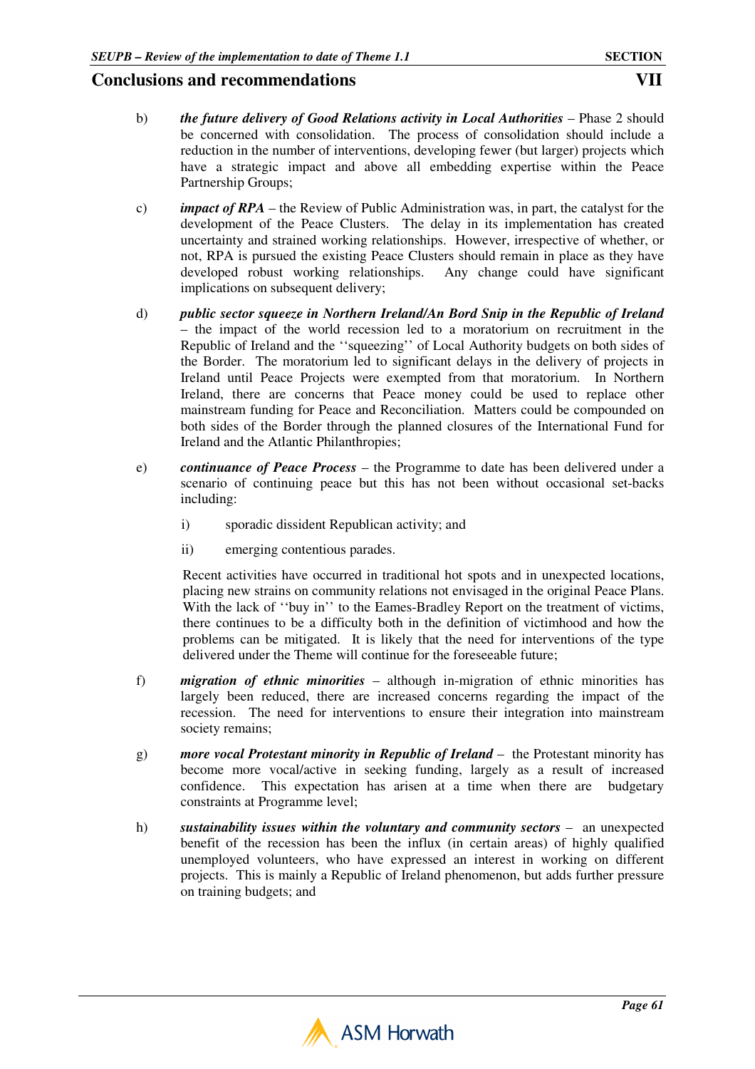b) ***the future delivery of Good Relations activity in Local Authorities*** – Phase 2 should be concerned with consolidation. The process of consolidation should include a reduction in the number of interventions, developing fewer (but larger) projects which have a strategic impact and above all embedding expertise within the Peace Partnership Groups;

c) ***impact of RPA*** – the Review of Public Administration was, in part, the catalyst for the development of the Peace Clusters. The delay in its implementation has created uncertainty and strained working relationships. However, irrespective of whether, or not, RPA is pursued the existing Peace Clusters should remain in place as they have developed robust working relationships. Any change could have significant implications on subsequent delivery;

d) ***public sector squeeze in Northern Ireland/An Bord Snip in the Republic of Ireland*** – the impact of the world recession led to a moratorium on recruitment in the Republic of Ireland and the ''squeezing'' of Local Authority budgets on both sides of the Border. The moratorium led to significant delays in the delivery of projects in Ireland until Peace Projects were exempted from that moratorium. In Northern Ireland, there are concerns that Peace money could be used to replace other mainstream funding for Peace and Reconciliation. Matters could be compounded on both sides of the Border through the planned closures of the International Fund for Ireland and the Atlantic Philanthropies;

e) ***continuance of Peace Process*** – the Programme to date has been delivered under a scenario of continuing peace but this has not been without occasional set-backs including:

   i) sporadic dissident Republican activity; and

   ii) emerging contentious parades.

   Recent activities have occurred in traditional hot spots and in unexpected locations, placing new strains on community relations not envisaged in the original Peace Plans. With the lack of ''buy in'' to the Eames-Bradley Report on the treatment of victims, there continues to be a difficulty both in the definition of victimhood and how the problems can be mitigated. It is likely that the need for interventions of the type delivered under the Theme will continue for the foreseeable future;

f) ***migration of ethnic minorities*** – although in-migration of ethnic minorities has largely been reduced, there are increased concerns regarding the impact of the recession. The need for interventions to ensure their integration into mainstream society remains;

g) ***more vocal Protestant minority in Republic of Ireland*** – the Protestant minority has become more vocal/active in seeking funding, largely as a result of increased confidence. This expectation has arisen at a time when there are budgetary constraints at Programme level;

h) ***sustainability issues within the voluntary and community sectors*** – an unexpected benefit of the recession has been the influx (in certain areas) of highly qualified unemployed volunteers, who have expressed an interest in working on different projects. This is mainly a Republic of Ireland phenomenon, but adds further pressure on training budgets; and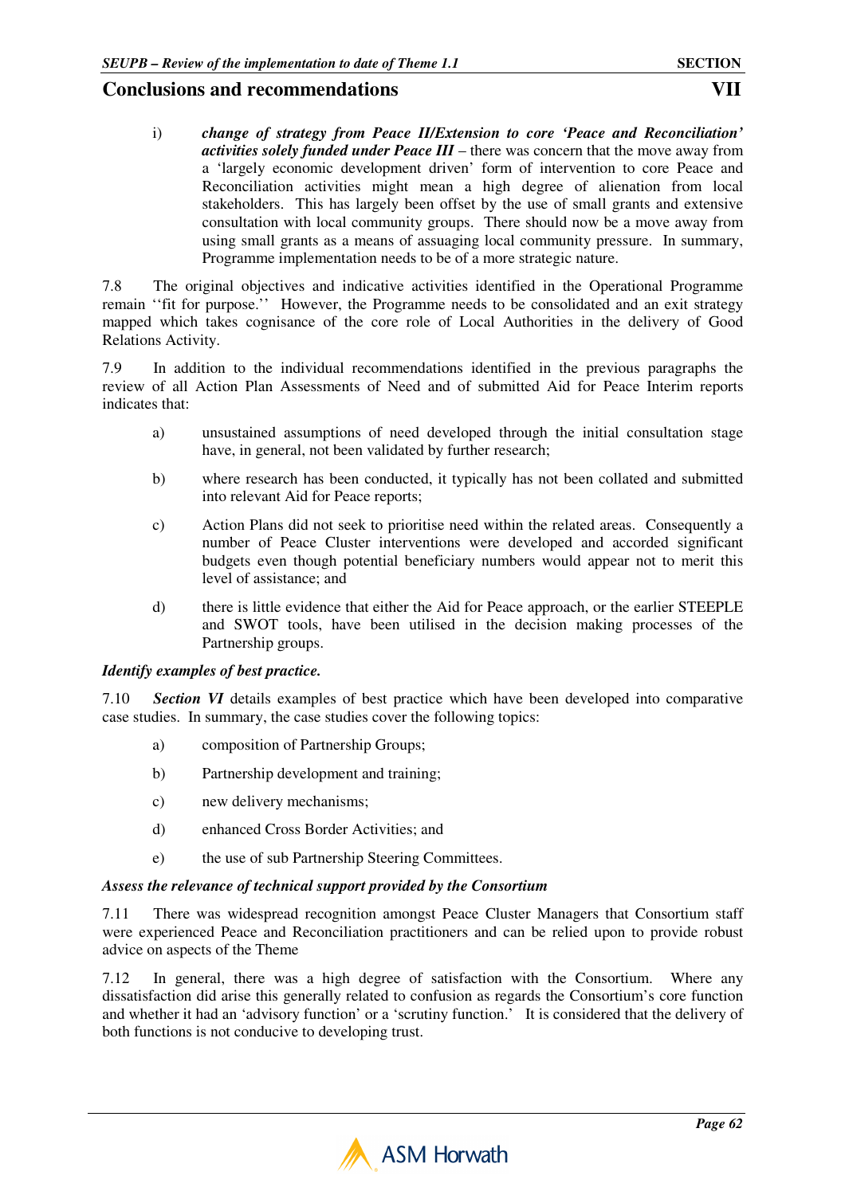i) ***change of strategy from Peace II/Extension to core 'Peace and Reconciliation' activities solely funded under Peace III*** – there was concern that the move away from a 'largely economic development driven' form of intervention to core Peace and Reconciliation activities might mean a high degree of alienation from local stakeholders. This has largely been offset by the use of small grants and extensive consultation with local community groups. There should now be a move away from using small grants as a means of assuaging local community pressure. In summary, Programme implementation needs to be of a more strategic nature.

7.8 The original objectives and indicative activities identified in the Operational Programme remain ''fit for purpose.'' However, the Programme needs to be consolidated and an exit strategy mapped which takes cognisance of the core role of Local Authorities in the delivery of Good Relations Activity.

7.9 In addition to the individual recommendations identified in the previous paragraphs the review of all Action Plan Assessments of Need and of submitted Aid for Peace Interim reports indicates that:

a) unsustained assumptions of need developed through the initial consultation stage have, in general, not been validated by further research;

b) where research has been conducted, it typically has not been collated and submitted into relevant Aid for Peace reports;

c) Action Plans did not seek to prioritise need within the related areas. Consequently a number of Peace Cluster interventions were developed and accorded significant budgets even though potential beneficiary numbers would appear not to merit this level of assistance; and

d) there is little evidence that either the Aid for Peace approach, or the earlier STEEPLE and SWOT tools, have been utilised in the decision making processes of the Partnership groups.

***Identify examples of best practice.***

7.10 ***Section VI*** details examples of best practice which have been developed into comparative case studies. In summary, the case studies cover the following topics:

a) composition of Partnership Groups;

b) Partnership development and training;

c) new delivery mechanisms;

d) enhanced Cross Border Activities; and

e) the use of sub Partnership Steering Committees.

***Assess the relevance of technical support provided by the Consortium***

7.11 There was widespread recognition amongst Peace Cluster Managers that Consortium staff were experienced Peace and Reconciliation practitioners and can be relied upon to provide robust advice on aspects of the Theme

7.12 In general, there was a high degree of satisfaction with the Consortium. Where any dissatisfaction did arise this generally related to confusion as regards the Consortium's core function and whether it had an 'advisory function' or a 'scrutiny function.' It is considered that the delivery of both functions is not conducive to developing trust.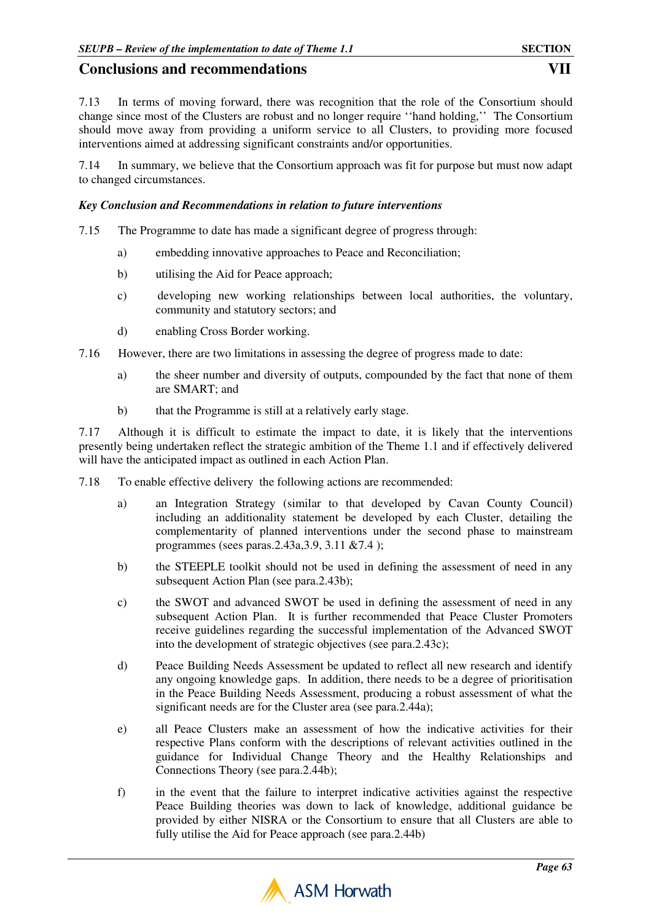7.13 In terms of moving forward, there was recognition that the role of the Consortium should change since most of the Clusters are robust and no longer require ''hand holding,'' The Consortium should move away from providing a uniform service to all Clusters, to providing more focused interventions aimed at addressing significant constraints and/or opportunities.

7.14 In summary, we believe that the Consortium approach was fit for purpose but must now adapt to changed circumstances.

***Key Conclusion and Recommendations in relation to future interventions***

7.15 The Programme to date has made a significant degree of progress through:

a) embedding innovative approaches to Peace and Reconciliation;

b) utilising the Aid for Peace approach;

c) developing new working relationships between local authorities, the voluntary, community and statutory sectors; and

d) enabling Cross Border working.

7.16 However, there are two limitations in assessing the degree of progress made to date:

a) the sheer number and diversity of outputs, compounded by the fact that none of them are SMART; and

b) that the Programme is still at a relatively early stage.

7.17 Although it is difficult to estimate the impact to date, it is likely that the interventions presently being undertaken reflect the strategic ambition of the Theme 1.1 and if effectively delivered will have the anticipated impact as outlined in each Action Plan.

7.18 To enable effective delivery the following actions are recommended:

a) an Integration Strategy (similar to that developed by Cavan County Council) including an additionality statement be developed by each Cluster, detailing the complementarity of planned interventions under the second phase to mainstream programmes (sees paras.2.43a,3.9, 3.11 &7.4 );

b) the STEEPLE toolkit should not be used in defining the assessment of need in any subsequent Action Plan (see para.2.43b);

c) the SWOT and advanced SWOT be used in defining the assessment of need in any subsequent Action Plan. It is further recommended that Peace Cluster Promoters receive guidelines regarding the successful implementation of the Advanced SWOT into the development of strategic objectives (see para.2.43c);

d) Peace Building Needs Assessment be updated to reflect all new research and identify any ongoing knowledge gaps. In addition, there needs to be a degree of prioritisation in the Peace Building Needs Assessment, producing a robust assessment of what the significant needs are for the Cluster area (see para.2.44a);

e) all Peace Clusters make an assessment of how the indicative activities for their respective Plans conform with the descriptions of relevant activities outlined in the guidance for Individual Change Theory and the Healthy Relationships and Connections Theory (see para.2.44b);

f) in the event that the failure to interpret indicative activities against the respective Peace Building theories was down to lack of knowledge, additional guidance be provided by either NISRA or the Consortium to ensure that all Clusters are able to fully utilise the Aid for Peace approach (see para.2.44b)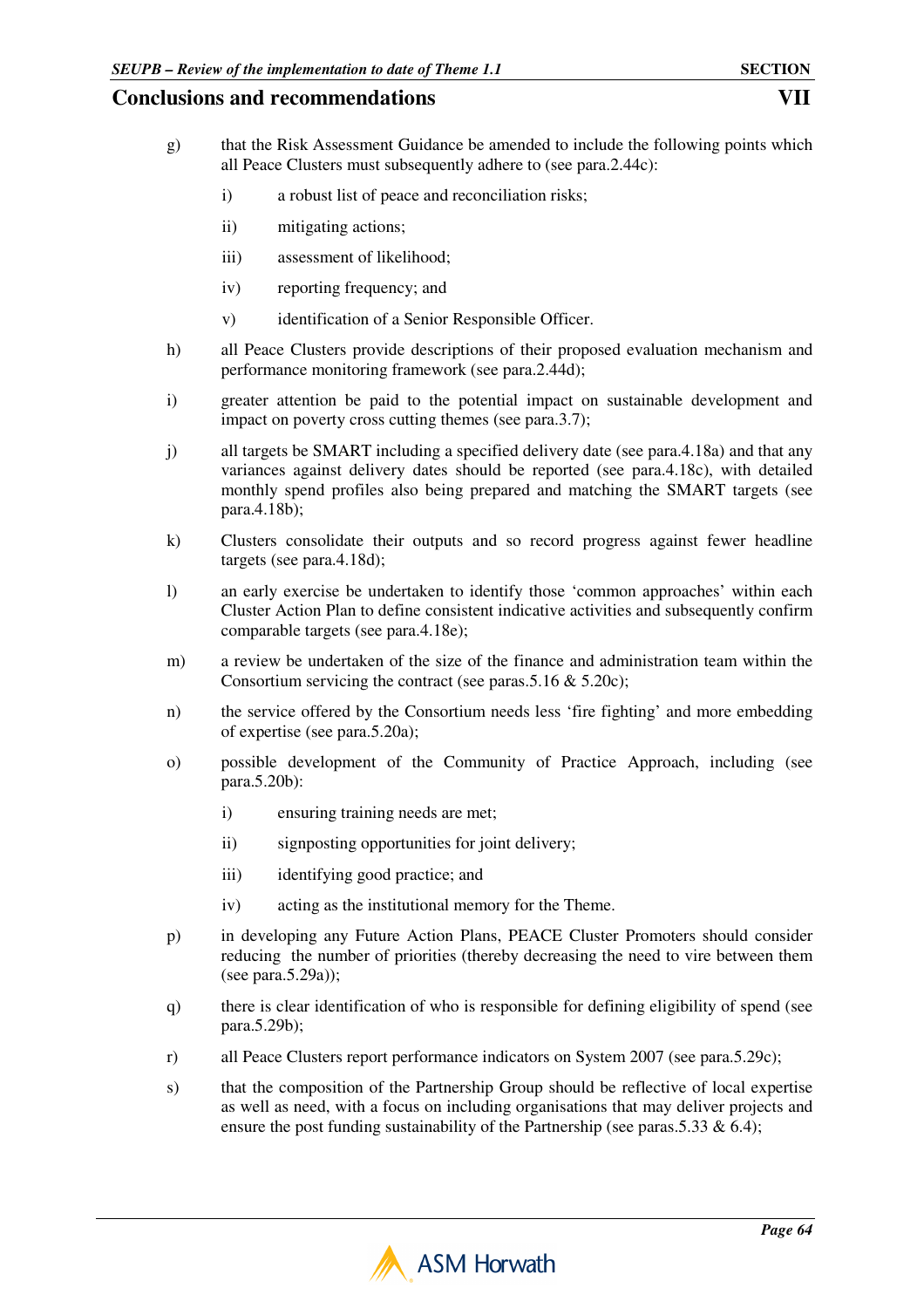g) that the Risk Assessment Guidance be amended to include the following points which all Peace Clusters must subsequently adhere to (see para.2.44c):

   i) a robust list of peace and reconciliation risks;

   ii) mitigating actions;

   iii) assessment of likelihood;

   iv) reporting frequency; and

   v) identification of a Senior Responsible Officer.

h) all Peace Clusters provide descriptions of their proposed evaluation mechanism and performance monitoring framework (see para.2.44d);

i) greater attention be paid to the potential impact on sustainable development and impact on poverty cross cutting themes (see para.3.7);

j) all targets be SMART including a specified delivery date (see para.4.18a) and that any variances against delivery dates should be reported (see para.4.18c), with detailed monthly spend profiles also being prepared and matching the SMART targets (see para.4.18b);

k) Clusters consolidate their outputs and so record progress against fewer headline targets (see para.4.18d);

l) an early exercise be undertaken to identify those 'common approaches' within each Cluster Action Plan to define consistent indicative activities and subsequently confirm comparable targets (see para.4.18e);

m) a review be undertaken of the size of the finance and administration team within the Consortium servicing the contract (see paras.5.16 & 5.20c);

n) the service offered by the Consortium needs less 'fire fighting' and more embedding of expertise (see para.5.20a);

o) possible development of the Community of Practice Approach, including (see para.5.20b):

   i) ensuring training needs are met;

   ii) signposting opportunities for joint delivery;

   iii) identifying good practice; and

   iv) acting as the institutional memory for the Theme.

p) in developing any Future Action Plans, PEACE Cluster Promoters should consider reducing the number of priorities (thereby decreasing the need to vire between them (see para.5.29a));

q) there is clear identification of who is responsible for defining eligibility of spend (see para.5.29b);

r) all Peace Clusters report performance indicators on System 2007 (see para.5.29c);

s) that the composition of the Partnership Group should be reflective of local expertise as well as need, with a focus on including organisations that may deliver projects and ensure the post funding sustainability of the Partnership (see paras.5.33 & 6.4);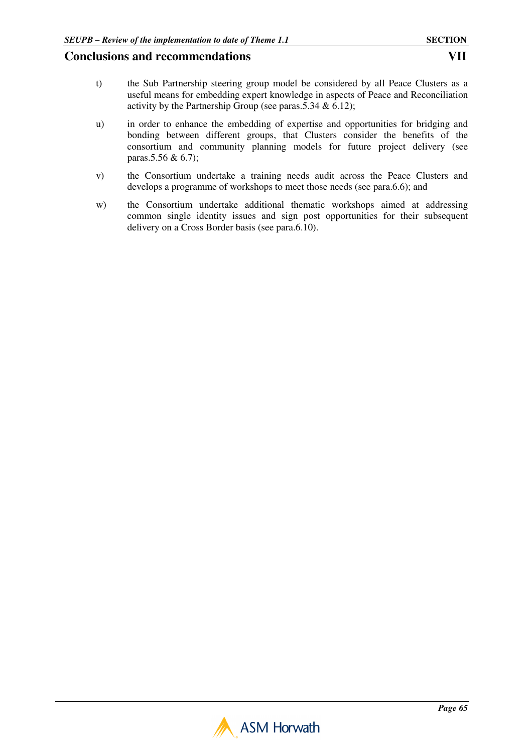t) the Sub Partnership steering group model be considered by all Peace Clusters as a useful means for embedding expert knowledge in aspects of Peace and Reconciliation activity by the Partnership Group (see paras.5.34 & 6.12);

u) in order to enhance the embedding of expertise and opportunities for bridging and bonding between different groups, that Clusters consider the benefits of the consortium and community planning models for future project delivery (see paras.5.56 & 6.7);

v) the Consortium undertake a training needs audit across the Peace Clusters and develops a programme of workshops to meet those needs (see para.6.6); and

w) the Consortium undertake additional thematic workshops aimed at addressing common single identity issues and sign post opportunities for their subsequent delivery on a Cross Border basis (see para.6.10).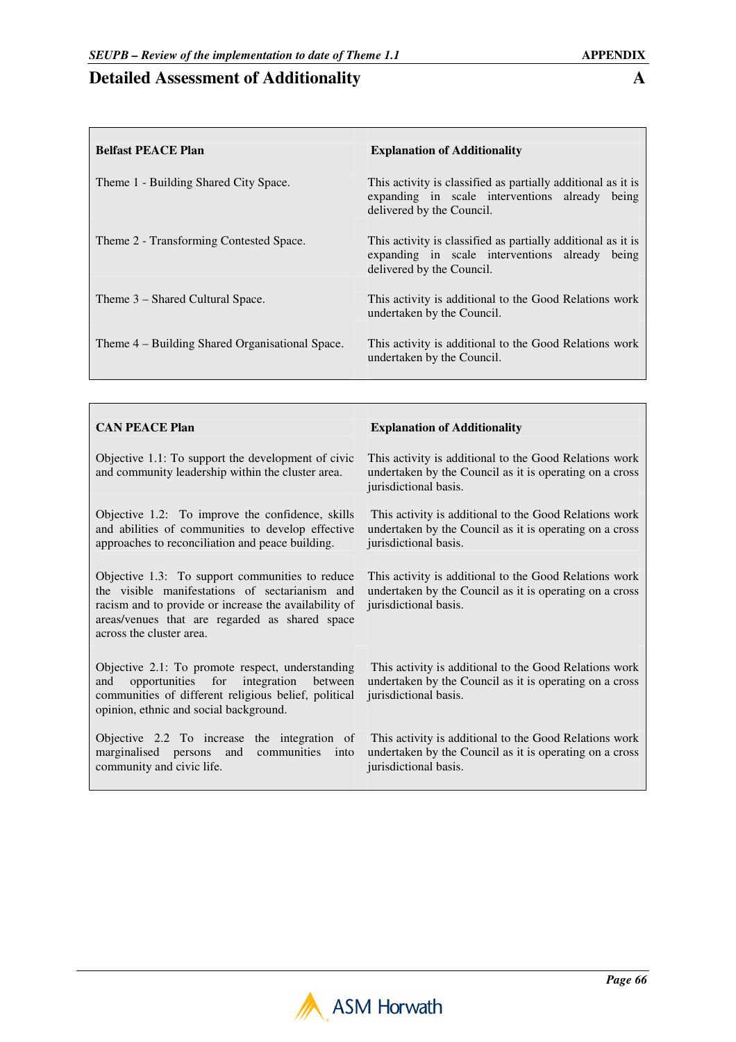# Detailed Assessment of Additionality

| Belfast PEACE Plan | Explanation of Additionality |
|---|---|
| Theme 1 - Building Shared City Space. | This activity is classified as partially additional as it is expanding in scale interventions already being delivered by the Council. |
| Theme 2 - Transforming Contested Space. | This activity is classified as partially additional as it is expanding in scale interventions already being delivered by the Council. |
| Theme 3 – Shared Cultural Space. | This activity is additional to the Good Relations work undertaken by the Council. |
| Theme 4 – Building Shared Organisational Space. | This activity is additional to the Good Relations work undertaken by the Council. |

| CAN PEACE Plan | Explanation of Additionality |
|---|---|
| Objective 1.1: To support the development of civic and community leadership within the cluster area. | This activity is additional to the Good Relations work undertaken by the Council as it is operating on a cross jurisdictional basis. |
| Objective 1.2: To improve the confidence, skills and abilities of communities to develop effective approaches to reconciliation and peace building. | This activity is additional to the Good Relations work undertaken by the Council as it is operating on a cross jurisdictional basis. |
| Objective 1.3: To support communities to reduce the visible manifestations of sectarianism and racism and to provide or increase the availability of areas/venues that are regarded as shared space across the cluster area. | This activity is additional to the Good Relations work undertaken by the Council as it is operating on a cross jurisdictional basis. |
| Objective 2.1: To promote respect, understanding and opportunities for integration between communities of different religious belief, political opinion, ethnic and social background. | This activity is additional to the Good Relations work undertaken by the Council as it is operating on a cross jurisdictional basis. |
| Objective 2.2 To increase the integration of marginalised persons and communities into community and civic life. | This activity is additional to the Good Relations work undertaken by the Council as it is operating on a cross jurisdictional basis. |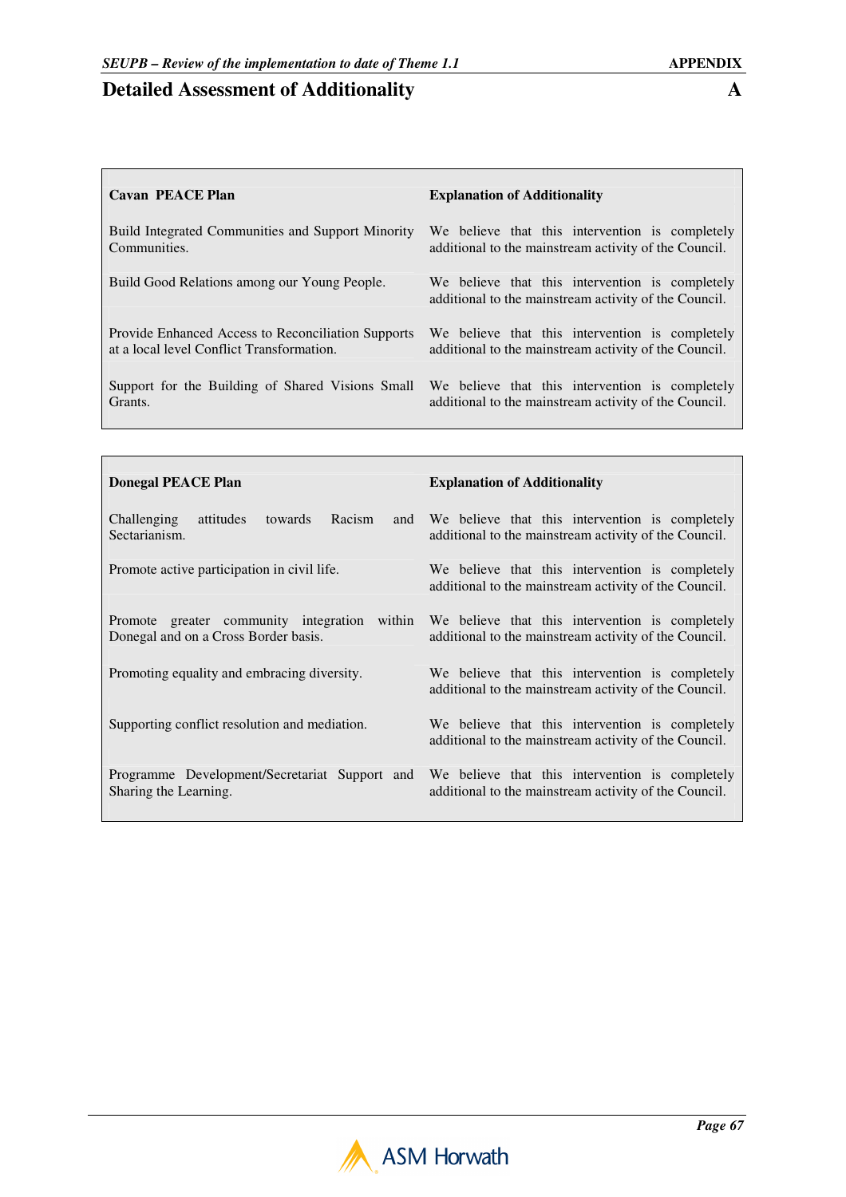# Detailed Assessment of Additionality

| Cavan PEACE Plan | Explanation of Additionality |
|---|---|
| Build Integrated Communities and Support Minority Communities. | We believe that this intervention is completely additional to the mainstream activity of the Council. |
| Build Good Relations among our Young People. | We believe that this intervention is completely additional to the mainstream activity of the Council. |
| Provide Enhanced Access to Reconciliation Supports at a local level Conflict Transformation. | We believe that this intervention is completely additional to the mainstream activity of the Council. |
| Support for the Building of Shared Visions Small Grants. | We believe that this intervention is completely additional to the mainstream activity of the Council. |

| Donegal PEACE Plan | Explanation of Additionality |
|---|---|
| Challenging attitudes towards Racism and Sectarianism. | We believe that this intervention is completely additional to the mainstream activity of the Council. |
| Promote active participation in civil life. | We believe that this intervention is completely additional to the mainstream activity of the Council. |
| Promote greater community integration within Donegal and on a Cross Border basis. | We believe that this intervention is completely additional to the mainstream activity of the Council. |
| Promoting equality and embracing diversity. | We believe that this intervention is completely additional to the mainstream activity of the Council. |
| Supporting conflict resolution and mediation. | We believe that this intervention is completely additional to the mainstream activity of the Council. |
| Programme Development/Secretariat Support and Sharing the Learning. | We believe that this intervention is completely additional to the mainstream activity of the Council. |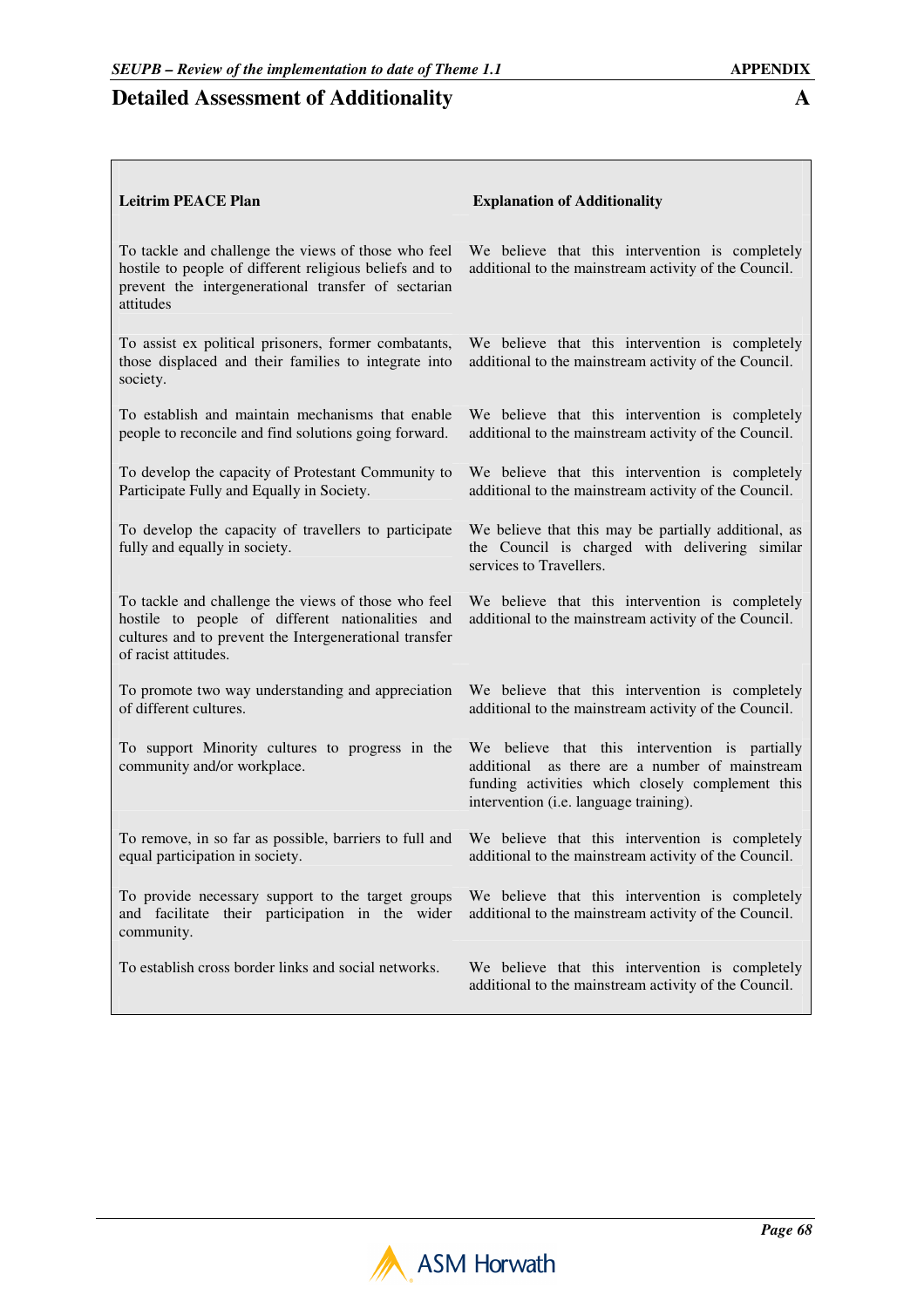# Detailed Assessment of Additionality

| Leitrim PEACE Plan | Explanation of Additionality |
|---|---|
| To tackle and challenge the views of those who feel hostile to people of different religious beliefs and to prevent the intergenerational transfer of sectarian attitudes | We believe that this intervention is completely additional to the mainstream activity of the Council. |
| To assist ex political prisoners, former combatants, those displaced and their families to integrate into society. | We believe that this intervention is completely additional to the mainstream activity of the Council. |
| To establish and maintain mechanisms that enable people to reconcile and find solutions going forward. | We believe that this intervention is completely additional to the mainstream activity of the Council. |
| To develop the capacity of Protestant Community to Participate Fully and Equally in Society. | We believe that this intervention is completely additional to the mainstream activity of the Council. |
| To develop the capacity of travellers to participate fully and equally in society. | We believe that this may be partially additional, as the Council is charged with delivering similar services to Travellers. |
| To tackle and challenge the views of those who feel hostile to people of different nationalities and cultures and to prevent the Intergenerational transfer of racist attitudes. | We believe that this intervention is completely additional to the mainstream activity of the Council. |
| To promote two way understanding and appreciation of different cultures. | We believe that this intervention is completely additional to the mainstream activity of the Council. |
| To support Minority cultures to progress in the community and/or workplace. | We believe that this intervention is partially additional as there are a number of mainstream funding activities which closely complement this intervention (i.e. language training). |
| To remove, in so far as possible, barriers to full and equal participation in society. | We believe that this intervention is completely additional to the mainstream activity of the Council. |
| To provide necessary support to the target groups and facilitate their participation in the wider community. | We believe that this intervention is completely additional to the mainstream activity of the Council. |
| To establish cross border links and social networks. | We believe that this intervention is completely additional to the mainstream activity of the Council. |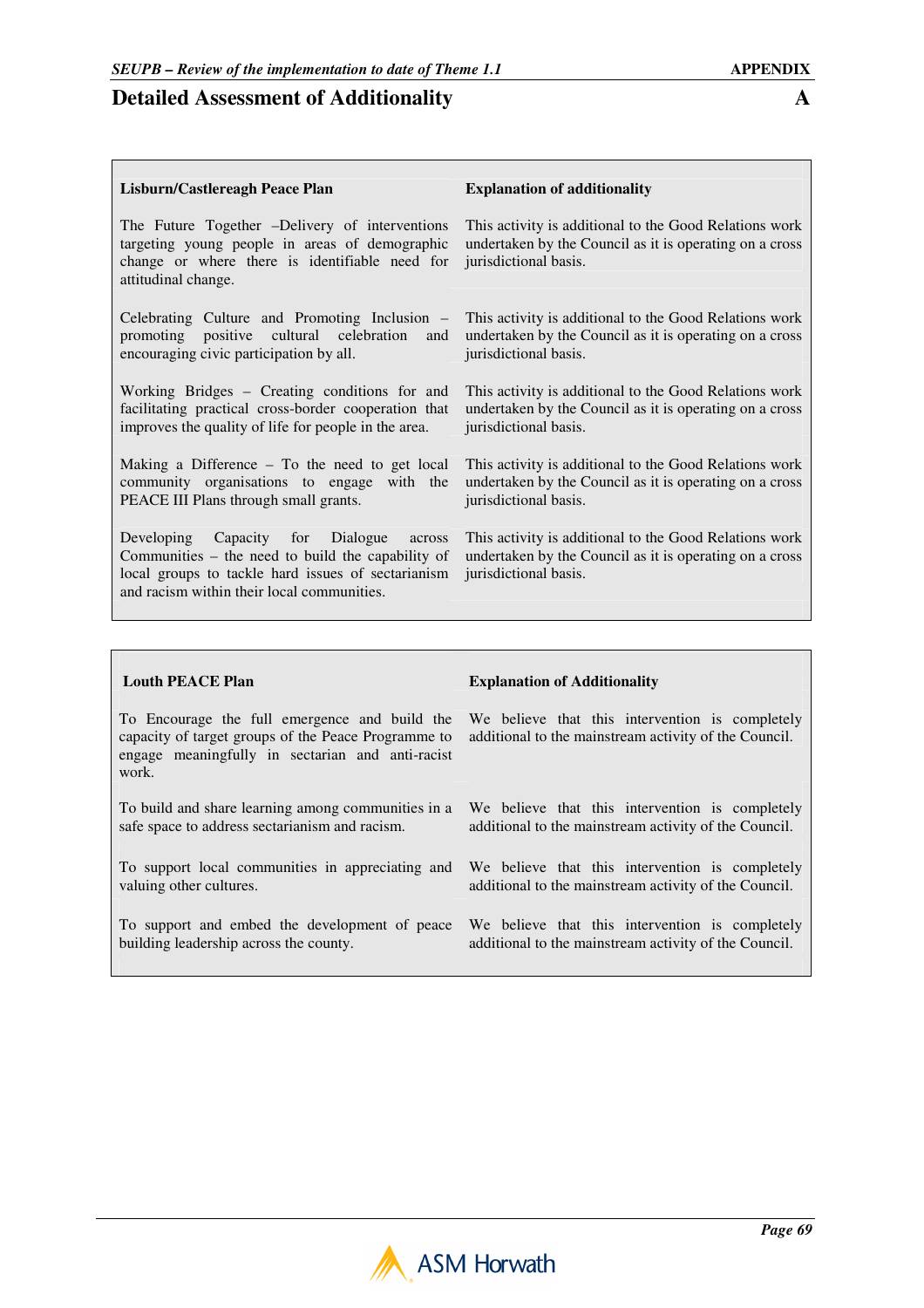# Detailed Assessment of Additionality

| Lisburn/Castlereagh Peace Plan | Explanation of additionality |
| --- | --- |
| The Future Together –Delivery of interventions targeting young people in areas of demographic change or where there is identifiable need for attitudinal change. | This activity is additional to the Good Relations work undertaken by the Council as it is operating on a cross jurisdictional basis. |
| Celebrating Culture and Promoting Inclusion – promoting positive cultural celebration and encouraging civic participation by all. | This activity is additional to the Good Relations work undertaken by the Council as it is operating on a cross jurisdictional basis. |
| Working Bridges – Creating conditions for and facilitating practical cross-border cooperation that improves the quality of life for people in the area. | This activity is additional to the Good Relations work undertaken by the Council as it is operating on a cross jurisdictional basis. |
| Making a Difference – To the need to get local community organisations to engage with the PEACE III Plans through small grants. | This activity is additional to the Good Relations work undertaken by the Council as it is operating on a cross jurisdictional basis. |
| Developing Capacity for Dialogue across Communities – the need to build the capability of local groups to tackle hard issues of sectarianism and racism within their local communities. | This activity is additional to the Good Relations work undertaken by the Council as it is operating on a cross jurisdictional basis. |

| Louth PEACE Plan | Explanation of Additionality |
| --- | --- |
| To Encourage the full emergence and build the capacity of target groups of the Peace Programme to engage meaningfully in sectarian and anti-racist work. | We believe that this intervention is completely additional to the mainstream activity of the Council. |
| To build and share learning among communities in a safe space to address sectarianism and racism. | We believe that this intervention is completely additional to the mainstream activity of the Council. |
| To support local communities in appreciating and valuing other cultures. | We believe that this intervention is completely additional to the mainstream activity of the Council. |
| To support and embed the development of peace building leadership across the county. | We believe that this intervention is completely additional to the mainstream activity of the Council. |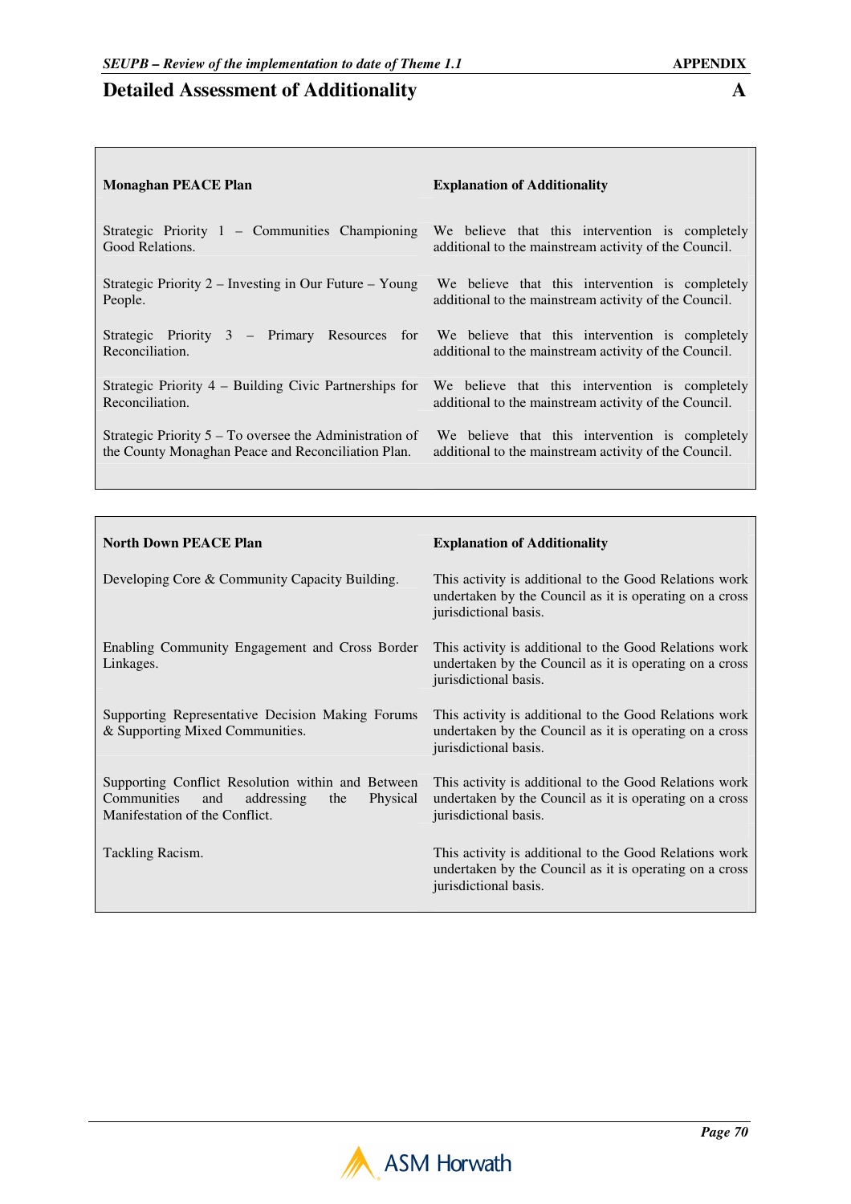# Detailed Assessment of Additionality

| Monaghan PEACE Plan | Explanation of Additionality |
|---|---|
| Strategic Priority 1 – Communities Championing Good Relations. | We believe that this intervention is completely additional to the mainstream activity of the Council. |
| Strategic Priority 2 – Investing in Our Future – Young People. | We believe that this intervention is completely additional to the mainstream activity of the Council. |
| Strategic Priority 3 – Primary Resources for Reconciliation. | We believe that this intervention is completely additional to the mainstream activity of the Council. |
| Strategic Priority 4 – Building Civic Partnerships for Reconciliation. | We believe that this intervention is completely additional to the mainstream activity of the Council. |
| Strategic Priority 5 – To oversee the Administration of the County Monaghan Peace and Reconciliation Plan. | We believe that this intervention is completely additional to the mainstream activity of the Council. |

| North Down PEACE Plan | Explanation of Additionality |
|---|---|
| Developing Core & Community Capacity Building. | This activity is additional to the Good Relations work undertaken by the Council as it is operating on a cross jurisdictional basis. |
| Enabling Community Engagement and Cross Border Linkages. | This activity is additional to the Good Relations work undertaken by the Council as it is operating on a cross jurisdictional basis. |
| Supporting Representative Decision Making Forums & Supporting Mixed Communities. | This activity is additional to the Good Relations work undertaken by the Council as it is operating on a cross jurisdictional basis. |
| Supporting Conflict Resolution within and Between Communities and addressing the Physical Manifestation of the Conflict. | This activity is additional to the Good Relations work undertaken by the Council as it is operating on a cross jurisdictional basis. |
| Tackling Racism. | This activity is additional to the Good Relations work undertaken by the Council as it is operating on a cross jurisdictional basis. |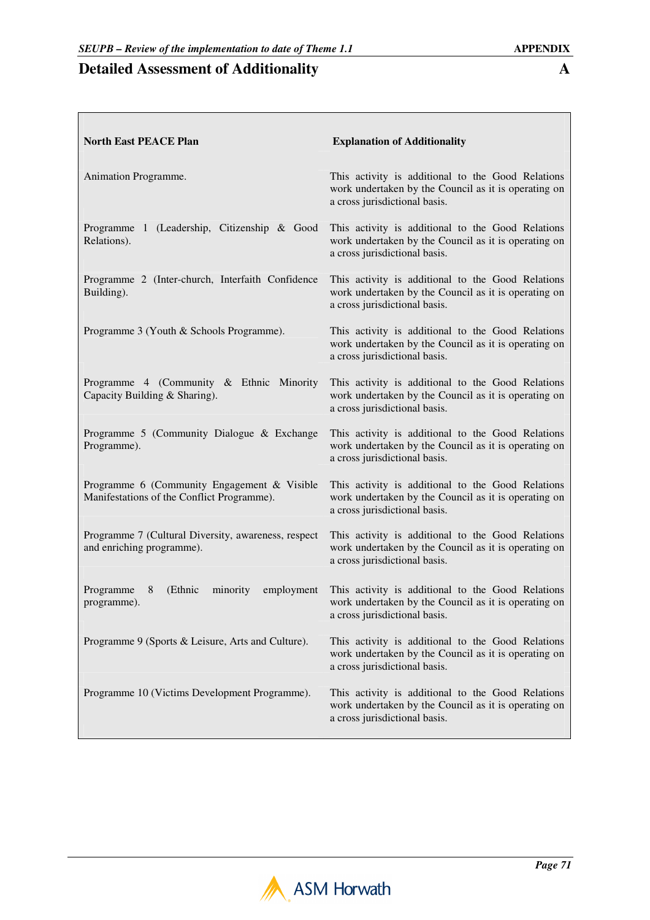## Detailed Assessment of Additionality

| North East PEACE Plan | Explanation of Additionality |
|---|---|
| Animation Programme. | This activity is additional to the Good Relations work undertaken by the Council as it is operating on a cross jurisdictional basis. |
| Programme 1 (Leadership, Citizenship & Good Relations). | This activity is additional to the Good Relations work undertaken by the Council as it is operating on a cross jurisdictional basis. |
| Programme 2 (Inter-church, Interfaith Confidence Building). | This activity is additional to the Good Relations work undertaken by the Council as it is operating on a cross jurisdictional basis. |
| Programme 3 (Youth & Schools Programme). | This activity is additional to the Good Relations work undertaken by the Council as it is operating on a cross jurisdictional basis. |
| Programme 4 (Community & Ethnic Minority Capacity Building & Sharing). | This activity is additional to the Good Relations work undertaken by the Council as it is operating on a cross jurisdictional basis. |
| Programme 5 (Community Dialogue & Exchange Programme). | This activity is additional to the Good Relations work undertaken by the Council as it is operating on a cross jurisdictional basis. |
| Programme 6 (Community Engagement & Visible Manifestations of the Conflict Programme). | This activity is additional to the Good Relations work undertaken by the Council as it is operating on a cross jurisdictional basis. |
| Programme 7 (Cultural Diversity, awareness, respect and enriching programme). | This activity is additional to the Good Relations work undertaken by the Council as it is operating on a cross jurisdictional basis. |
| Programme 8 (Ethnic minority employment programme). | This activity is additional to the Good Relations work undertaken by the Council as it is operating on a cross jurisdictional basis. |
| Programme 9 (Sports & Leisure, Arts and Culture). | This activity is additional to the Good Relations work undertaken by the Council as it is operating on a cross jurisdictional basis. |
| Programme 10 (Victims Development Programme). | This activity is additional to the Good Relations work undertaken by the Council as it is operating on a cross jurisdictional basis. |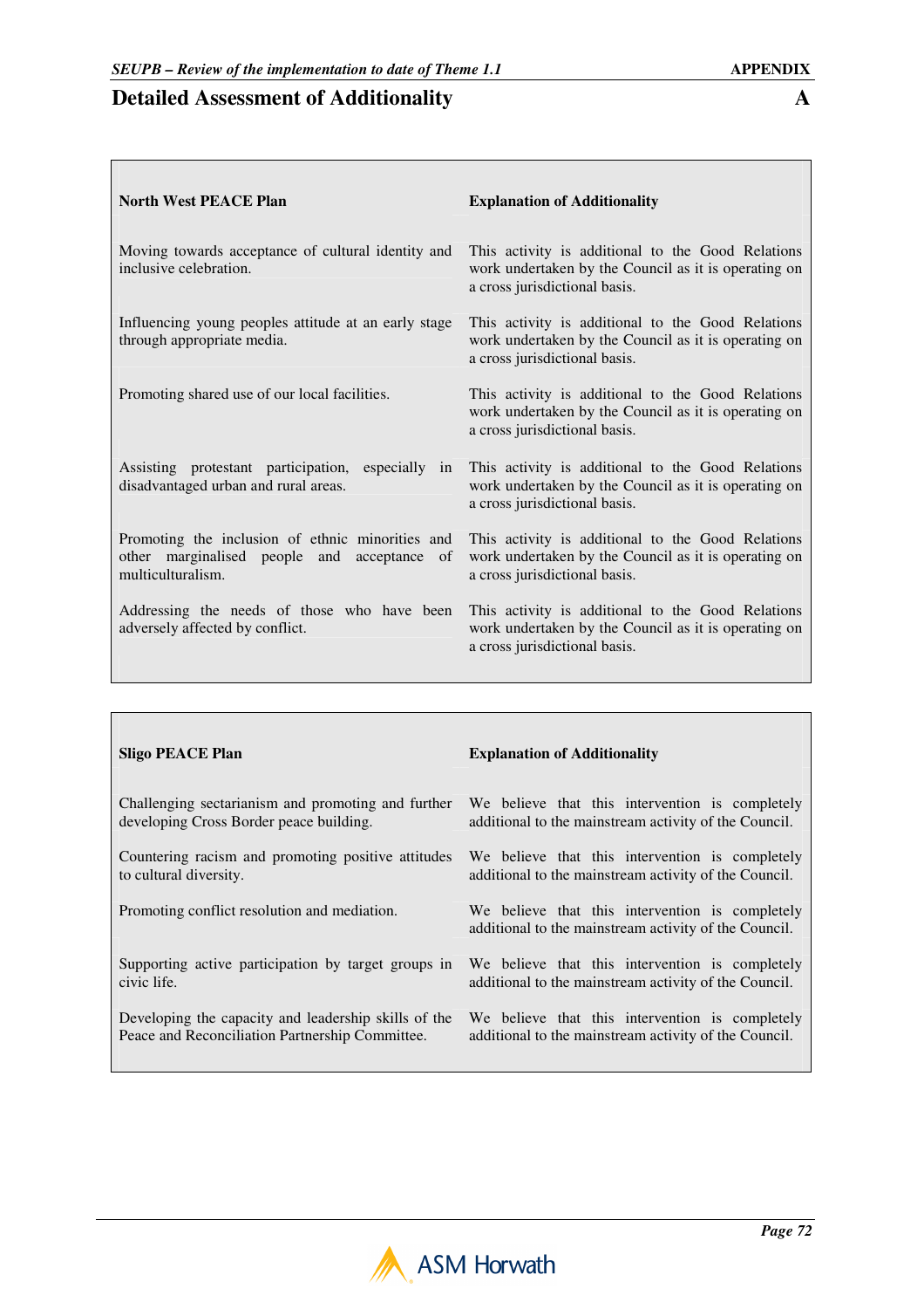# Detailed Assessment of Additionality

| North West PEACE Plan | Explanation of Additionality |
|---|---|
| Moving towards acceptance of cultural identity and inclusive celebration. | This activity is additional to the Good Relations work undertaken by the Council as it is operating on a cross jurisdictional basis. |
| Influencing young peoples attitude at an early stage through appropriate media. | This activity is additional to the Good Relations work undertaken by the Council as it is operating on a cross jurisdictional basis. |
| Promoting shared use of our local facilities. | This activity is additional to the Good Relations work undertaken by the Council as it is operating on a cross jurisdictional basis. |
| Assisting protestant participation, especially in disadvantaged urban and rural areas. | This activity is additional to the Good Relations work undertaken by the Council as it is operating on a cross jurisdictional basis. |
| Promoting the inclusion of ethnic minorities and other marginalised people and acceptance of multiculturalism. | This activity is additional to the Good Relations work undertaken by the Council as it is operating on a cross jurisdictional basis. |
| Addressing the needs of those who have been adversely affected by conflict. | This activity is additional to the Good Relations work undertaken by the Council as it is operating on a cross jurisdictional basis. |

| Sligo PEACE Plan | Explanation of Additionality |
|---|---|
| Challenging sectarianism and promoting and further developing Cross Border peace building. | We believe that this intervention is completely additional to the mainstream activity of the Council. |
| Countering racism and promoting positive attitudes to cultural diversity. | We believe that this intervention is completely additional to the mainstream activity of the Council. |
| Promoting conflict resolution and mediation. | We believe that this intervention is completely additional to the mainstream activity of the Council. |
| Supporting active participation by target groups in civic life. | We believe that this intervention is completely additional to the mainstream activity of the Council. |
| Developing the capacity and leadership skills of the Peace and Reconciliation Partnership Committee. | We believe that this intervention is completely additional to the mainstream activity of the Council. |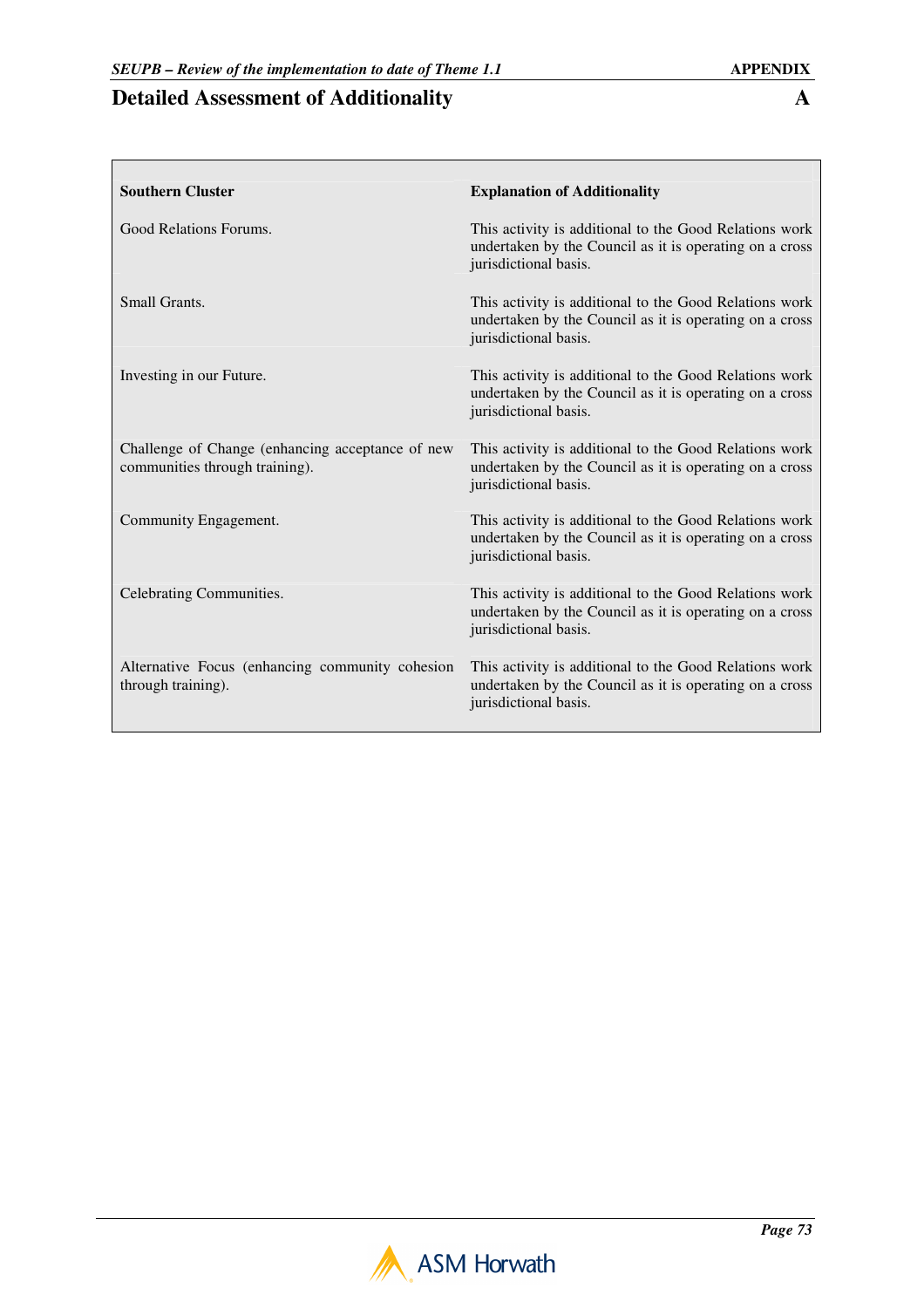## Detailed Assessment of Additionality

| Southern Cluster | Explanation of Additionality |
|---|---|
| Good Relations Forums. | This activity is additional to the Good Relations work undertaken by the Council as it is operating on a cross jurisdictional basis. |
| Small Grants. | This activity is additional to the Good Relations work undertaken by the Council as it is operating on a cross jurisdictional basis. |
| Investing in our Future. | This activity is additional to the Good Relations work undertaken by the Council as it is operating on a cross jurisdictional basis. |
| Challenge of Change (enhancing acceptance of new communities through training). | This activity is additional to the Good Relations work undertaken by the Council as it is operating on a cross jurisdictional basis. |
| Community Engagement. | This activity is additional to the Good Relations work undertaken by the Council as it is operating on a cross jurisdictional basis. |
| Celebrating Communities. | This activity is additional to the Good Relations work undertaken by the Council as it is operating on a cross jurisdictional basis. |
| Alternative Focus (enhancing community cohesion through training). | This activity is additional to the Good Relations work undertaken by the Council as it is operating on a cross jurisdictional basis. |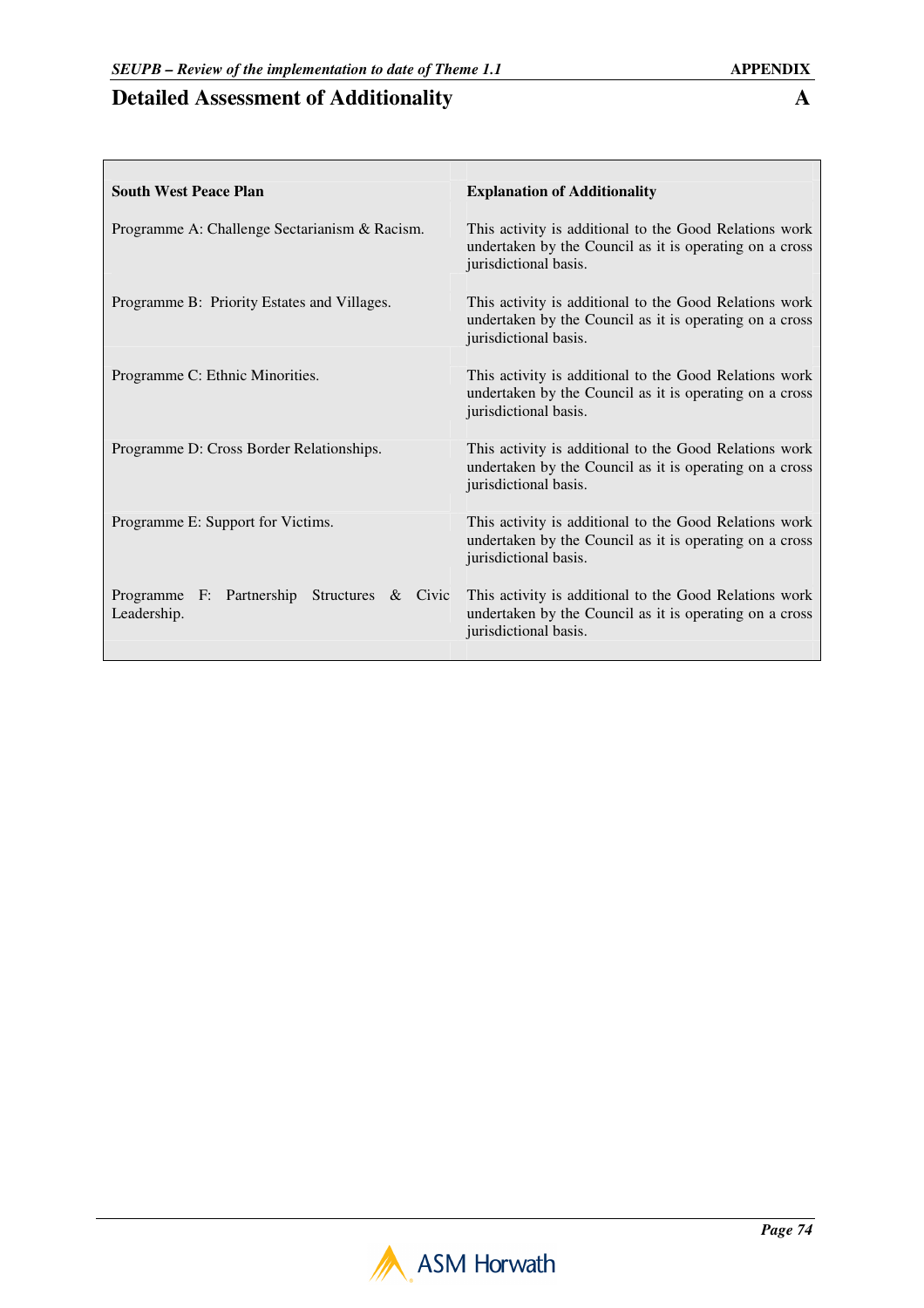## Detailed Assessment of Additionality

| South West Peace Plan | Explanation of Additionality |
|---|---|
| Programme A: Challenge Sectarianism & Racism. | This activity is additional to the Good Relations work undertaken by the Council as it is operating on a cross jurisdictional basis. |
| Programme B: Priority Estates and Villages. | This activity is additional to the Good Relations work undertaken by the Council as it is operating on a cross jurisdictional basis. |
| Programme C: Ethnic Minorities. | This activity is additional to the Good Relations work undertaken by the Council as it is operating on a cross jurisdictional basis. |
| Programme D: Cross Border Relationships. | This activity is additional to the Good Relations work undertaken by the Council as it is operating on a cross jurisdictional basis. |
| Programme E: Support for Victims. | This activity is additional to the Good Relations work undertaken by the Council as it is operating on a cross jurisdictional basis. |
| Programme F: Partnership Structures & Civic Leadership. | This activity is additional to the Good Relations work undertaken by the Council as it is operating on a cross jurisdictional basis. |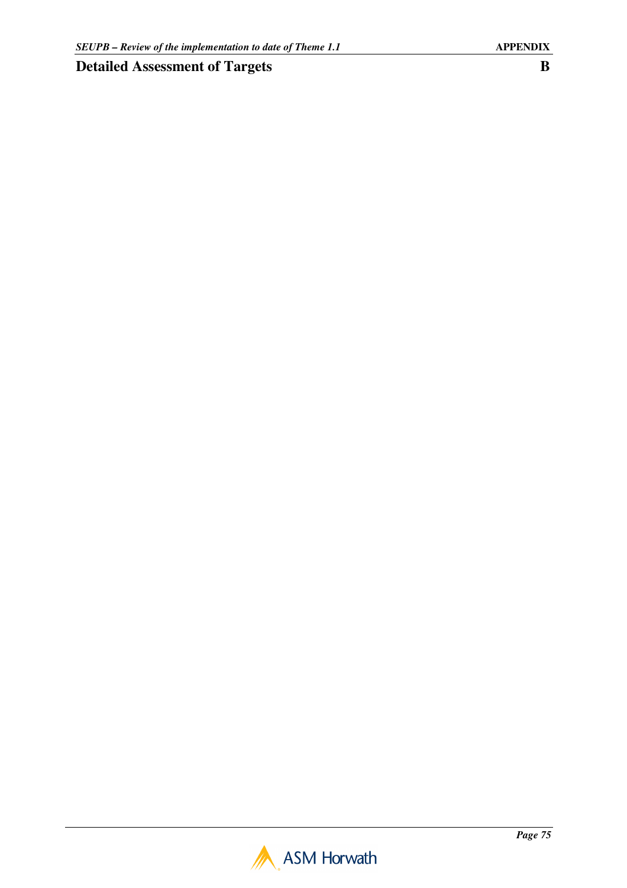# Detailed Assessment of Targets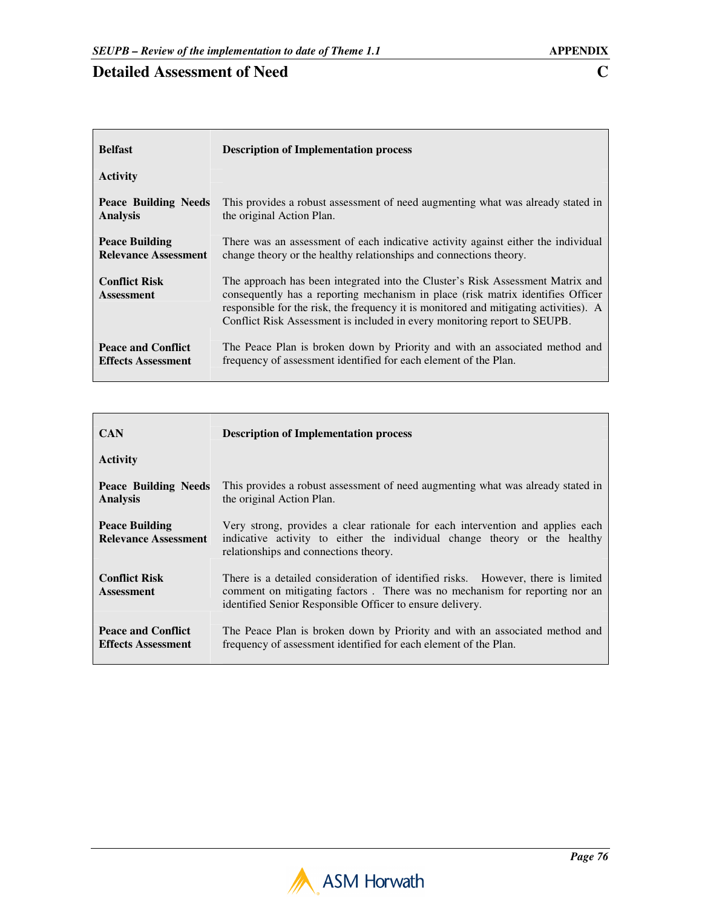# Detailed Assessment of Need

**APPENDIX C**

| Belfast | Description of Implementation process |
|---|---|
| **Activity** | |
| **Peace Building Needs Analysis** | This provides a robust assessment of need augmenting what was already stated in the original Action Plan. |
| **Peace Building Relevance Assessment** | There was an assessment of each indicative activity against either the individual change theory or the healthy relationships and connections theory. |
| **Conflict Risk Assessment** | The approach has been integrated into the Cluster's Risk Assessment Matrix and consequently has a reporting mechanism in place (risk matrix identifies Officer responsible for the risk, the frequency it is monitored and mitigating activities). A Conflict Risk Assessment is included in every monitoring report to SEUPB. |
| **Peace and Conflict Effects Assessment** | The Peace Plan is broken down by Priority and with an associated method and frequency of assessment identified for each element of the Plan. |

| CAN | Description of Implementation process |
|---|---|
| **Activity** | |
| **Peace Building Needs Analysis** | This provides a robust assessment of need augmenting what was already stated in the original Action Plan. |
| **Peace Building Relevance Assessment** | Very strong, provides a clear rationale for each intervention and applies each indicative activity to either the individual change theory or the healthy relationships and connections theory. |
| **Conflict Risk Assessment** | There is a detailed consideration of identified risks. However, there is limited comment on mitigating factors . There was no mechanism for reporting nor an identified Senior Responsible Officer to ensure delivery. |
| **Peace and Conflict Effects Assessment** | The Peace Plan is broken down by Priority and with an associated method and frequency of assessment identified for each element of the Plan. |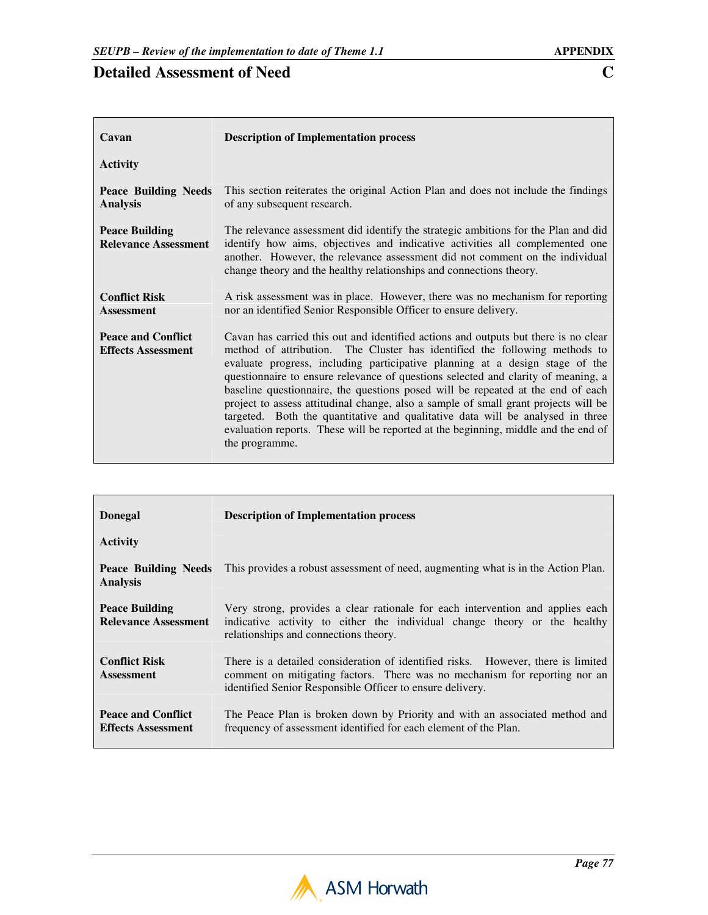## Detailed Assessment of Need

**C**

| Cavan<br><br>Activity | Description of Implementation process |
|---|---|
| **Peace Building Needs Analysis** | This section reiterates the original Action Plan and does not include the findings of any subsequent research. |
| **Peace Building Relevance Assessment** | The relevance assessment did identify the strategic ambitions for the Plan and did identify how aims, objectives and indicative activities all complemented one another. However, the relevance assessment did not comment on the individual change theory and the healthy relationships and connections theory. |
| **Conflict Risk Assessment** | A risk assessment was in place. However, there was no mechanism for reporting nor an identified Senior Responsible Officer to ensure delivery. |
| **Peace and Conflict Effects Assessment** | Cavan has carried this out and identified actions and outputs but there is no clear method of attribution. The Cluster has identified the following methods to evaluate progress, including participative planning at a design stage of the questionnaire to ensure relevance of questions selected and clarity of meaning, a baseline questionnaire, the questions posed will be repeated at the end of each project to assess attitudinal change, also a sample of small grant projects will be targeted. Both the quantitative and qualitative data will be analysed in three evaluation reports. These will be reported at the beginning, middle and the end of the programme. |

| Donegal<br><br>Activity | Description of Implementation process |
|---|---|
| **Peace Building Needs Analysis** | This provides a robust assessment of need, augmenting what is in the Action Plan. |
| **Peace Building Relevance Assessment** | Very strong, provides a clear rationale for each intervention and applies each indicative activity to either the individual change theory or the healthy relationships and connections theory. |
| **Conflict Risk Assessment** | There is a detailed consideration of identified risks. However, there is limited comment on mitigating factors. There was no mechanism for reporting nor an identified Senior Responsible Officer to ensure delivery. |
| **Peace and Conflict Effects Assessment** | The Peace Plan is broken down by Priority and with an associated method and frequency of assessment identified for each element of the Plan. |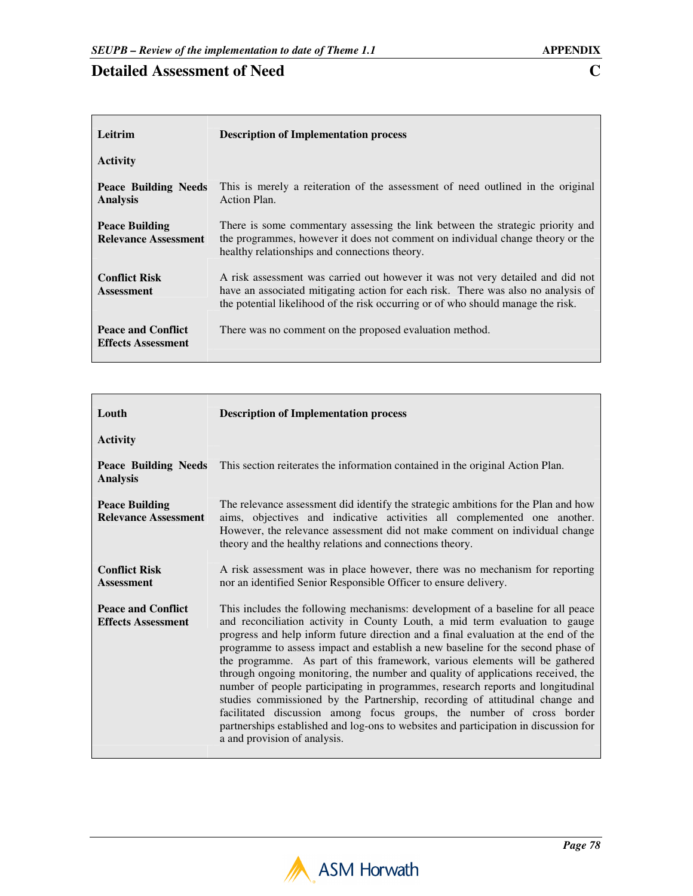# Detailed Assessment of Need

**APPENDIX C**

| **Leitrim** | **Description of Implementation process** |
|---|---|
| **Activity** | |
| **Peace Building Needs Analysis** | This is merely a reiteration of the assessment of need outlined in the original Action Plan. |
| **Peace Building Relevance Assessment** | There is some commentary assessing the link between the strategic priority and the programmes, however it does not comment on individual change theory or the healthy relationships and connections theory. |
| **Conflict Risk Assessment** | A risk assessment was carried out however it was not very detailed and did not have an associated mitigating action for each risk. There was also no analysis of the potential likelihood of the risk occurring or of who should manage the risk. |
| **Peace and Conflict Effects Assessment** | There was no comment on the proposed evaluation method. |

| **Louth** | **Description of Implementation process** |
|---|---|
| **Activity** | |
| **Peace Building Needs Analysis** | This section reiterates the information contained in the original Action Plan. |
| **Peace Building Relevance Assessment** | The relevance assessment did identify the strategic ambitions for the Plan and how aims, objectives and indicative activities all complemented one another. However, the relevance assessment did not make comment on individual change theory and the healthy relations and connections theory. |
| **Conflict Risk Assessment** | A risk assessment was in place however, there was no mechanism for reporting nor an identified Senior Responsible Officer to ensure delivery. |
| **Peace and Conflict Effects Assessment** | This includes the following mechanisms: development of a baseline for all peace and reconciliation activity in County Louth, a mid term evaluation to gauge progress and help inform future direction and a final evaluation at the end of the programme to assess impact and establish a new baseline for the second phase of the programme. As part of this framework, various elements will be gathered through ongoing monitoring, the number and quality of applications received, the number of people participating in programmes, research reports and longitudinal studies commissioned by the Partnership, recording of attitudinal change and facilitated discussion among focus groups, the number of cross border partnerships established and log-ons to websites and participation in discussion for a and provision of analysis. |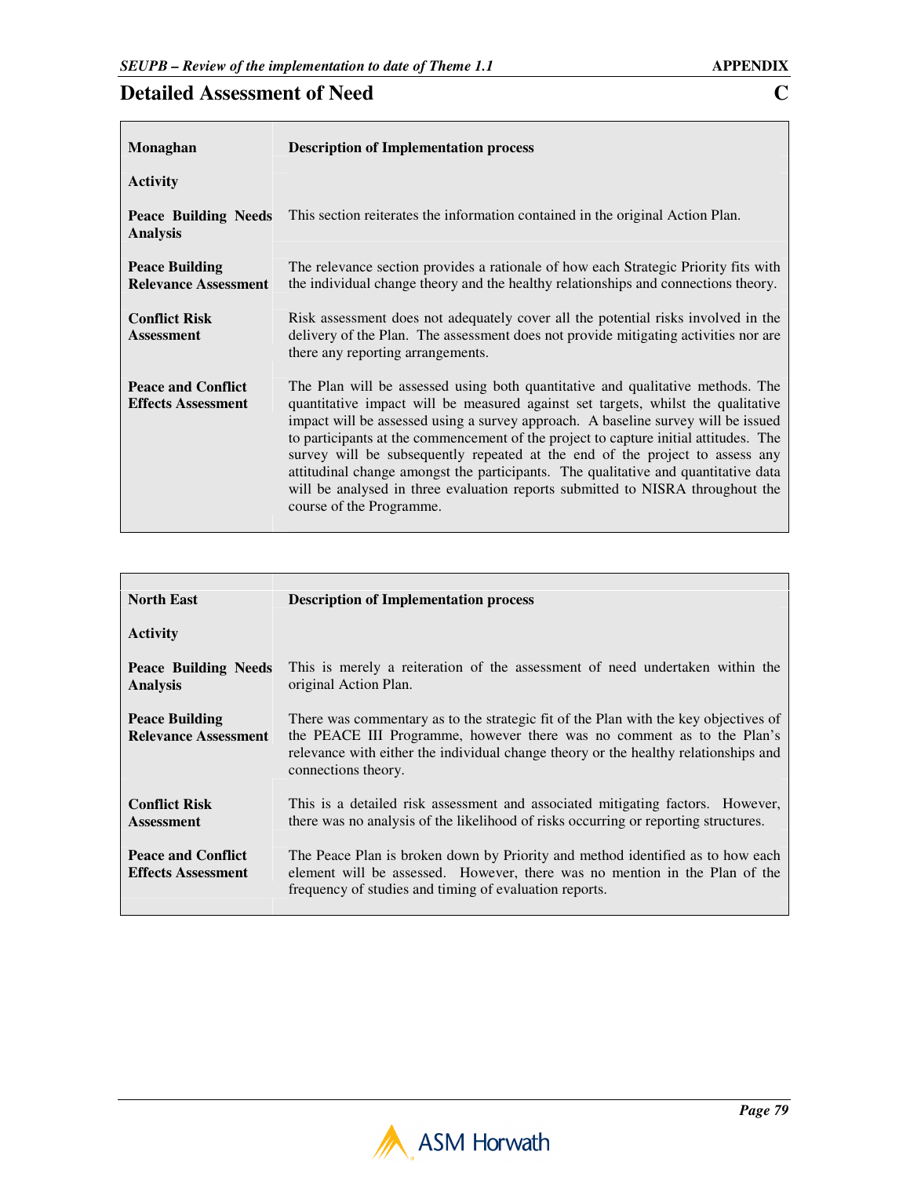# Detailed Assessment of Need

| Monaghan | Description of Implementation process |
|---|---|
| **Activity** | |
| **Peace Building Needs Analysis** | This section reiterates the information contained in the original Action Plan. |
| **Peace Building Relevance Assessment** | The relevance section provides a rationale of how each Strategic Priority fits with the individual change theory and the healthy relationships and connections theory. |
| **Conflict Risk Assessment** | Risk assessment does not adequately cover all the potential risks involved in the delivery of the Plan. The assessment does not provide mitigating activities nor are there any reporting arrangements. |
| **Peace and Conflict Effects Assessment** | The Plan will be assessed using both quantitative and qualitative methods. The quantitative impact will be measured against set targets, whilst the qualitative impact will be assessed using a survey approach. A baseline survey will be issued to participants at the commencement of the project to capture initial attitudes. The survey will be subsequently repeated at the end of the project to assess any attitudinal change amongst the participants. The qualitative and quantitative data will be analysed in three evaluation reports submitted to NISRA throughout the course of the Programme. |

| North East | Description of Implementation process |
|---|---|
| **Activity** | |
| **Peace Building Needs Analysis** | This is merely a reiteration of the assessment of need undertaken within the original Action Plan. |
| **Peace Building Relevance Assessment** | There was commentary as to the strategic fit of the Plan with the key objectives of the PEACE III Programme, however there was no comment as to the Plan's relevance with either the individual change theory or the healthy relationships and connections theory. |
| **Conflict Risk Assessment** | This is a detailed risk assessment and associated mitigating factors. However, there was no analysis of the likelihood of risks occurring or reporting structures. |
| **Peace and Conflict Effects Assessment** | The Peace Plan is broken down by Priority and method identified as to how each element will be assessed. However, there was no mention in the Plan of the frequency of studies and timing of evaluation reports. |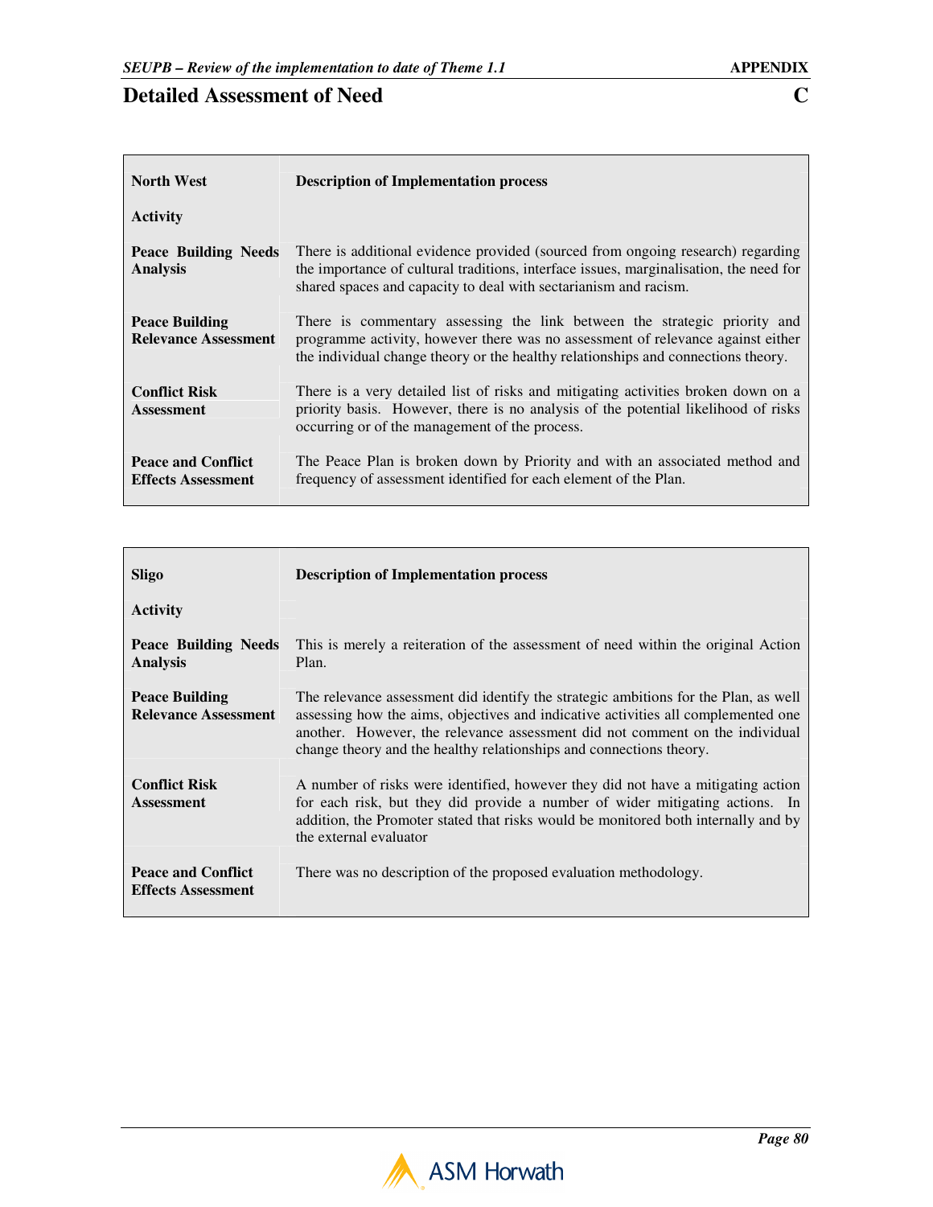## Detailed Assessment of Need — C

| North West<br><br>Activity | Description of Implementation process |
|---|---|
| **Peace Building Needs Analysis** | There is additional evidence provided (sourced from ongoing research) regarding the importance of cultural traditions, interface issues, marginalisation, the need for shared spaces and capacity to deal with sectarianism and racism. |
| **Peace Building Relevance Assessment** | There is commentary assessing the link between the strategic priority and programme activity, however there was no assessment of relevance against either the individual change theory or the healthy relationships and connections theory. |
| **Conflict Risk Assessment** | There is a very detailed list of risks and mitigating activities broken down on a priority basis. However, there is no analysis of the potential likelihood of risks occurring or of the management of the process. |
| **Peace and Conflict Effects Assessment** | The Peace Plan is broken down by Priority and with an associated method and frequency of assessment identified for each element of the Plan. |

| Sligo<br><br>Activity | Description of Implementation process |
|---|---|
| **Peace Building Needs Analysis** | This is merely a reiteration of the assessment of need within the original Action Plan. |
| **Peace Building Relevance Assessment** | The relevance assessment did identify the strategic ambitions for the Plan, as well assessing how the aims, objectives and indicative activities all complemented one another. However, the relevance assessment did not comment on the individual change theory and the healthy relationships and connections theory. |
| **Conflict Risk Assessment** | A number of risks were identified, however they did not have a mitigating action for each risk, but they did provide a number of wider mitigating actions. In addition, the Promoter stated that risks would be monitored both internally and by the external evaluator |
| **Peace and Conflict Effects Assessment** | There was no description of the proposed evaluation methodology. |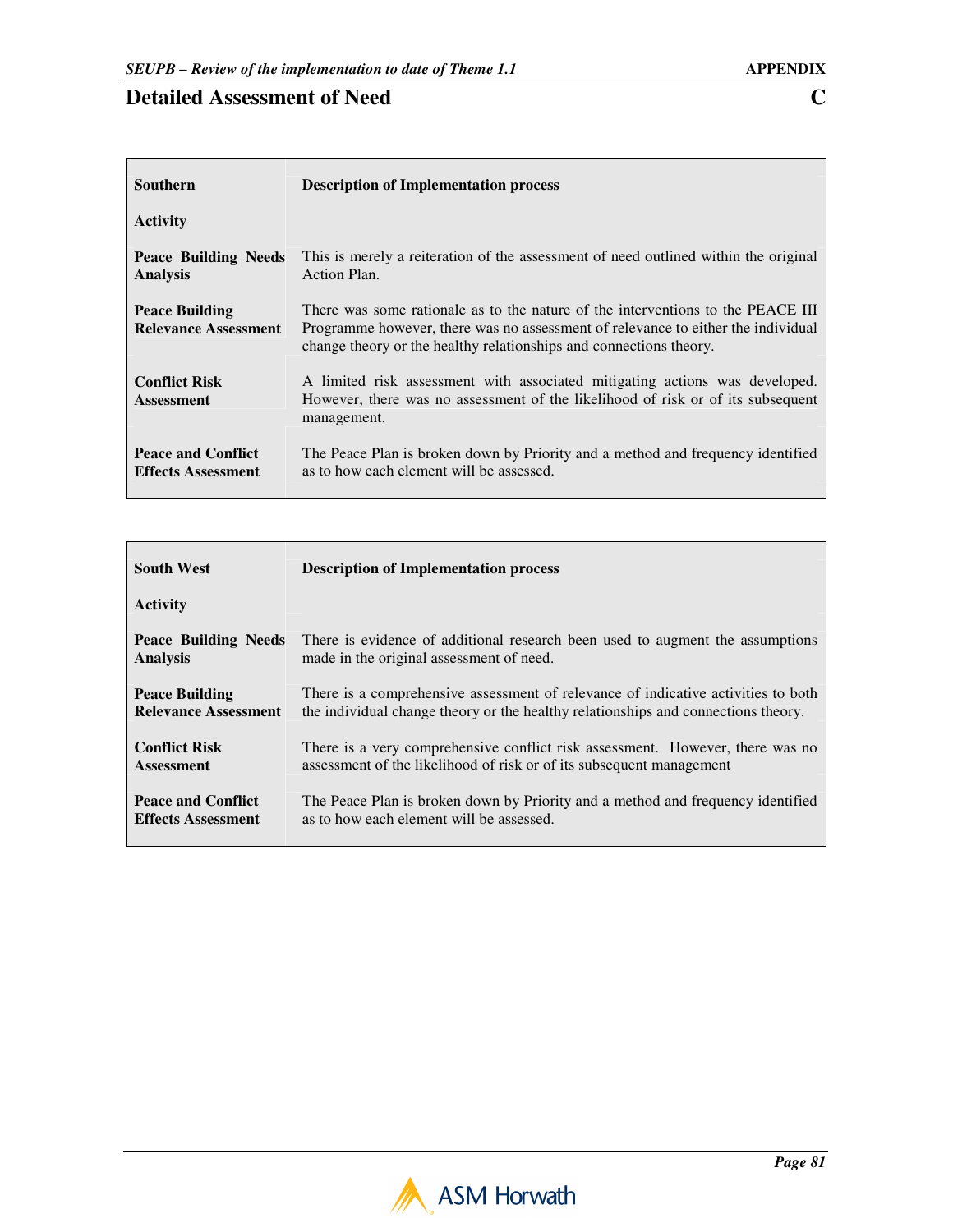# Detailed Assessment of Need

| Southern Activity | Description of Implementation process |
|---|---|
| Peace Building Needs Analysis | This is merely a reiteration of the assessment of need outlined within the original Action Plan. |
| Peace Building Relevance Assessment | There was some rationale as to the nature of the interventions to the PEACE III Programme however, there was no assessment of relevance to either the individual change theory or the healthy relationships and connections theory. |
| Conflict Risk Assessment | A limited risk assessment with associated mitigating actions was developed. However, there was no assessment of the likelihood of risk or of its subsequent management. |
| Peace and Conflict Effects Assessment | The Peace Plan is broken down by Priority and a method and frequency identified as to how each element will be assessed. |

| South West Activity | Description of Implementation process |
|---|---|
| Peace Building Needs Analysis | There is evidence of additional research been used to augment the assumptions made in the original assessment of need. |
| Peace Building Relevance Assessment | There is a comprehensive assessment of relevance of indicative activities to both the individual change theory or the healthy relationships and connections theory. |
| Conflict Risk Assessment | There is a very comprehensive conflict risk assessment. However, there was no assessment of the likelihood of risk or of its subsequent management |
| Peace and Conflict Effects Assessment | The Peace Plan is broken down by Priority and a method and frequency identified as to how each element will be assessed. |